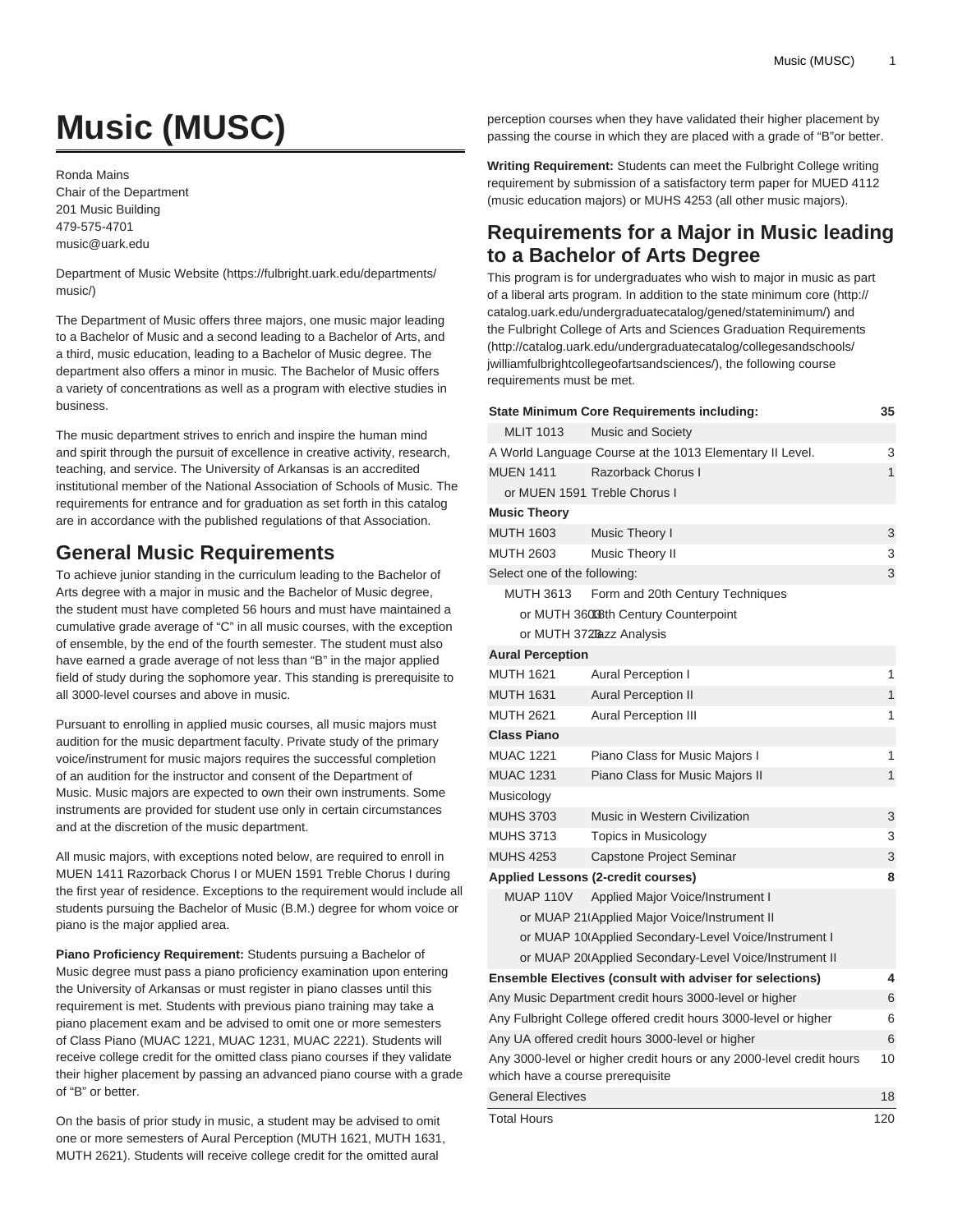# Music (MUSC)

Ronda Mains
Chair of the Department
201 Music Building
479-575-4701
music@uark.edu

Department of Music Website (https://fulbright.uark.edu/departments/music/)

The Department of Music offers three majors, one music major leading to a Bachelor of Music and a second leading to a Bachelor of Arts, and a third, music education, leading to a Bachelor of Music degree. The department also offers a minor in music. The Bachelor of Music offers a variety of concentrations as well as a program with elective studies in business.

The music department strives to enrich and inspire the human mind and spirit through the pursuit of excellence in creative activity, research, teaching, and service. The University of Arkansas is an accredited institutional member of the National Association of Schools of Music. The requirements for entrance and for graduation as set forth in this catalog are in accordance with the published regulations of that Association.

## General Music Requirements

To achieve junior standing in the curriculum leading to the Bachelor of Arts degree with a major in music and the Bachelor of Music degree, the student must have completed 56 hours and must have maintained a cumulative grade average of "C" in all music courses, with the exception of ensemble, by the end of the fourth semester. The student must also have earned a grade average of not less than "B" in the major applied field of study during the sophomore year. This standing is prerequisite to all 3000-level courses and above in music.

Pursuant to enrolling in applied music courses, all music majors must audition for the music department faculty. Private study of the primary voice/instrument for music majors requires the successful completion of an audition for the instructor and consent of the Department of Music. Music majors are expected to own their own instruments. Some instruments are provided for student use only in certain circumstances and at the discretion of the music department.

All music majors, with exceptions noted below, are required to enroll in MUEN 1411 Razorback Chorus I or MUEN 1591 Treble Chorus I during the first year of residence. Exceptions to the requirement would include all students pursuing the Bachelor of Music (B.M.) degree for whom voice or piano is the major applied area.

**Piano Proficiency Requirement:** Students pursuing a Bachelor of Music degree must pass a piano proficiency examination upon entering the University of Arkansas or must register in piano classes until this requirement is met. Students with previous piano training may take a piano placement exam and be advised to omit one or more semesters of Class Piano (MUAC 1221, MUAC 1231, MUAC 2221). Students will receive college credit for the omitted class piano courses if they validate their higher placement by passing an advanced piano course with a grade of "B" or better.

On the basis of prior study in music, a student may be advised to omit one or more semesters of Aural Perception (MUTH 1621, MUTH 1631, MUTH 2621). Students will receive college credit for the omitted aural perception courses when they have validated their higher placement by passing the course in which they are placed with a grade of "B"or better.

**Writing Requirement:** Students can meet the Fulbright College writing requirement by submission of a satisfactory term paper for MUED 4112 (music education majors) or MUHS 4253 (all other music majors).

## Requirements for a Major in Music leading to a Bachelor of Arts Degree

This program is for undergraduates who wish to major in music as part of a liberal arts program. In addition to the state minimum core (http://catalog.uark.edu/undergraduatecatalog/gened/stateminimum/) and the Fulbright College of Arts and Sciences Graduation Requirements (http://catalog.uark.edu/undergraduatecatalog/collegesandschools/jwilliamfulbrightcollegeofartsandsciences/), the following course requirements must be met.

| **State Minimum Core Requirements including:** | | **35** |
|---|---|---|
| MLIT 1013 | Music and Society | |
| A World Language Course at the 1013 Elementary II Level. | | 3 |
| MUEN 1411 | Razorback Chorus I | 1 |
| or MUEN 1591 | Treble Chorus I | |
| **Music Theory** | | |
| MUTH 1603 | Music Theory I | 3 |
| MUTH 2603 | Music Theory II | 3 |
| Select one of the following: | | 3 |
| MUTH 3613 | Form and 20th Century Techniques | |
| or MUTH 3603 | 18th Century Counterpoint | |
| or MUTH 3723 | Jazz Analysis | |
| **Aural Perception** | | |
| MUTH 1621 | Aural Perception I | 1 |
| MUTH 1631 | Aural Perception II | 1 |
| MUTH 2621 | Aural Perception III | 1 |
| **Class Piano** | | |
| MUAC 1221 | Piano Class for Music Majors I | 1 |
| MUAC 1231 | Piano Class for Music Majors II | 1 |
| Musicology | | |
| MUHS 3703 | Music in Western Civilization | 3 |
| MUHS 3713 | Topics in Musicology | 3 |
| MUHS 4253 | Capstone Project Seminar | 3 |
| **Applied Lessons (2-credit courses)** | | **8** |
| MUAP 110V | Applied Major Voice/Instrument I | |
| or MUAP 210V | Applied Major Voice/Instrument II | |
| or MUAP 100V | Applied Secondary-Level Voice/Instrument I | |
| or MUAP 200V | Applied Secondary-Level Voice/Instrument II | |
| **Ensemble Electives (consult with adviser for selections)** | | **4** |
| Any Music Department credit hours 3000-level or higher | | 6 |
| Any Fulbright College offered credit hours 3000-level or higher | | 6 |
| Any UA offered credit hours 3000-level or higher | | 6 |
| Any 3000-level or higher credit hours or any 2000-level credit hours which have a course prerequisite | | 10 |
| General Electives | | 18 |
| Total Hours | | 120 |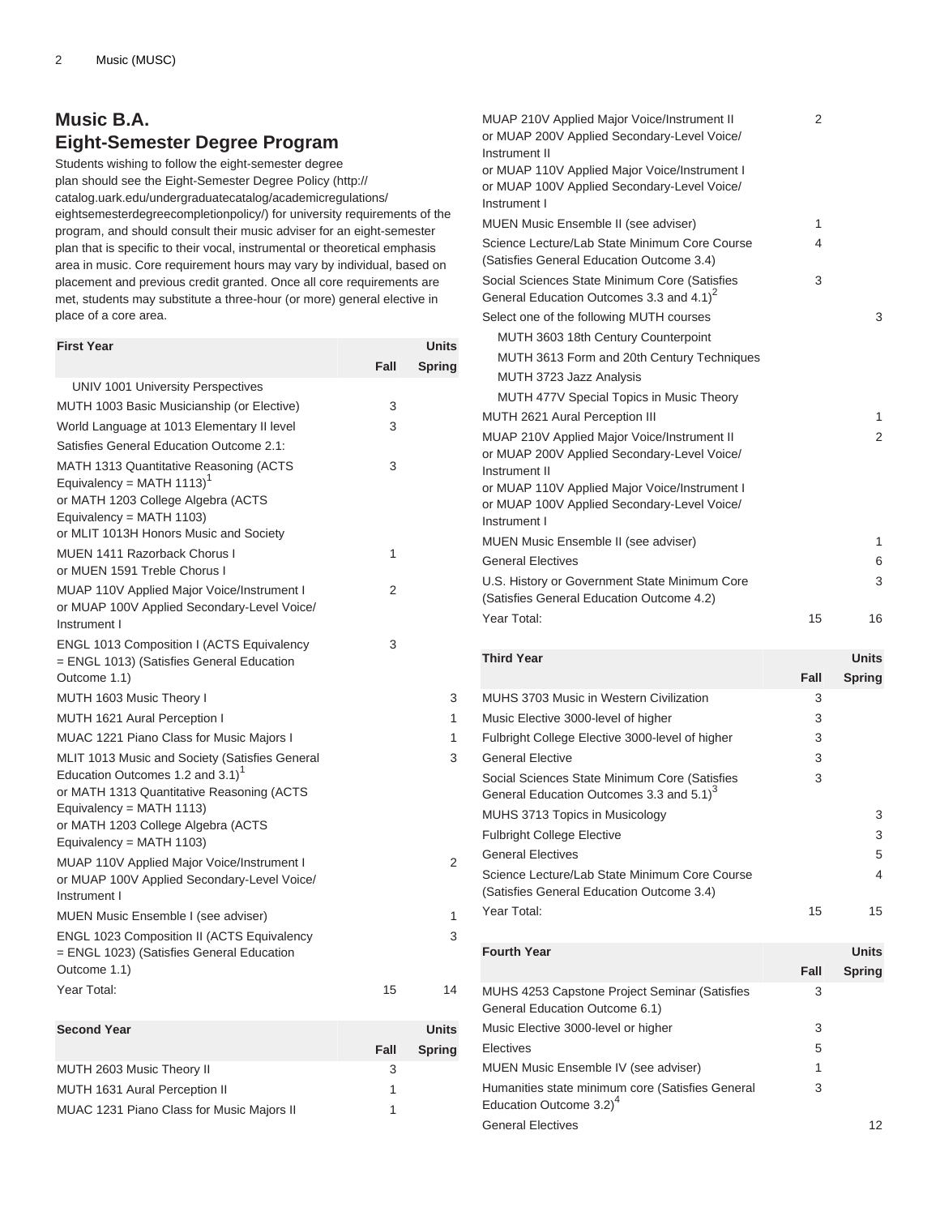## Music B.A.
## Eight-Semester Degree Program

Students wishing to follow the eight-semester degree plan should see the Eight-Semester Degree Policy (http://catalog.uark.edu/undergraduatecatalog/academicregulations/eightsemesterdegreecompletionpolicy/) for university requirements of the program, and should consult their music adviser for an eight-semester plan that is specific to their vocal, instrumental or theoretical emphasis area in music. Core requirement hours may vary by individual, based on placement and previous credit granted. Once all core requirements are met, students may substitute a three-hour (or more) general elective in place of a core area.

| First Year | Units | |
|---|---|---|
| | Fall | Spring |
| UNIV 1001 University Perspectives | | |
| MUTH 1003 Basic Musicianship (or Elective) | 3 | |
| World Language at 1013 Elementary II level | 3 | |
| Satisfies General Education Outcome 2.1: | | |
| MATH 1313 Quantitative Reasoning (ACTS Equivalency = MATH 1113)[1] or MATH 1203 College Algebra (ACTS Equivalency = MATH 1103) or MLIT 1013H Honors Music and Society | 3 | |
| MUEN 1411 Razorback Chorus I or MUEN 1591 Treble Chorus I | 1 | |
| MUAP 110V Applied Major Voice/Instrument I or MUAP 100V Applied Secondary-Level Voice/ Instrument I | 2 | |
| ENGL 1013 Composition I (ACTS Equivalency = ENGL 1013) (Satisfies General Education Outcome 1.1) | 3 | |
| MUTH 1603 Music Theory I | | 3 |
| MUTH 1621 Aural Perception I | | 1 |
| MUAC 1221 Piano Class for Music Majors I | | 1 |
| MLIT 1013 Music and Society (Satisfies General Education Outcomes 1.2 and 3.1)[1] or MATH 1313 Quantitative Reasoning (ACTS Equivalency = MATH 1113) or MATH 1203 College Algebra (ACTS Equivalency = MATH 1103) | | 3 |
| MUAP 110V Applied Major Voice/Instrument I or MUAP 100V Applied Secondary-Level Voice/ Instrument I | | 2 |
| MUEN Music Ensemble I (see adviser) | | 1 |
| ENGL 1023 Composition II (ACTS Equivalency = ENGL 1023) (Satisfies General Education Outcome 1.1) | | 3 |
| Year Total: | 15 | 14 |

| Second Year | Units | |
|---|---|---|
| | Fall | Spring |
| MUTH 2603 Music Theory II | 3 | |
| MUTH 1631 Aural Perception II | 1 | |
| MUAC 1231 Piano Class for Music Majors II | 1 | |
| MUAP 210V Applied Major Voice/Instrument II or MUAP 200V Applied Secondary-Level Voice/ Instrument II or MUAP 110V Applied Major Voice/Instrument I or MUAP 100V Applied Secondary-Level Voice/ Instrument I | 2 | |
| MUEN Music Ensemble II (see adviser) | 1 | |
| Science Lecture/Lab State Minimum Core Course (Satisfies General Education Outcome 3.4) | 4 | |
| Social Sciences State Minimum Core (Satisfies General Education Outcomes 3.3 and 4.1)[2] | 3 | |
| Select one of the following MUTH courses | | 3 |
| MUTH 3603 18th Century Counterpoint | | |
| MUTH 3613 Form and 20th Century Techniques | | |
| MUTH 3723 Jazz Analysis | | |
| MUTH 477V Special Topics in Music Theory | | |
| MUTH 2621 Aural Perception III | | 1 |
| MUAP 210V Applied Major Voice/Instrument II or MUAP 200V Applied Secondary-Level Voice/ Instrument II or MUAP 110V Applied Major Voice/Instrument I or MUAP 100V Applied Secondary-Level Voice/ Instrument I | | 2 |
| MUEN Music Ensemble II (see adviser) | | 1 |
| General Electives | | 6 |
| U.S. History or Government State Minimum Core (Satisfies General Education Outcome 4.2) | | 3 |
| Year Total: | 15 | 16 |

| Third Year | Units | |
|---|---|---|
| | Fall | Spring |
| MUHS 3703 Music in Western Civilization | 3 | |
| Music Elective 3000-level of higher | 3 | |
| Fulbright College Elective 3000-level of higher | 3 | |
| General Elective | 3 | |
| Social Sciences State Minimum Core (Satisfies General Education Outcomes 3.3 and 5.1)[3] | 3 | |
| MUHS 3713 Topics in Musicology | | 3 |
| Fulbright College Elective | | 3 |
| General Electives | | 5 |
| Science Lecture/Lab State Minimum Core Course (Satisfies General Education Outcome 3.4) | | 4 |
| Year Total: | 15 | 15 |

| Fourth Year | Units | |
|---|---|---|
| | Fall | Spring |
| MUHS 4253 Capstone Project Seminar (Satisfies General Education Outcome 6.1) | 3 | |
| Music Elective 3000-level or higher | 3 | |
| Electives | 5 | |
| MUEN Music Ensemble IV (see adviser) | 1 | |
| Humanities state minimum core (Satisfies General Education Outcome 3.2)[4] | 3 | |
| General Electives | | 12 |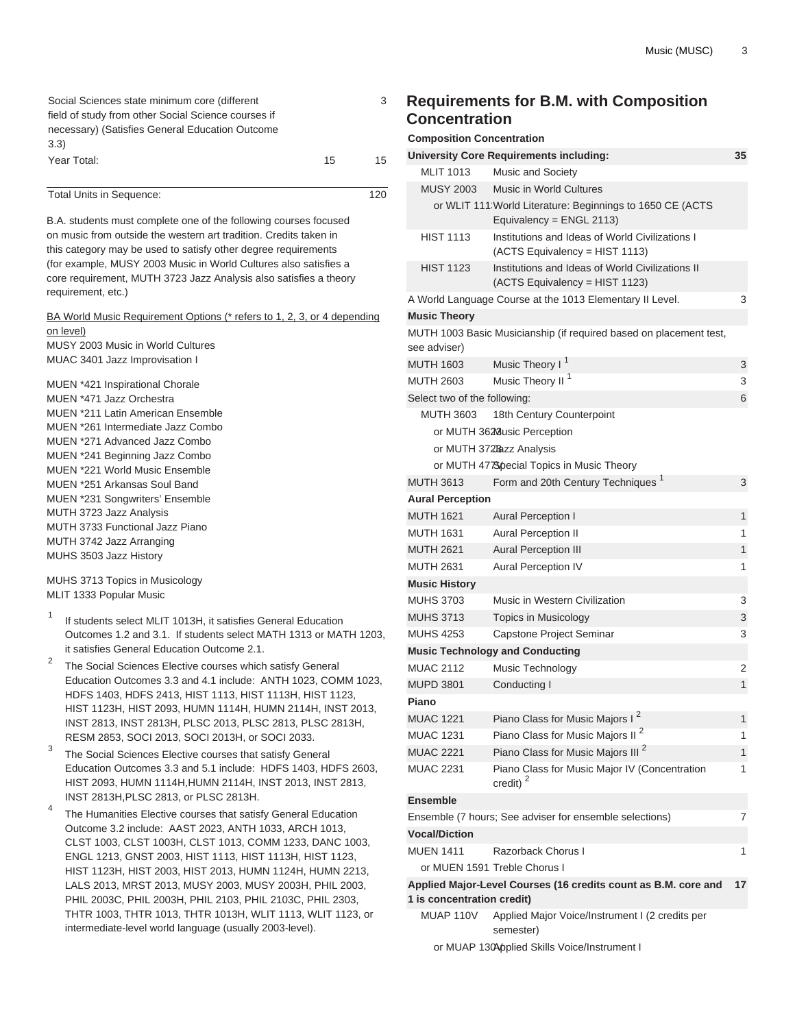| | | |
|---|---|---|
| Social Sciences state minimum core (different field of study from other Social Science courses if necessary) (Satisfies General Education Outcome 3.3) | | 3 |
| Year Total: | 15 | 15 |

| | |
|---|---|
| Total Units in Sequence: | 120 |

B.A. students must complete one of the following courses focused on music from outside the western art tradition. Credits taken in this category may be used to satisfy other degree requirements (for example, MUSY 2003 Music in World Cultures also satisfies a core requirement, MUTH 3723 Jazz Analysis also satisfies a theory requirement, etc.)

BA World Music Requirement Options (* refers to 1, 2, 3, or 4 depending on level)
MUSY 2003 Music in World Cultures
MUAC 3401 Jazz Improvisation I

MUEN *421 Inspirational Chorale
MUEN *471 Jazz Orchestra
MUEN *211 Latin American Ensemble
MUEN *261 Intermediate Jazz Combo
MUEN *271 Advanced Jazz Combo
MUEN *241 Beginning Jazz Combo
MUEN *221 World Music Ensemble
MUEN *251 Arkansas Soul Band
MUEN *231 Songwriters' Ensemble
MUTH 3723 Jazz Analysis
MUTH 3733 Functional Jazz Piano
MUTH 3742 Jazz Arranging
MUHS 3503 Jazz History

MUHS 3713 Topics in Musicology
MLIT 1333 Popular Music

1. If students select MLIT 1013H, it satisfies General Education Outcomes 1.2 and 3.1. If students select MATH 1313 or MATH 1203, it satisfies General Education Outcome 2.1.
2. The Social Sciences Elective courses which satisfy General Education Outcomes 3.3 and 4.1 include: ANTH 1023, COMM 1023, HDFS 1403, HDFS 2413, HIST 1113, HIST 1113H, HIST 1123, HIST 1123H, HIST 2093, HUMN 1114H, HUMN 2114H, INST 2013, INST 2813, INST 2813H, PLSC 2013, PLSC 2813, PLSC 2813H, RESM 2853, SOCI 2013, SOCI 2013H, or SOCI 2033.
3. The Social Sciences Elective courses that satisfy General Education Outcomes 3.3 and 5.1 include: HDFS 1403, HDFS 2603, HIST 2093, HUMN 1114H,HUMN 2114H, INST 2013, INST 2813, INST 2813H,PLSC 2813, or PLSC 2813H.
4. The Humanities Elective courses that satisfy General Education Outcome 3.2 include: AAST 2023, ANTH 1033, ARCH 1013, CLST 1003, CLST 1003H, CLST 1013, COMM 1233, DANC 1003, ENGL 1213, GNST 2003, HIST 1113, HIST 1113H, HIST 1123, HIST 1123H, HIST 2003, HIST 2013, HUMN 1124H, HUMN 2213, LALS 2013, MRST 2013, MUSY 2003, MUSY 2003H, PHIL 2003, PHIL 2003C, PHIL 2003H, PHIL 2103, PHIL 2103C, PHIL 2303, THTR 1003, THTR 1013, THTR 1013H, WLIT 1113, WLIT 1123, or intermediate-level world language (usually 2003-level).

## Requirements for B.M. with Composition Concentration

**Composition Concentration**

| | | |
|---|---|---|
| **University Core Requirements including:** | | **35** |
| MLIT 1013 | Music and Society | |
| MUSY 2003 | Music in World Cultures | |
| or WLIT 1113 | World Literature: Beginnings to 1650 CE (ACTS Equivalency = ENGL 2113) | |
| HIST 1113 | Institutions and Ideas of World Civilizations I (ACTS Equivalency = HIST 1113) | |
| HIST 1123 | Institutions and Ideas of World Civilizations II (ACTS Equivalency = HIST 1123) | |
| A World Language Course at the 1013 Elementary II Level. | | 3 |
| **Music Theory** | | |
| MUTH 1003 Basic Musicianship (if required based on placement test, see adviser) | | |
| MUTH 1603 | Music Theory I [1] | 3 |
| MUTH 2603 | Music Theory II [1] | 3 |
| Select two of the following: | | 6 |
| MUTH 3603 | 18th Century Counterpoint | |
| or MUTH 3623 | Music Perception | |
| or MUTH 3723 | Jazz Analysis | |
| or MUTH 4773 | Special Topics in Music Theory | |
| MUTH 3613 | Form and 20th Century Techniques [1] | 3 |
| **Aural Perception** | | |
| MUTH 1621 | Aural Perception I | 1 |
| MUTH 1631 | Aural Perception II | 1 |
| MUTH 2621 | Aural Perception III | 1 |
| MUTH 2631 | Aural Perception IV | 1 |
| **Music History** | | |
| MUHS 3703 | Music in Western Civilization | 3 |
| MUHS 3713 | Topics in Musicology | 3 |
| MUHS 4253 | Capstone Project Seminar | 3 |
| **Music Technology and Conducting** | | |
| MUAC 2112 | Music Technology | 2 |
| MUPD 3801 | Conducting I | 1 |
| **Piano** | | |
| MUAC 1221 | Piano Class for Music Majors I [2] | 1 |
| MUAC 1231 | Piano Class for Music Majors II [2] | 1 |
| MUAC 2221 | Piano Class for Music Majors III [2] | 1 |
| MUAC 2231 | Piano Class for Music Major IV (Concentration credit) [2] | 1 |
| **Ensemble** | | |
| Ensemble (7 hours; See adviser for ensemble selections) | | 7 |
| **Vocal/Diction** | | |
| MUEN 1411 | Razorback Chorus I | 1 |
| or MUEN 1591 | Treble Chorus I | |
| **Applied Major-Level Courses (16 credits count as B.M. core and 1 is concentration credit)** | | **17** |
| MUAP 110V | Applied Major Voice/Instrument I (2 credits per semester) | |
| or MUAP 130V | Applied Skills Voice/Instrument I | |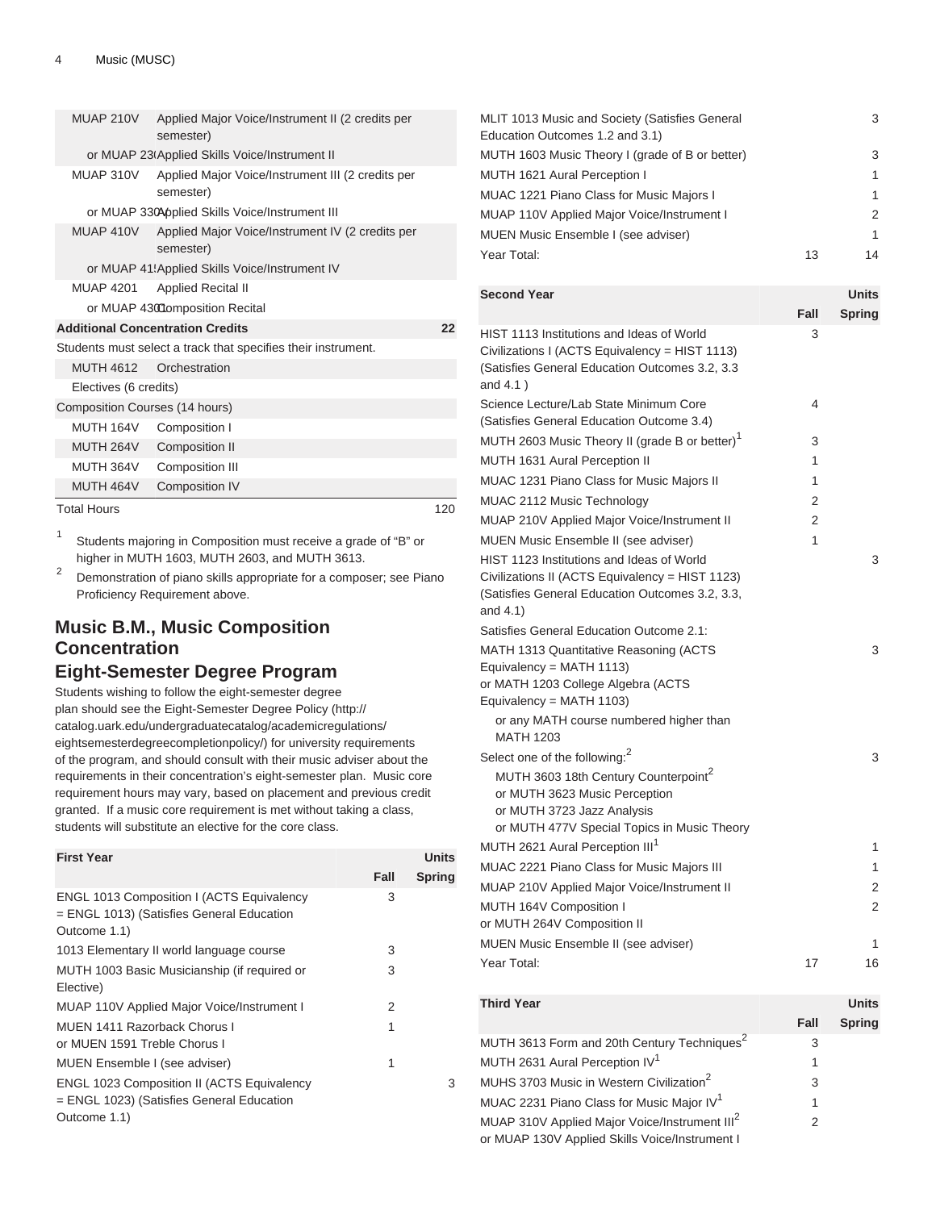| | | |
|---|---|---|
| MUAP 210V | Applied Major Voice/Instrument II (2 credits per semester) | |
| or MUAP 230V | Applied Skills Voice/Instrument II | |
| MUAP 310V | Applied Major Voice/Instrument III (2 credits per semester) | |
| or MUAP 330V | Applied Skills Voice/Instrument III | |
| MUAP 410V | Applied Major Voice/Instrument IV (2 credits per semester) | |
| or MUAP 415V | Applied Skills Voice/Instrument IV | |
| MUAP 4201 | Applied Recital II | |
| or MUAP 4301 | Composition Recital | |
| **Additional Concentration Credits** | | **22** |
| Students must select a track that specifies their instrument. | | |
| MUTH 4612 | Orchestration | |
| Electives (6 credits) | | |
| Composition Courses (14 hours) | | |
| MUTH 164V | Composition I | |
| MUTH 264V | Composition II | |
| MUTH 364V | Composition III | |
| MUTH 464V | Composition IV | |
| Total Hours | | 120 |

1. Students majoring in Composition must receive a grade of "B" or higher in MUTH 1603, MUTH 2603, and MUTH 3613.
2. Demonstration of piano skills appropriate for a composer; see Piano Proficiency Requirement above.

## Music B.M., Music Composition Concentration

## Eight-Semester Degree Program

Students wishing to follow the eight-semester degree plan should see the Eight-Semester Degree Policy (http://catalog.uark.edu/undergraduatecatalog/academicregulations/eightsemesterdegreecompletionpolicy/) for university requirements of the program, and should consult with their music adviser about the requirements in their concentration's eight-semester plan. Music core requirement hours may vary, based on placement and previous credit granted. If a music core requirement is met without taking a class, students will substitute an elective for the core class.

| First Year | | Units |
|---|---|---|
| | Fall | Spring |
| ENGL 1013 Composition I (ACTS Equivalency = ENGL 1013) (Satisfies General Education Outcome 1.1) | 3 | |
| 1013 Elementary II world language course | 3 | |
| MUTH 1003 Basic Musicianship (if required or Elective) | 3 | |
| MUAP 110V Applied Major Voice/Instrument I | 2 | |
| MUEN 1411 Razorback Chorus I<br>or MUEN 1591 Treble Chorus I | 1 | |
| MUEN Ensemble I (see adviser) | 1 | |
| ENGL 1023 Composition II (ACTS Equivalency = ENGL 1023) (Satisfies General Education Outcome 1.1) | | 3 |
| MLIT 1013 Music and Society (Satisfies General Education Outcomes 1.2 and 3.1) | | 3 |
| MUTH 1603 Music Theory I (grade of B or better) | | 3 |
| MUTH 1621 Aural Perception I | | 1 |
| MUAC 1221 Piano Class for Music Majors I | | 1 |
| MUAP 110V Applied Major Voice/Instrument I | | 2 |
| MUEN Music Ensemble I (see adviser) | | 1 |
| Year Total: | 13 | 14 |

| Second Year | | Units |
|---|---|---|
| | Fall | Spring |
| HIST 1113 Institutions and Ideas of World Civilizations I (ACTS Equivalency = HIST 1113) (Satisfies General Education Outcomes 3.2, 3.3 and 4.1 ) | 3 | |
| Science Lecture/Lab State Minimum Core (Satisfies General Education Outcome 3.4) | 4 | |
| MUTH 2603 Music Theory II (grade B or better)[1] | 3 | |
| MUTH 1631 Aural Perception II | 1 | |
| MUAC 1231 Piano Class for Music Majors II | 1 | |
| MUAC 2112 Music Technology | 2 | |
| MUAP 210V Applied Major Voice/Instrument II | 2 | |
| MUEN Music Ensemble II (see adviser) | 1 | |
| HIST 1123 Institutions and Ideas of World Civilizations II (ACTS Equivalency = HIST 1123) (Satisfies General Education Outcomes 3.2, 3.3, and 4.1) | | 3 |
| Satisfies General Education Outcome 2.1: | | |
| MATH 1313 Quantitative Reasoning (ACTS Equivalency = MATH 1113)<br>or MATH 1203 College Algebra (ACTS Equivalency = MATH 1103)<br>or any MATH course numbered higher than MATH 1203 | | 3 |
| Select one of the following:[2]<br>MUTH 3603 18th Century Counterpoint[2]<br>or MUTH 3623 Music Perception<br>or MUTH 3723 Jazz Analysis<br>or MUTH 477V Special Topics in Music Theory | | 3 |
| MUTH 2621 Aural Perception III[1] | | 1 |
| MUAC 2221 Piano Class for Music Majors III | | 1 |
| MUAP 210V Applied Major Voice/Instrument II | | 2 |
| MUTH 164V Composition I<br>or MUTH 264V Composition II | | 2 |
| MUEN Music Ensemble II (see adviser) | | 1 |
| Year Total: | 17 | 16 |

| Third Year | | Units |
|---|---|---|
| | Fall | Spring |
| MUTH 3613 Form and 20th Century Techniques[2] | 3 | |
| MUTH 2631 Aural Perception IV[1] | 1 | |
| MUHS 3703 Music in Western Civilization[2] | 3 | |
| MUAC 2231 Piano Class for Music Major IV[1] | 1 | |
| MUAP 310V Applied Major Voice/Instrument III[2]<br>or MUAP 130V Applied Skills Voice/Instrument I | 2 | |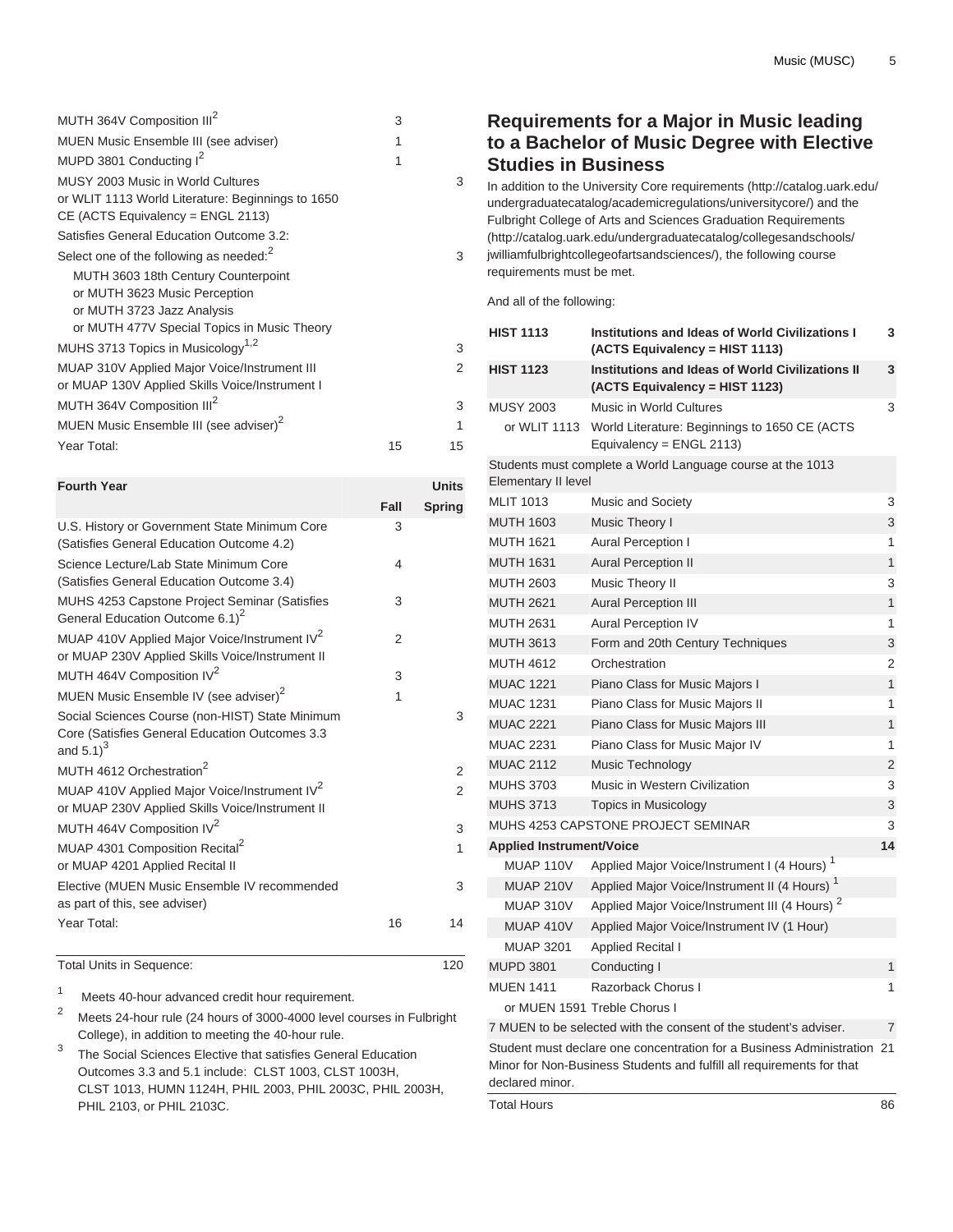| | | |
|---|---|---|
| MUTH 364V Composition III[2] | 3 | |
| MUEN Music Ensemble III (see adviser) | 1 | |
| MUPD 3801 Conducting I[2] | 1 | |
| MUSY 2003 Music in World Cultures<br>or WLIT 1113 World Literature: Beginnings to 1650 CE (ACTS Equivalency = ENGL 2113) | | 3 |
| Satisfies General Education Outcome 3.2: | | |
| Select one of the following as needed:[2]<br>MUTH 3603 18th Century Counterpoint<br>or MUTH 3623 Music Perception<br>or MUTH 3723 Jazz Analysis<br>or MUTH 477V Special Topics in Music Theory | | 3 |
| MUHS 3713 Topics in Musicology[1,2] | | 3 |
| MUAP 310V Applied Major Voice/Instrument III<br>or MUAP 130V Applied Skills Voice/Instrument I | | 2 |
| MUTH 364V Composition III[2] | | 3 |
| MUEN Music Ensemble III (see adviser)[2] | | 1 |
| Year Total: | 15 | 15 |

| Fourth Year | Units | |
|---|---|---|
| | Fall | Spring |
| U.S. History or Government State Minimum Core (Satisfies General Education Outcome 4.2) | 3 | |
| Science Lecture/Lab State Minimum Core (Satisfies General Education Outcome 3.4) | 4 | |
| MUHS 4253 Capstone Project Seminar (Satisfies General Education Outcome 6.1)[2] | 3 | |
| MUAP 410V Applied Major Voice/Instrument IV[2]<br>or MUAP 230V Applied Skills Voice/Instrument II | 2 | |
| MUTH 464V Composition IV[2] | 3 | |
| MUEN Music Ensemble IV (see adviser)[2] | 1 | |
| Social Sciences Course (non-HIST) State Minimum Core (Satisfies General Education Outcomes 3.3 and 5.1)[3] | | 3 |
| MUTH 4612 Orchestration[2] | | 2 |
| MUAP 410V Applied Major Voice/Instrument IV[2]<br>or MUAP 230V Applied Skills Voice/Instrument II | | 2 |
| MUTH 464V Composition IV[2] | | 3 |
| MUAP 4301 Composition Recital[2]<br>or MUAP 4201 Applied Recital II | | 1 |
| Elective (MUEN Music Ensemble IV recommended as part of this, see adviser) | | 3 |
| Year Total: | 16 | 14 |

| | |
|---|---|
| Total Units in Sequence: | 120 |

1. Meets 40-hour advanced credit hour requirement.
2. Meets 24-hour rule (24 hours of 3000-4000 level courses in Fulbright College), in addition to meeting the 40-hour rule.
3. The Social Sciences Elective that satisfies General Education Outcomes 3.3 and 5.1 include: CLST 1003, CLST 1003H, CLST 1013, HUMN 1124H, PHIL 2003, PHIL 2003C, PHIL 2003H, PHIL 2103, or PHIL 2103C.

## Requirements for a Major in Music leading to a Bachelor of Music Degree with Elective Studies in Business

In addition to the University Core requirements (http://catalog.uark.edu/undergraduatecatalog/academicregulations/universitycore/) and the Fulbright College of Arts and Sciences Graduation Requirements (http://catalog.uark.edu/undergraduatecatalog/collegesandschools/jwilliamfulbrightcollegeofartsandsciences/), the following course requirements must be met.

And all of the following:

| | | |
|---|---|---|
| **HIST 1113** | **Institutions and Ideas of World Civilizations I (ACTS Equivalency = HIST 1113)** | **3** |
| **HIST 1123** | **Institutions and Ideas of World Civilizations II (ACTS Equivalency = HIST 1123)** | **3** |
| MUSY 2003 | Music in World Cultures | 3 |
| or WLIT 1113 | World Literature: Beginnings to 1650 CE (ACTS Equivalency = ENGL 2113) | |
| Students must complete a World Language course at the 1013 Elementary II level | | |
| MLIT 1013 | Music and Society | 3 |
| MUTH 1603 | Music Theory I | 3 |
| MUTH 1621 | Aural Perception I | 1 |
| MUTH 1631 | Aural Perception II | 1 |
| MUTH 2603 | Music Theory II | 3 |
| MUTH 2621 | Aural Perception III | 1 |
| MUTH 2631 | Aural Perception IV | 1 |
| MUTH 3613 | Form and 20th Century Techniques | 3 |
| MUTH 4612 | Orchestration | 2 |
| MUAC 1221 | Piano Class for Music Majors I | 1 |
| MUAC 1231 | Piano Class for Music Majors II | 1 |
| MUAC 2221 | Piano Class for Music Majors III | 1 |
| MUAC 2231 | Piano Class for Music Major IV | 1 |
| MUAC 2112 | Music Technology | 2 |
| MUHS 3703 | Music in Western Civilization | 3 |
| MUHS 3713 | Topics in Musicology | 3 |
| MUHS 4253 CAPSTONE PROJECT SEMINAR | | 3 |
| **Applied Instrument/Voice** | | **14** |
| MUAP 110V | Applied Major Voice/Instrument I (4 Hours) [1] | |
| MUAP 210V | Applied Major Voice/Instrument II (4 Hours) [1] | |
| MUAP 310V | Applied Major Voice/Instrument III (4 Hours) [2] | |
| MUAP 410V | Applied Major Voice/Instrument IV (1 Hour) | |
| MUAP 3201 | Applied Recital I | |
| MUPD 3801 | Conducting I | 1 |
| MUEN 1411 | Razorback Chorus I | 1 |
| or MUEN 1591 | Treble Chorus I | |
| 7 MUEN to be selected with the consent of the student's adviser. | | 7 |
| Student must declare one concentration for a Business Administration Minor for Non-Business Students and fulfill all requirements for that declared minor. | | 21 |
| Total Hours | | 86 |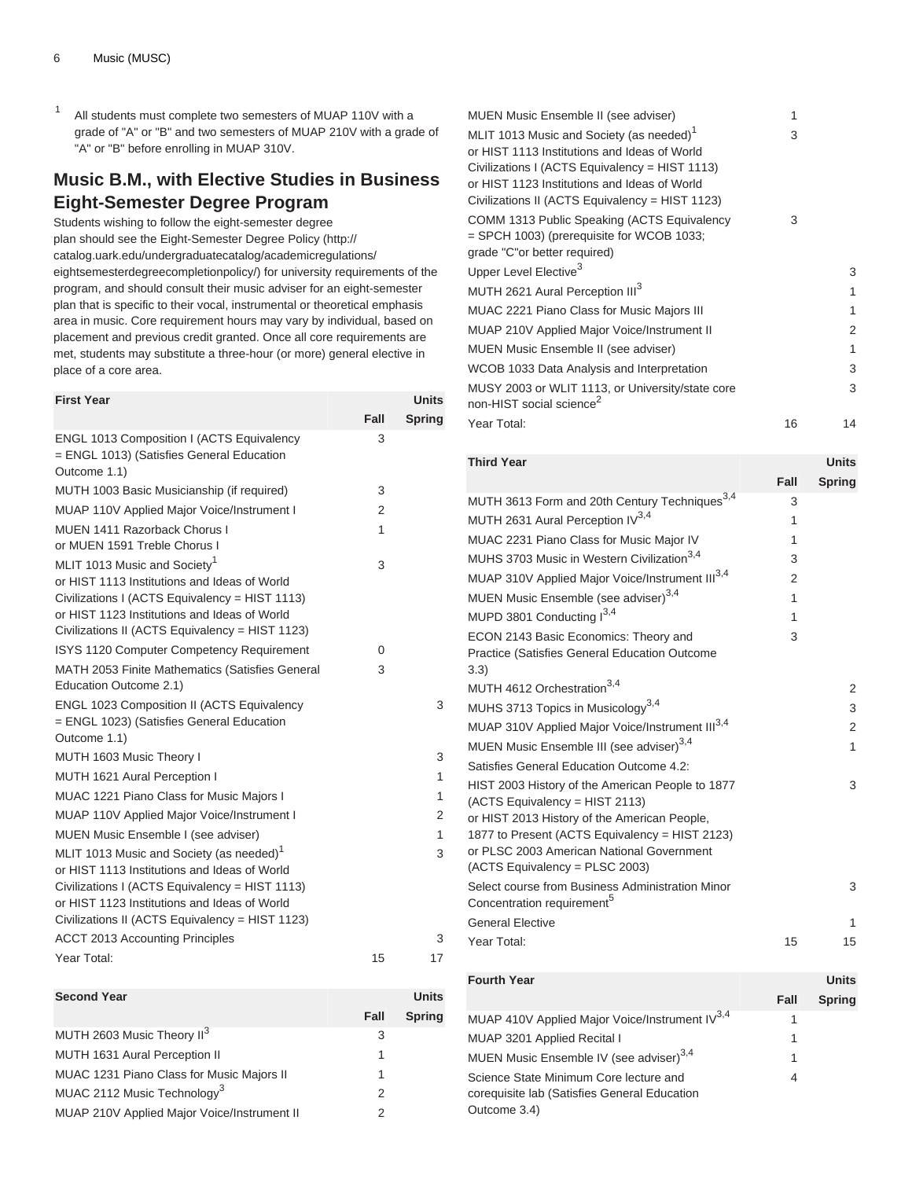[1] All students must complete two semesters of MUAP 110V with a grade of "A" or "B" and two semesters of MUAP 210V with a grade of "A" or "B" before enrolling in MUAP 310V.

## Music B.M., with Elective Studies in Business Eight-Semester Degree Program

Students wishing to follow the eight-semester degree plan should see the Eight-Semester Degree Policy (http://catalog.uark.edu/undergraduatecatalog/academicregulations/eightsemesterdegreecompletionpolicy/) for university requirements of the program, and should consult their music adviser for an eight-semester plan that is specific to their vocal, instrumental or theoretical emphasis area in music. Core requirement hours may vary by individual, based on placement and previous credit granted. Once all core requirements are met, students may substitute a three-hour (or more) general elective in place of a core area.

| First Year | Units | |
|---|---|---|
| | Fall | Spring |
| ENGL 1013 Composition I (ACTS Equivalency = ENGL 1013) (Satisfies General Education Outcome 1.1) | 3 | |
| MUTH 1003 Basic Musicianship (if required) | 3 | |
| MUAP 110V Applied Major Voice/Instrument I | 2 | |
| MUEN 1411 Razorback Chorus I or MUEN 1591 Treble Chorus I | 1 | |
| MLIT 1013 Music and Society[1] or HIST 1113 Institutions and Ideas of World Civilizations I (ACTS Equivalency = HIST 1113) or HIST 1123 Institutions and Ideas of World Civilizations II (ACTS Equivalency = HIST 1123) | 3 | |
| ISYS 1120 Computer Competency Requirement | 0 | |
| MATH 2053 Finite Mathematics (Satisfies General Education Outcome 2.1) | 3 | |
| ENGL 1023 Composition II (ACTS Equivalency = ENGL 1023) (Satisfies General Education Outcome 1.1) | | 3 |
| MUTH 1603 Music Theory I | | 3 |
| MUTH 1621 Aural Perception I | | 1 |
| MUAC 1221 Piano Class for Music Majors I | | 1 |
| MUAP 110V Applied Major Voice/Instrument I | | 2 |
| MUEN Music Ensemble I (see adviser) | | 1 |
| MLIT 1013 Music and Society (as needed)[1] or HIST 1113 Institutions and Ideas of World Civilizations I (ACTS Equivalency = HIST 1113) or HIST 1123 Institutions and Ideas of World Civilizations II (ACTS Equivalency = HIST 1123) | | 3 |
| ACCT 2013 Accounting Principles | | 3 |
| Year Total: | 15 | 17 |

| Second Year | Units | |
|---|---|---|
| | Fall | Spring |
| MUTH 2603 Music Theory II[3] | 3 | |
| MUTH 1631 Aural Perception II | 1 | |
| MUAC 1231 Piano Class for Music Majors II | 1 | |
| MUAC 2112 Music Technology[3] | 2 | |
| MUAP 210V Applied Major Voice/Instrument II | 2 | |
| MUEN Music Ensemble II (see adviser) | 1 | |
| MLIT 1013 Music and Society (as needed)[1] or HIST 1113 Institutions and Ideas of World Civilizations I (ACTS Equivalency = HIST 1113) or HIST 1123 Institutions and Ideas of World Civilizations II (ACTS Equivalency = HIST 1123) | 3 | |
| COMM 1313 Public Speaking (ACTS Equivalency = SPCH 1003) (prerequisite for WCOB 1033; grade "C"or better required) | 3 | |
| Upper Level Elective[3] | | 3 |
| MUTH 2621 Aural Perception III[3] | | 1 |
| MUAC 2221 Piano Class for Music Majors III | | 1 |
| MUAP 210V Applied Major Voice/Instrument II | | 2 |
| MUEN Music Ensemble II (see adviser) | | 1 |
| WCOB 1033 Data Analysis and Interpretation | | 3 |
| MUSY 2003 or WLIT 1113, or University/state core non-HIST social science[2] | | 3 |
| Year Total: | 16 | 14 |

| Third Year | Units | |
|---|---|---|
| | Fall | Spring |
| MUTH 3613 Form and 20th Century Techniques[3,4] | 3 | |
| MUTH 2631 Aural Perception IV[3,4] | 1 | |
| MUAC 2231 Piano Class for Music Major IV | 1 | |
| MUHS 3703 Music in Western Civilization[3,4] | 3 | |
| MUAP 310V Applied Major Voice/Instrument III[3,4] | 2 | |
| MUEN Music Ensemble (see adviser)[3,4] | 1 | |
| MUPD 3801 Conducting I[3,4] | 1 | |
| ECON 2143 Basic Economics: Theory and Practice (Satisfies General Education Outcome 3.3) | 3 | |
| MUTH 4612 Orchestration[3,4] | | 2 |
| MUHS 3713 Topics in Musicology[3,4] | | 3 |
| MUAP 310V Applied Major Voice/Instrument III[3,4] | | 2 |
| MUEN Music Ensemble III (see adviser)[3,4] | | 1 |
| Satisfies General Education Outcome 4.2: | | |
| HIST 2003 History of the American People to 1877 (ACTS Equivalency = HIST 2113) or HIST 2013 History of the American People, 1877 to Present (ACTS Equivalency = HIST 2123) or PLSC 2003 American National Government (ACTS Equivalency = PLSC 2003) | | 3 |
| Select course from Business Administration Minor Concentration requirement[5] | | 3 |
| General Elective | | 1 |
| Year Total: | 15 | 15 |

| Fourth Year | Units | |
|---|---|---|
| | Fall | Spring |
| MUAP 410V Applied Major Voice/Instrument IV[3,4] | 1 | |
| MUAP 3201 Applied Recital I | 1 | |
| MUEN Music Ensemble IV (see adviser)[3,4] | 1 | |
| Science State Minimum Core lecture and corequisite lab (Satisfies General Education Outcome 3.4) | 4 | |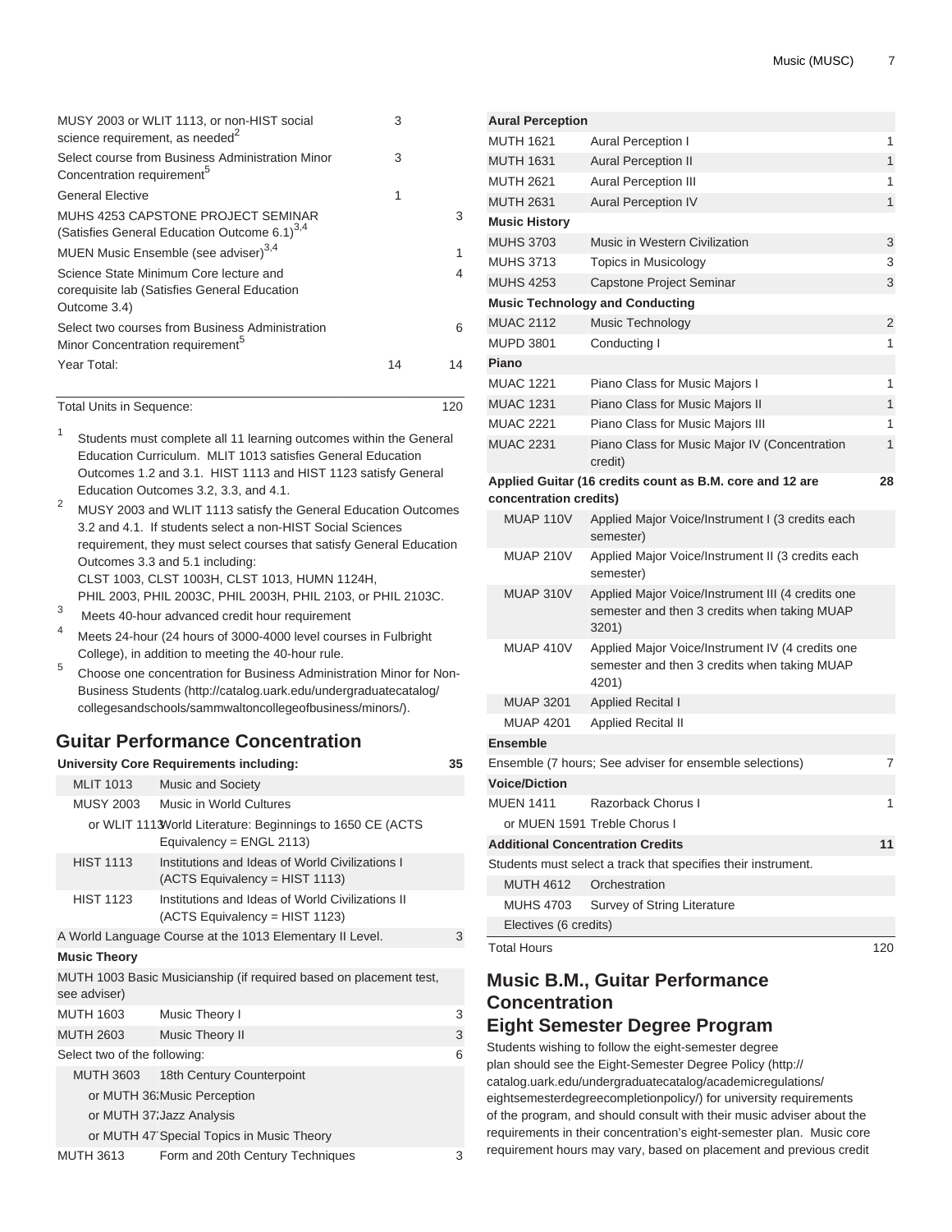| | | |
|---|---|---|
| MUSY 2003 or WLIT 1113, or non-HIST social science requirement, as needed[2] | 3 | |
| Select course from Business Administration Minor Concentration requirement[5] | 3 | |
| General Elective | 1 | |
| MUHS 4253 CAPSTONE PROJECT SEMINAR (Satisfies General Education Outcome 6.1)[3,4] | | 3 |
| MUEN Music Ensemble (see adviser)[3,4] | | 1 |
| Science State Minimum Core lecture and corequisite lab (Satisfies General Education Outcome 3.4) | | 4 |
| Select two courses from Business Administration Minor Concentration requirement[5] | | 6 |
| Year Total: | 14 | 14 |

| | |
|---|---|
| Total Units in Sequence: | 120 |

1. Students must complete all 11 learning outcomes within the General Education Curriculum. MLIT 1013 satisfies General Education Outcomes 1.2 and 3.1. HIST 1113 and HIST 1123 satisfy General Education Outcomes 3.2, 3.3, and 4.1.
2. MUSY 2003 and WLIT 1113 satisfy the General Education Outcomes 3.2 and 4.1. If students select a non-HIST Social Sciences requirement, they must select courses that satisfy General Education Outcomes 3.3 and 5.1 including: CLST 1003, CLST 1003H, CLST 1013, HUMN 1124H, PHIL 2003, PHIL 2003C, PHIL 2003H, PHIL 2103, or PHIL 2103C.
3. Meets 40-hour advanced credit hour requirement
4. Meets 24-hour (24 hours of 3000-4000 level courses in Fulbright College), in addition to meeting the 40-hour rule.
5. Choose one concentration for Business Administration Minor for Non-Business Students (http://catalog.uark.edu/undergraduatecatalog/collegesandschools/sammwaltoncollegeofbusiness/minors/).

## Guitar Performance Concentration

| | | |
|---|---|---|
| **University Core Requirements including:** | | **35** |
| MLIT 1013 | Music and Society | |
| MUSY 2003 | Music in World Cultures | |
| or WLIT 1113 | World Literature: Beginnings to 1650 CE (ACTS Equivalency = ENGL 2113) | |
| HIST 1113 | Institutions and Ideas of World Civilizations I (ACTS Equivalency = HIST 1113) | |
| HIST 1123 | Institutions and Ideas of World Civilizations II (ACTS Equivalency = HIST 1123) | |
| A World Language Course at the 1013 Elementary II Level. | | 3 |
| **Music Theory** | | |
| MUTH 1003 Basic Musicianship (if required based on placement test, see adviser) | | |
| MUTH 1603 | Music Theory I | 3 |
| MUTH 2603 | Music Theory II | 3 |
| Select two of the following: | | 6 |
| MUTH 3603 | 18th Century Counterpoint | |
| or MUTH 36: | Music Perception | |
| or MUTH 37: | Jazz Analysis | |
| or MUTH 47 | Special Topics in Music Theory | |
| MUTH 3613 | Form and 20th Century Techniques | 3 |
| **Aural Perception** | | |
| MUTH 1621 | Aural Perception I | 1 |
| MUTH 1631 | Aural Perception II | 1 |
| MUTH 2621 | Aural Perception III | 1 |
| MUTH 2631 | Aural Perception IV | 1 |
| **Music History** | | |
| MUHS 3703 | Music in Western Civilization | 3 |
| MUHS 3713 | Topics in Musicology | 3 |
| MUHS 4253 | Capstone Project Seminar | 3 |
| **Music Technology and Conducting** | | |
| MUAC 2112 | Music Technology | 2 |
| MUPD 3801 | Conducting I | 1 |
| **Piano** | | |
| MUAC 1221 | Piano Class for Music Majors I | 1 |
| MUAC 1231 | Piano Class for Music Majors II | 1 |
| MUAC 2221 | Piano Class for Music Majors III | 1 |
| MUAC 2231 | Piano Class for Music Major IV (Concentration credit) | 1 |
| **Applied Guitar (16 credits count as B.M. core and 12 are concentration credits)** | | **28** |
| MUAP 110V | Applied Major Voice/Instrument I (3 credits each semester) | |
| MUAP 210V | Applied Major Voice/Instrument II (3 credits each semester) | |
| MUAP 310V | Applied Major Voice/Instrument III (4 credits one semester and then 3 credits when taking MUAP 3201) | |
| MUAP 410V | Applied Major Voice/Instrument IV (4 credits one semester and then 3 credits when taking MUAP 4201) | |
| MUAP 3201 | Applied Recital I | |
| MUAP 4201 | Applied Recital II | |
| **Ensemble** | | |
| Ensemble (7 hours; See adviser for ensemble selections) | | 7 |
| **Voice/Diction** | | |
| MUEN 1411 | Razorback Chorus I | 1 |
| or MUEN 1591 | Treble Chorus I | |
| **Additional Concentration Credits** | | **11** |
| Students must select a track that specifies their instrument. | | |
| MUTH 4612 | Orchestration | |
| MUHS 4703 | Survey of String Literature | |
| Electives (6 credits) | | |
| Total Hours | | 120 |

## Music B.M., Guitar Performance Concentration
## Eight Semester Degree Program

Students wishing to follow the eight-semester degree plan should see the Eight-Semester Degree Policy (http://catalog.uark.edu/undergraduatecatalog/academicregulations/eightsemesterdegreecompletionpolicy/) for university requirements of the program, and should consult with their music adviser about the requirements in their concentration's eight-semester plan. Music core requirement hours may vary, based on placement and previous credit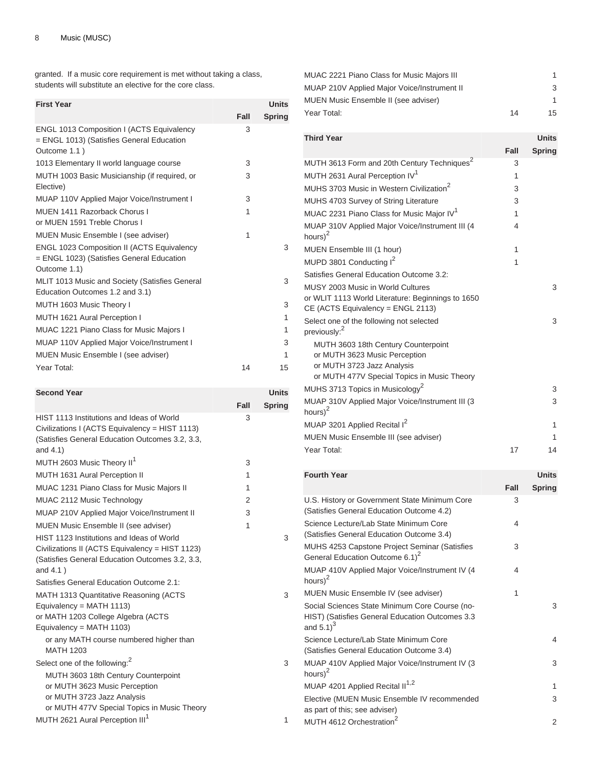granted. If a music core requirement is met without taking a class, students will substitute an elective for the core class.

| First Year | Units | |
|---|---|---|
| | Fall | Spring |
| ENGL 1013 Composition I (ACTS Equivalency = ENGL 1013) (Satisfies General Education Outcome 1.1 ) | 3 | |
| 1013 Elementary II world language course | 3 | |
| MUTH 1003 Basic Musicianship (if required, or Elective) | 3 | |
| MUAP 110V Applied Major Voice/Instrument I | 3 | |
| MUEN 1411 Razorback Chorus I or MUEN 1591 Treble Chorus I | 1 | |
| MUEN Music Ensemble I (see adviser) | 1 | |
| ENGL 1023 Composition II (ACTS Equivalency = ENGL 1023) (Satisfies General Education Outcome 1.1) | | 3 |
| MLIT 1013 Music and Society (Satisfies General Education Outcomes 1.2 and 3.1) | | 3 |
| MUTH 1603 Music Theory I | | 3 |
| MUTH 1621 Aural Perception I | | 1 |
| MUAC 1221 Piano Class for Music Majors I | | 1 |
| MUAP 110V Applied Major Voice/Instrument I | | 3 |
| MUEN Music Ensemble I (see adviser) | | 1 |
| Year Total: | 14 | 15 |

| Second Year | Units | |
|---|---|---|
| | Fall | Spring |
| HIST 1113 Institutions and Ideas of World Civilizations I (ACTS Equivalency = HIST 1113) (Satisfies General Education Outcomes 3.2, 3.3, and 4.1) | 3 | |
| MUTH 2603 Music Theory II[1] | 3 | |
| MUTH 1631 Aural Perception II | 1 | |
| MUAC 1231 Piano Class for Music Majors II | 1 | |
| MUAC 2112 Music Technology | 2 | |
| MUAP 210V Applied Major Voice/Instrument II | 3 | |
| MUEN Music Ensemble II (see adviser) | 1 | |
| HIST 1123 Institutions and Ideas of World Civilizations II (ACTS Equivalency = HIST 1123) (Satisfies General Education Outcomes 3.2, 3.3, and 4.1 ) | | 3 |
| Satisfies General Education Outcome 2.1: | | |
| MATH 1313 Quantitative Reasoning (ACTS Equivalency = MATH 1113) or MATH 1203 College Algebra (ACTS Equivalency = MATH 1103) | | 3 |
| or any MATH course numbered higher than MATH 1203 | | |
| Select one of the following:[2] | | 3 |
| MUTH 3603 18th Century Counterpoint or MUTH 3623 Music Perception or MUTH 3723 Jazz Analysis or MUTH 477V Special Topics in Music Theory | | |
| MUTH 2621 Aural Perception III[1] | | 1 |
| MUAC 2221 Piano Class for Music Majors III | | 1 |
| MUAP 210V Applied Major Voice/Instrument II | | 3 |
| MUEN Music Ensemble II (see adviser) | | 1 |
| Year Total: | 14 | 15 |

| Third Year | Units | |
|---|---|---|
| | Fall | Spring |
| MUTH 3613 Form and 20th Century Techniques[2] | 3 | |
| MUTH 2631 Aural Perception IV[1] | 1 | |
| MUHS 3703 Music in Western Civilization[2] | 3 | |
| MUHS 4703 Survey of String Literature | 3 | |
| MUAC 2231 Piano Class for Music Major IV[1] | 1 | |
| MUAP 310V Applied Major Voice/Instrument III (4 hours)[2] | 4 | |
| MUEN Ensemble III (1 hour) | 1 | |
| MUPD 3801 Conducting I[2] | 1 | |
| Satisfies General Education Outcome 3.2: | | |
| MUSY 2003 Music in World Cultures or WLIT 1113 World Literature: Beginnings to 1650 CE (ACTS Equivalency = ENGL 2113) | | 3 |
| Select one of the following not selected previously:[2] | | 3 |
| MUTH 3603 18th Century Counterpoint or MUTH 3623 Music Perception or MUTH 3723 Jazz Analysis or MUTH 477V Special Topics in Music Theory | | |
| MUHS 3713 Topics in Musicology[2] | | 3 |
| MUAP 310V Applied Major Voice/Instrument III (3 hours)[2] | | 3 |
| MUAP 3201 Applied Recital I[2] | | 1 |
| MUEN Music Ensemble III (see adviser) | | 1 |
| Year Total: | 17 | 14 |

| Fourth Year | Units | |
|---|---|---|
| | Fall | Spring |
| U.S. History or Government State Minimum Core (Satisfies General Education Outcome 4.2) | 3 | |
| Science Lecture/Lab State Minimum Core (Satisfies General Education Outcome 3.4) | 4 | |
| MUHS 4253 Capstone Project Seminar (Satisfies General Education Outcome 6.1)[2] | 3 | |
| MUAP 410V Applied Major Voice/Instrument IV (4 hours)[2] | 4 | |
| MUEN Music Ensemble IV (see adviser) | 1 | |
| Social Sciences State Minimum Core Course (no-HIST) (Satisfies General Education Outcomes 3.3 and 5.1)[3] | | 3 |
| Science Lecture/Lab State Minimum Core (Satisfies General Education Outcome 3.4) | | 4 |
| MUAP 410V Applied Major Voice/Instrument IV (3 hours)[2] | | 3 |
| MUAP 4201 Applied Recital II[1,2] | | 1 |
| Elective (MUEN Music Ensemble IV recommended as part of this; see adviser) | | 3 |
| MUTH 4612 Orchestration[2] | | 2 |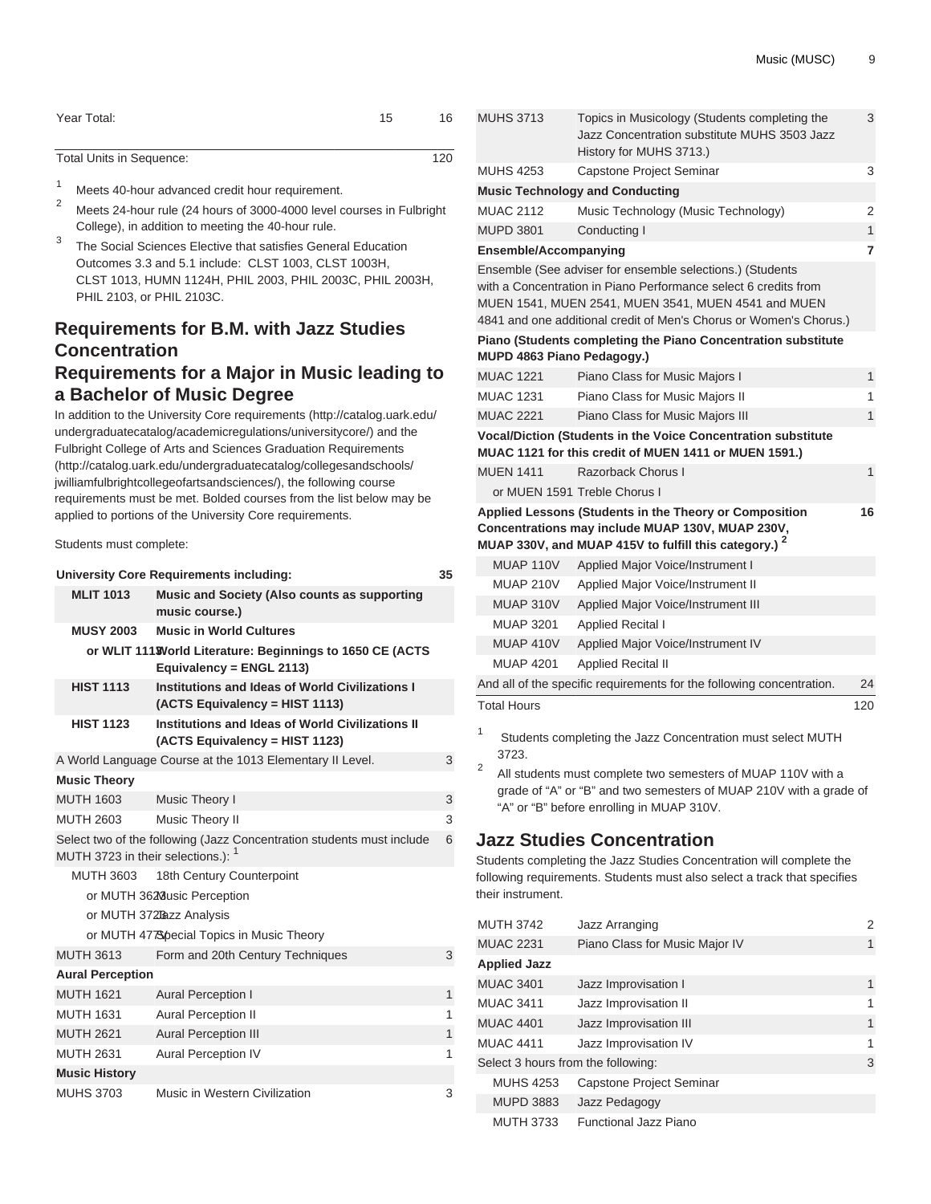| Year Total: | 15 | 16 |
|---|---|---|

| Total Units in Sequence: | 120 |
|---|---|

1. Meets 40-hour advanced credit hour requirement.
2. Meets 24-hour rule (24 hours of 3000-4000 level courses in Fulbright College), in addition to meeting the 40-hour rule.
3. The Social Sciences Elective that satisfies General Education Outcomes 3.3 and 5.1 include: CLST 1003, CLST 1003H, CLST 1013, HUMN 1124H, PHIL 2003, PHIL 2003C, PHIL 2003H, PHIL 2103, or PHIL 2103C.

## Requirements for B.M. with Jazz Studies Concentration

## Requirements for a Major in Music leading to a Bachelor of Music Degree

In addition to the University Core requirements (http://catalog.uark.edu/undergraduatecatalog/academicregulations/universitycore/) and the Fulbright College of Arts and Sciences Graduation Requirements (http://catalog.uark.edu/undergraduatecatalog/collegesandschools/jwilliamfulbrightcollegeofartsandsciences/), the following course requirements must be met. Bolded courses from the list below may be applied to portions of the University Core requirements.

Students must complete:

| | | |
|---|---|---|
| **University Core Requirements including:** | | 35 |
| **MLIT 1013** | **Music and Society (Also counts as supporting music course.)** | |
| **MUSY 2003** | **Music in World Cultures** | |
| **or WLIT 1113** | **World Literature: Beginnings to 1650 CE (ACTS Equivalency = ENGL 2113)** | |
| **HIST 1113** | **Institutions and Ideas of World Civilizations I (ACTS Equivalency = HIST 1113)** | |
| **HIST 1123** | **Institutions and Ideas of World Civilizations II (ACTS Equivalency = HIST 1123)** | |
| A World Language Course at the 1013 Elementary II Level. | | 3 |
| **Music Theory** | | |
| MUTH 1603 | Music Theory I | 3 |
| MUTH 2603 | Music Theory II | 3 |
| Select two of the following (Jazz Concentration students must include MUTH 3723 in their selections.): [1] | | 6 |
| MUTH 3603 | 18th Century Counterpoint | |
| or MUTH 3623 | Music Perception | |
| or MUTH 3723 | Jazz Analysis | |
| or MUTH 4773 | Special Topics in Music Theory | |
| MUTH 3613 | Form and 20th Century Techniques | 3 |
| **Aural Perception** | | |
| MUTH 1621 | Aural Perception I | 1 |
| MUTH 1631 | Aural Perception II | 1 |
| MUTH 2621 | Aural Perception III | 1 |
| MUTH 2631 | Aural Perception IV | 1 |
| **Music History** | | |
| MUHS 3703 | Music in Western Civilization | 3 |
| MUHS 3713 | Topics in Musicology (Students completing the Jazz Concentration substitute MUHS 3503 Jazz History for MUHS 3713.) | 3 |
| MUHS 4253 | Capstone Project Seminar | 3 |
| **Music Technology and Conducting** | | |
| MUAC 2112 | Music Technology (Music Technology) | 2 |
| MUPD 3801 | Conducting I | 1 |
| **Ensemble/Accompanying** | | 7 |
| Ensemble (See adviser for ensemble selections.) (Students with a Concentration in Piano Performance select 6 credits from MUEN 1541, MUEN 2541, MUEN 3541, MUEN 4541 and MUEN 4841 and one additional credit of Men's Chorus or Women's Chorus.) | | |
| **Piano (Students completing the Piano Concentration substitute MUPD 4863 Piano Pedagogy.)** | | |
| MUAC 1221 | Piano Class for Music Majors I | 1 |
| MUAC 1231 | Piano Class for Music Majors II | 1 |
| MUAC 2221 | Piano Class for Music Majors III | 1 |
| **Vocal/Diction (Students in the Voice Concentration substitute MUAC 1121 for this credit of MUEN 1411 or MUEN 1591.)** | | |
| MUEN 1411 | Razorback Chorus I | 1 |
| or MUEN 1591 | Treble Chorus I | |
| **Applied Lessons (Students in the Theory or Composition Concentrations may include MUAP 130V, MUAP 230V, MUAP 330V, and MUAP 415V to fulfill this category.)** [2] | | 16 |
| MUAP 110V | Applied Major Voice/Instrument I | |
| MUAP 210V | Applied Major Voice/Instrument II | |
| MUAP 310V | Applied Major Voice/Instrument III | |
| MUAP 3201 | Applied Recital I | |
| MUAP 410V | Applied Major Voice/Instrument IV | |
| MUAP 4201 | Applied Recital II | |
| And all of the specific requirements for the following concentration. | | 24 |
| Total Hours | | 120 |

1. Students completing the Jazz Concentration must select MUTH 3723.
2. All students must complete two semesters of MUAP 110V with a grade of "A" or "B" and two semesters of MUAP 210V with a grade of "A" or "B" before enrolling in MUAP 310V.

## Jazz Studies Concentration

Students completing the Jazz Studies Concentration will complete the following requirements. Students must also select a track that specifies their instrument.

| | | |
|---|---|---|
| MUTH 3742 | Jazz Arranging | 2 |
| MUAC 2231 | Piano Class for Music Major IV | 1 |
| **Applied Jazz** | | |
| MUAC 3401 | Jazz Improvisation I | 1 |
| MUAC 3411 | Jazz Improvisation II | 1 |
| MUAC 4401 | Jazz Improvisation III | 1 |
| MUAC 4411 | Jazz Improvisation IV | 1 |
| Select 3 hours from the following: | | 3 |
| MUHS 4253 | Capstone Project Seminar | |
| MUPD 3883 | Jazz Pedagogy | |
| MUTH 3733 | Functional Jazz Piano | |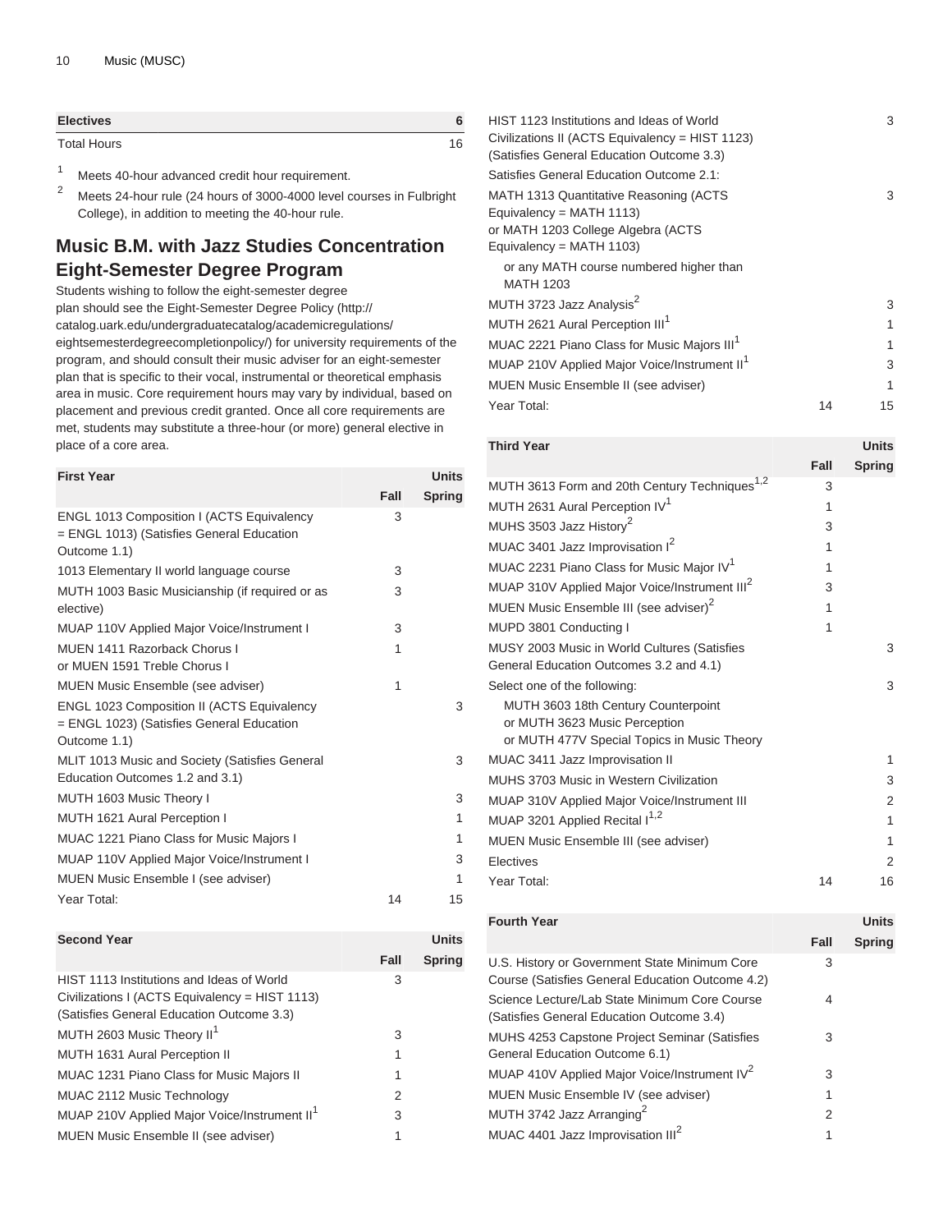| Electives | 6 |
| --- | --- |
| Total Hours | 16 |

1. Meets 40-hour advanced credit hour requirement.
2. Meets 24-hour rule (24 hours of 3000-4000 level courses in Fulbright College), in addition to meeting the 40-hour rule.

## Music B.M. with Jazz Studies Concentration Eight-Semester Degree Program

Students wishing to follow the eight-semester degree plan should see the Eight-Semester Degree Policy (http://catalog.uark.edu/undergraduatecatalog/academicregulations/eightsemesterdegreecompletionpolicy/) for university requirements of the program, and should consult their music adviser for an eight-semester plan that is specific to their vocal, instrumental or theoretical emphasis area in music. Core requirement hours may vary by individual, based on placement and previous credit granted. Once all core requirements are met, students may substitute a three-hour (or more) general elective in place of a core area.

| First Year | Units | |
| --- | --- | --- |
| | Fall | Spring |
| ENGL 1013 Composition I (ACTS Equivalency = ENGL 1013) (Satisfies General Education Outcome 1.1) | 3 | |
| 1013 Elementary II world language course | 3 | |
| MUTH 1003 Basic Musicianship (if required or as elective) | 3 | |
| MUAP 110V Applied Major Voice/Instrument I | 3 | |
| MUEN 1411 Razorback Chorus I or MUEN 1591 Treble Chorus I | 1 | |
| MUEN Music Ensemble (see adviser) | 1 | |
| ENGL 1023 Composition II (ACTS Equivalency = ENGL 1023) (Satisfies General Education Outcome 1.1) | | 3 |
| MLIT 1013 Music and Society (Satisfies General Education Outcomes 1.2 and 3.1) | | 3 |
| MUTH 1603 Music Theory I | | 3 |
| MUTH 1621 Aural Perception I | | 1 |
| MUAC 1221 Piano Class for Music Majors I | | 1 |
| MUAP 110V Applied Major Voice/Instrument I | | 3 |
| MUEN Music Ensemble I (see adviser) | | 1 |
| Year Total: | 14 | 15 |

| Second Year | Units | |
| --- | --- | --- |
| | Fall | Spring |
| HIST 1113 Institutions and Ideas of World Civilizations I (ACTS Equivalency = HIST 1113) (Satisfies General Education Outcome 3.3) | 3 | |
| MUTH 2603 Music Theory II[1] | 3 | |
| MUTH 1631 Aural Perception II | 1 | |
| MUAC 1231 Piano Class for Music Majors II | 1 | |
| MUAC 2112 Music Technology | 2 | |
| MUAP 210V Applied Major Voice/Instrument II[1] | 3 | |
| MUEN Music Ensemble II (see adviser) | 1 | |
| HIST 1123 Institutions and Ideas of World Civilizations II (ACTS Equivalency = HIST 1123) (Satisfies General Education Outcome 3.3) | | 3 |
| Satisfies General Education Outcome 2.1: | | |
| MATH 1313 Quantitative Reasoning (ACTS Equivalency = MATH 1113) or MATH 1203 College Algebra (ACTS Equivalency = MATH 1103) | | 3 |
| or any MATH course numbered higher than MATH 1203 | | |
| MUTH 3723 Jazz Analysis[2] | | 3 |
| MUTH 2621 Aural Perception III[1] | | 1 |
| MUAC 2221 Piano Class for Music Majors III[1] | | 1 |
| MUAP 210V Applied Major Voice/Instrument II[1] | | 3 |
| MUEN Music Ensemble II (see adviser) | | 1 |
| Year Total: | 14 | 15 |

| Third Year | Units | |
| --- | --- | --- |
| | Fall | Spring |
| MUTH 3613 Form and 20th Century Techniques[1,2] | 3 | |
| MUTH 2631 Aural Perception IV[1] | 1 | |
| MUHS 3503 Jazz History[2] | 3 | |
| MUAC 3401 Jazz Improvisation I[2] | 1 | |
| MUAC 2231 Piano Class for Music Major IV[1] | 1 | |
| MUAP 310V Applied Major Voice/Instrument III[2] | 3 | |
| MUEN Music Ensemble III (see adviser)[2] | 1 | |
| MUPD 3801 Conducting I | 1 | |
| MUSY 2003 Music in World Cultures (Satisfies General Education Outcomes 3.2 and 4.1) | | 3 |
| Select one of the following: | | 3 |
| MUTH 3603 18th Century Counterpoint or MUTH 3623 Music Perception or MUTH 477V Special Topics in Music Theory | | |
| MUAC 3411 Jazz Improvisation II | | 1 |
| MUHS 3703 Music in Western Civilization | | 3 |
| MUAP 310V Applied Major Voice/Instrument III | | 2 |
| MUAP 3201 Applied Recital I[1,2] | | 1 |
| MUEN Music Ensemble III (see adviser) | | 1 |
| Electives | | 2 |
| Year Total: | 14 | 16 |

| Fourth Year | Units | |
| --- | --- | --- |
| | Fall | Spring |
| U.S. History or Government State Minimum Core Course (Satisfies General Education Outcome 4.2) | 3 | |
| Science Lecture/Lab State Minimum Core Course (Satisfies General Education Outcome 3.4) | 4 | |
| MUHS 4253 Capstone Project Seminar (Satisfies General Education Outcome 6.1) | 3 | |
| MUAP 410V Applied Major Voice/Instrument IV[2] | 3 | |
| MUEN Music Ensemble IV (see adviser) | 1 | |
| MUTH 3742 Jazz Arranging[2] | 2 | |
| MUAC 4401 Jazz Improvisation III[2] | 1 | |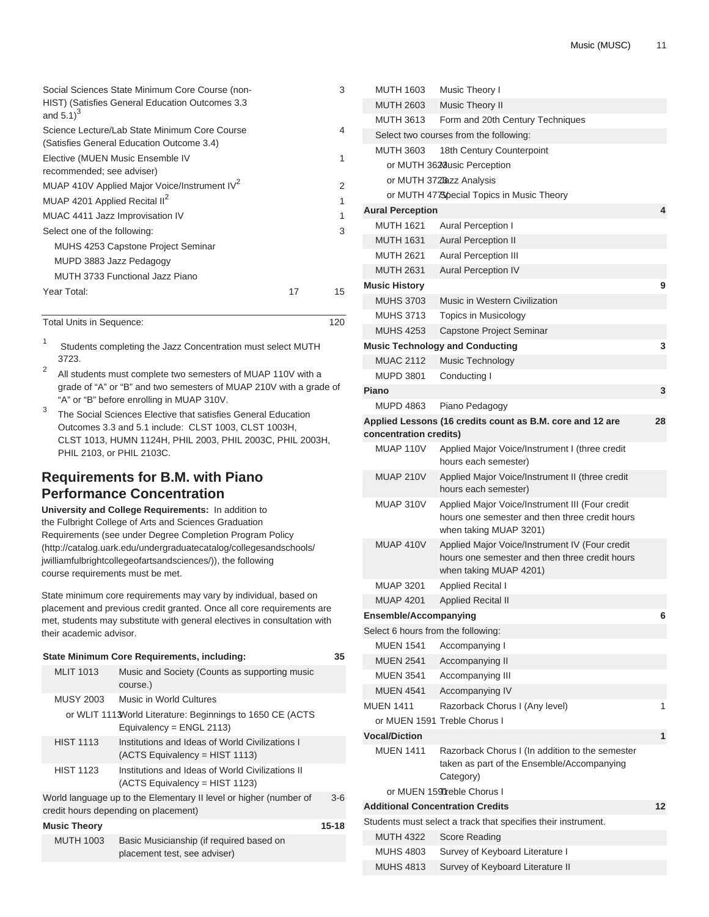| | | |
|---|---|---|
| Social Sciences State Minimum Core Course (non-HIST) (Satisfies General Education Outcomes 3.3 and 5.1)[3] | | 3 |
| Science Lecture/Lab State Minimum Core Course (Satisfies General Education Outcome 3.4) | | 4 |
| Elective (MUEN Music Ensemble IV recommended; see adviser) | | 1 |
| MUAP 410V Applied Major Voice/Instrument IV[2] | | 2 |
| MUAP 4201 Applied Recital II[2] | | 1 |
| MUAC 4411 Jazz Improvisation IV | | 1 |
| Select one of the following: | | 3 |
| MUHS 4253 Capstone Project Seminar | | |
| MUPD 3883 Jazz Pedagogy | | |
| MUTH 3733 Functional Jazz Piano | | |
| Year Total: | 17 | 15 |

| | |
|---|---|
| Total Units in Sequence: | 120 |

1. Students completing the Jazz Concentration must select MUTH 3723.
2. All students must complete two semesters of MUAP 110V with a grade of “A” or “B” and two semesters of MUAP 210V with a grade of “A” or “B” before enrolling in MUAP 310V.
3. The Social Sciences Elective that satisfies General Education Outcomes 3.3 and 5.1 include: CLST 1003, CLST 1003H, CLST 1013, HUMN 1124H, PHIL 2003, PHIL 2003C, PHIL 2003H, PHIL 2103, or PHIL 2103C.

## Requirements for B.M. with Piano Performance Concentration

**University and College Requirements:** In addition to the Fulbright College of Arts and Sciences Graduation Requirements (see under Degree Completion Program Policy (http://catalog.uark.edu/undergraduatecatalog/collegesandschools/jwilliamfulbrightcollegeofartsandsciences/)), the following course requirements must be met.

State minimum core requirements may vary by individual, based on placement and previous credit granted. Once all core requirements are met, students may substitute with general electives in consultation with their academic advisor.

| | | |
|---|---|---|
| **State Minimum Core Requirements, including:** | | **35** |
| MLIT 1013 | Music and Society (Counts as supporting music course.) | |
| MUSY 2003 | Music in World Cultures | |
| or WLIT 1113 | World Literature: Beginnings to 1650 CE (ACTS Equivalency = ENGL 2113) | |
| HIST 1113 | Institutions and Ideas of World Civilizations I (ACTS Equivalency = HIST 1113) | |
| HIST 1123 | Institutions and Ideas of World Civilizations II (ACTS Equivalency = HIST 1123) | |
| World language up to the Elementary II level or higher (number of credit hours depending on placement) | | 3-6 |
| **Music Theory** | | **15-18** |
| MUTH 1003 | Basic Musicianship (if required based on placement test, see adviser) | |
| MUTH 1603 | Music Theory I | |
| MUTH 2603 | Music Theory II | |
| MUTH 3613 | Form and 20th Century Techniques | |
| Select two courses from the following: | | |
| MUTH 3603 | 18th Century Counterpoint | |
| or MUTH 3623 | Music Perception | |
| or MUTH 3723 | Jazz Analysis | |
| or MUTH 4773 | Special Topics in Music Theory | |
| **Aural Perception** | | **4** |
| MUTH 1621 | Aural Perception I | |
| MUTH 1631 | Aural Perception II | |
| MUTH 2621 | Aural Perception III | |
| MUTH 2631 | Aural Perception IV | |
| **Music History** | | **9** |
| MUHS 3703 | Music in Western Civilization | |
| MUHS 3713 | Topics in Musicology | |
| MUHS 4253 | Capstone Project Seminar | |
| **Music Technology and Conducting** | | **3** |
| MUAC 2112 | Music Technology | |
| MUPD 3801 | Conducting I | |
| **Piano** | | **3** |
| MUPD 4863 | Piano Pedagogy | |
| **Applied Lessons (16 credits count as B.M. core and 12 are concentration credits)** | | **28** |
| MUAP 110V | Applied Major Voice/Instrument I (three credit hours each semester) | |
| MUAP 210V | Applied Major Voice/Instrument II (three credit hours each semester) | |
| MUAP 310V | Applied Major Voice/Instrument III (Four credit hours one semester and then three credit hours when taking MUAP 3201) | |
| MUAP 410V | Applied Major Voice/Instrument IV (Four credit hours one semester and then three credit hours when taking MUAP 4201) | |
| MUAP 3201 | Applied Recital I | |
| MUAP 4201 | Applied Recital II | |
| **Ensemble/Accompanying** | | **6** |
| Select 6 hours from the following: | | |
| MUEN 1541 | Accompanying I | |
| MUEN 2541 | Accompanying II | |
| MUEN 3541 | Accompanying III | |
| MUEN 4541 | Accompanying IV | |
| MUEN 1411 | Razorback Chorus I (Any level) | 1 |
| or MUEN 1591 | Treble Chorus I | |
| **Vocal/Diction** | | **1** |
| MUEN 1411 | Razorback Chorus I (In addition to the semester taken as part of the Ensemble/Accompanying Category) | |
| or MUEN 1591 | Treble Chorus I | |
| **Additional Concentration Credits** | | **12** |
| Students must select a track that specifies their instrument. | | |
| MUTH 4322 | Score Reading | |
| MUHS 4803 | Survey of Keyboard Literature I | |
| MUHS 4813 | Survey of Keyboard Literature II | |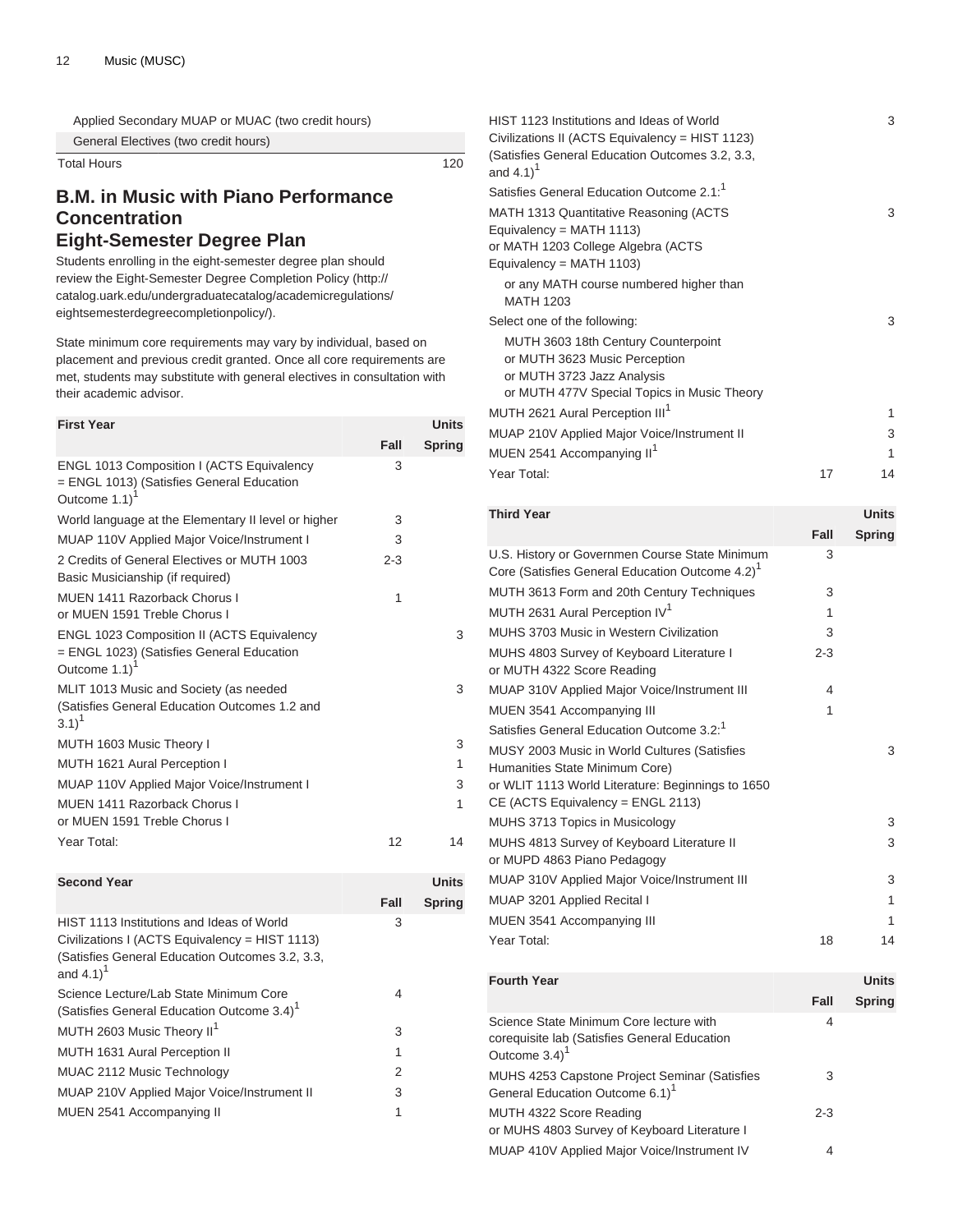| | | |
|---|---|---|
| Applied Secondary MUAP or MUAC (two credit hours) | | |
| General Electives (two credit hours) | | |
| Total Hours | | 120 |

## B.M. in Music with Piano Performance Concentration
## Eight-Semester Degree Plan

Students enrolling in the eight-semester degree plan should review the Eight-Semester Degree Completion Policy (http://catalog.uark.edu/undergraduatecatalog/academicregulations/eightsemesterdegreecompletionpolicy/).

State minimum core requirements may vary by individual, based on placement and previous credit granted. Once all core requirements are met, students may substitute with general electives in consultation with their academic advisor.

| First Year | | Units |
|---|---|---|
| | Fall | Spring |
| ENGL 1013 Composition I (ACTS Equivalency = ENGL 1013) (Satisfies General Education Outcome 1.1)[1] | 3 | |
| World language at the Elementary II level or higher | 3 | |
| MUAP 110V Applied Major Voice/Instrument I | 3 | |
| 2 Credits of General Electives or MUTH 1003 Basic Musicianship (if required) | 2-3 | |
| MUEN 1411 Razorback Chorus I or MUEN 1591 Treble Chorus I | 1 | |
| ENGL 1023 Composition II (ACTS Equivalency = ENGL 1023) (Satisfies General Education Outcome 1.1)[1] | | 3 |
| MLIT 1013 Music and Society (as needed (Satisfies General Education Outcomes 1.2 and 3.1)[1] | | 3 |
| MUTH 1603 Music Theory I | | 3 |
| MUTH 1621 Aural Perception I | | 1 |
| MUAP 110V Applied Major Voice/Instrument I | | 3 |
| MUEN 1411 Razorback Chorus I or MUEN 1591 Treble Chorus I | | 1 |
| Year Total: | 12 | 14 |

| Second Year | | Units |
|---|---|---|
| | Fall | Spring |
| HIST 1113 Institutions and Ideas of World Civilizations I (ACTS Equivalency = HIST 1113) (Satisfies General Education Outcomes 3.2, 3.3, and 4.1)[1] | 3 | |
| Science Lecture/Lab State Minimum Core (Satisfies General Education Outcome 3.4)[1] | 4 | |
| MUTH 2603 Music Theory II[1] | 3 | |
| MUTH 1631 Aural Perception II | 1 | |
| MUAC 2112 Music Technology | 2 | |
| MUAP 210V Applied Major Voice/Instrument II | 3 | |
| MUEN 2541 Accompanying II | 1 | |
| HIST 1123 Institutions and Ideas of World Civilizations II (ACTS Equivalency = HIST 1123) (Satisfies General Education Outcomes 3.2, 3.3, and 4.1)[1] | | 3 |
| Satisfies General Education Outcome 2.1:[1] | | |
| MATH 1313 Quantitative Reasoning (ACTS Equivalency = MATH 1113) or MATH 1203 College Algebra (ACTS Equivalency = MATH 1103) | | 3 |
| or any MATH course numbered higher than MATH 1203 | | |
| Select one of the following: | | 3 |
| MUTH 3603 18th Century Counterpoint or MUTH 3623 Music Perception or MUTH 3723 Jazz Analysis or MUTH 477V Special Topics in Music Theory | | |
| MUTH 2621 Aural Perception III[1] | | 1 |
| MUAP 210V Applied Major Voice/Instrument II | | 3 |
| MUEN 2541 Accompanying II[1] | | 1 |
| Year Total: | 17 | 14 |

| Third Year | | Units |
|---|---|---|
| | Fall | Spring |
| U.S. History or Governmen Course State Minimum Core (Satisfies General Education Outcome 4.2)[1] | 3 | |
| MUTH 3613 Form and 20th Century Techniques | 3 | |
| MUTH 2631 Aural Perception IV[1] | 1 | |
| MUHS 3703 Music in Western Civilization | 3 | |
| MUHS 4803 Survey of Keyboard Literature I or MUTH 4322 Score Reading | 2-3 | |
| MUAP 310V Applied Major Voice/Instrument III | 4 | |
| MUEN 3541 Accompanying III | 1 | |
| Satisfies General Education Outcome 3.2:[1] | | |
| MUSY 2003 Music in World Cultures (Satisfies Humanities State Minimum Core) or WLIT 1113 World Literature: Beginnings to 1650 CE (ACTS Equivalency = ENGL 2113) | | 3 |
| MUHS 3713 Topics in Musicology | | 3 |
| MUHS 4813 Survey of Keyboard Literature II or MUPD 4863 Piano Pedagogy | | 3 |
| MUAP 310V Applied Major Voice/Instrument III | | 3 |
| MUAP 3201 Applied Recital I | | 1 |
| MUEN 3541 Accompanying III | | 1 |
| Year Total: | 18 | 14 |

| Fourth Year | | Units |
|---|---|---|
| | Fall | Spring |
| Science State Minimum Core lecture with corequisite lab (Satisfies General Education Outcome 3.4)[1] | 4 | |
| MUHS 4253 Capstone Project Seminar (Satisfies General Education Outcome 6.1)[1] | 3 | |
| MUTH 4322 Score Reading or MUHS 4803 Survey of Keyboard Literature I | 2-3 | |
| MUAP 410V Applied Major Voice/Instrument IV | 4 | |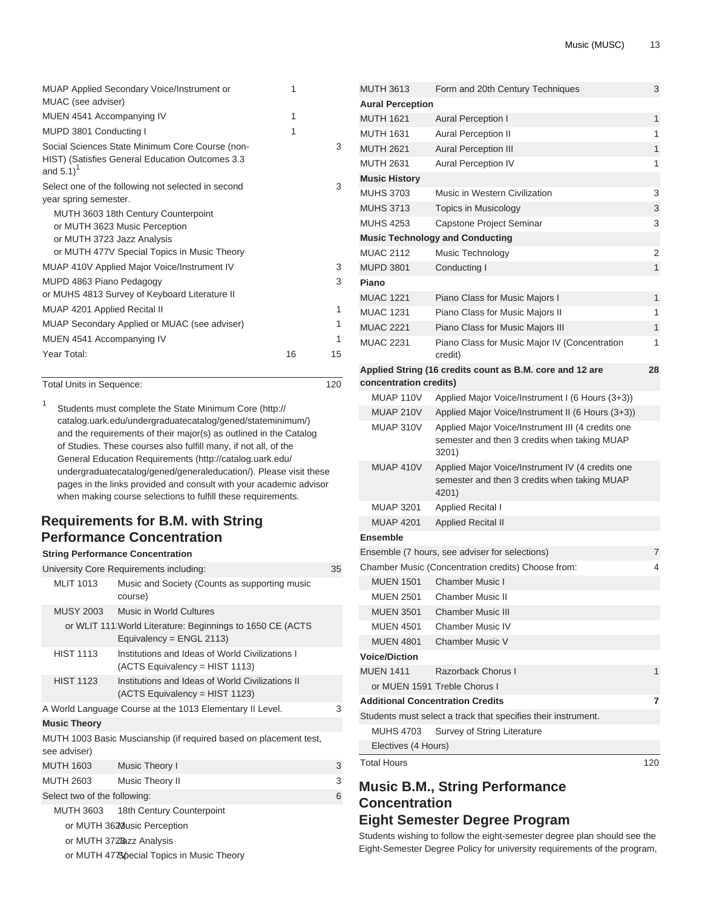| | | |
|---|---|---|
| MUAP Applied Secondary Voice/Instrument or MUAC (see adviser) | 1 | |
| MUEN 4541 Accompanying IV | 1 | |
| MUPD 3801 Conducting I | 1 | |
| Social Sciences State Minimum Core Course (non-HIST) (Satisfies General Education Outcomes 3.3 and 5.1)[1] | | 3 |
| Select one of the following not selected in second year spring semester. | | 3 |
| MUTH 3603 18th Century Counterpoint<br>or MUTH 3623 Music Perception<br>or MUTH 3723 Jazz Analysis<br>or MUTH 477V Special Topics in Music Theory | | |
| MUAP 410V Applied Major Voice/Instrument IV | | 3 |
| MUPD 4863 Piano Pedagogy<br>or MUHS 4813 Survey of Keyboard Literature II | | 3 |
| MUAP 4201 Applied Recital II | | 1 |
| MUAP Secondary Applied or MUAC (see adviser) | | 1 |
| MUEN 4541 Accompanying IV | | 1 |
| Year Total: | 16 | 15 |

| | |
|---|---|
| Total Units in Sequence: | 120 |

1. Students must complete the State Minimum Core (http://catalog.uark.edu/undergraduatecatalog/gened/stateminimum/) and the requirements of their major(s) as outlined in the Catalog of Studies. These courses also fulfill many, if not all, of the General Education Requirements (http://catalog.uark.edu/undergraduatecatalog/gened/generaleducation/). Please visit these pages in the links provided and consult with your academic advisor when making course selections to fulfill these requirements.

## Requirements for B.M. with String Performance Concentration

**String Performance Concentration**

| | | |
|---|---|---|
| University Core Requirements including: | | 35 |
| MLIT 1013 | Music and Society (Counts as supporting music course) | |
| MUSY 2003 | Music in World Cultures | |
| or WLIT 1113 | World Literature: Beginnings to 1650 CE (ACTS Equivalency = ENGL 2113) | |
| HIST 1113 | Institutions and Ideas of World Civilizations I (ACTS Equivalency = HIST 1113) | |
| HIST 1123 | Institutions and Ideas of World Civilizations II (ACTS Equivalency = HIST 1123) | |
| A World Language Course at the 1013 Elementary II Level. | | 3 |
| **Music Theory** | | |
| MUTH 1003 Basic Muscianship (if required based on placement test, see adviser) | | |
| MUTH 1603 | Music Theory I | 3 |
| MUTH 2603 | Music Theory II | 3 |
| Select two of the following: | | 6 |
| MUTH 3603 | 18th Century Counterpoint | |
| or MUTH 3623 | Music Perception | |
| or MUTH 3723 | Jazz Analysis | |
| or MUTH 477V | Special Topics in Music Theory | |
| MUTH 3613 | Form and 20th Century Techniques | 3 |
| **Aural Perception** | | |
| MUTH 1621 | Aural Perception I | 1 |
| MUTH 1631 | Aural Perception II | 1 |
| MUTH 2621 | Aural Perception III | 1 |
| MUTH 2631 | Aural Perception IV | 1 |
| **Music History** | | |
| MUHS 3703 | Music in Western Civilization | 3 |
| MUHS 3713 | Topics in Musicology | 3 |
| MUHS 4253 | Capstone Project Seminar | 3 |
| **Music Technology and Conducting** | | |
| MUAC 2112 | Music Technology | 2 |
| MUPD 3801 | Conducting I | 1 |
| **Piano** | | |
| MUAC 1221 | Piano Class for Music Majors I | 1 |
| MUAC 1231 | Piano Class for Music Majors II | 1 |
| MUAC 2221 | Piano Class for Music Majors III | 1 |
| MUAC 2231 | Piano Class for Music Major IV (Concentration credit) | 1 |
| **Applied String (16 credits count as B.M. core and 12 are concentration credits)** | | **28** |
| MUAP 110V | Applied Major Voice/Instrument I (6 Hours (3+3)) | |
| MUAP 210V | Applied Major Voice/Instrument II (6 Hours (3+3)) | |
| MUAP 310V | Applied Major Voice/Instrument III (4 credits one semester and then 3 credits when taking MUAP 3201) | |
| MUAP 410V | Applied Major Voice/Instrument IV (4 credits one semester and then 3 credits when taking MUAP 4201) | |
| MUAP 3201 | Applied Recital I | |
| MUAP 4201 | Applied Recital II | |
| **Ensemble** | | |
| Ensemble (7 hours, see adviser for selections) | | 7 |
| Chamber Music (Concentration credits) Choose from: | | 4 |
| MUEN 1501 | Chamber Music I | |
| MUEN 2501 | Chamber Music II | |
| MUEN 3501 | Chamber Music III | |
| MUEN 4501 | Chamber Music IV | |
| MUEN 4801 | Chamber Music V | |
| **Voice/Diction** | | |
| MUEN 1411 | Razorback Chorus I | 1 |
| or MUEN 1591 | Treble Chorus I | |
| **Additional Concentration Credits** | | **7** |
| Students must select a track that specifies their instrument. | | |
| MUHS 4703 | Survey of String Literature | |
| Electives (4 Hours) | | |
| Total Hours | | 120 |

## Music B.M., String Performance Concentration
## Eight Semester Degree Program

Students wishing to follow the eight-semester degree plan should see the Eight-Semester Degree Policy for university requirements of the program,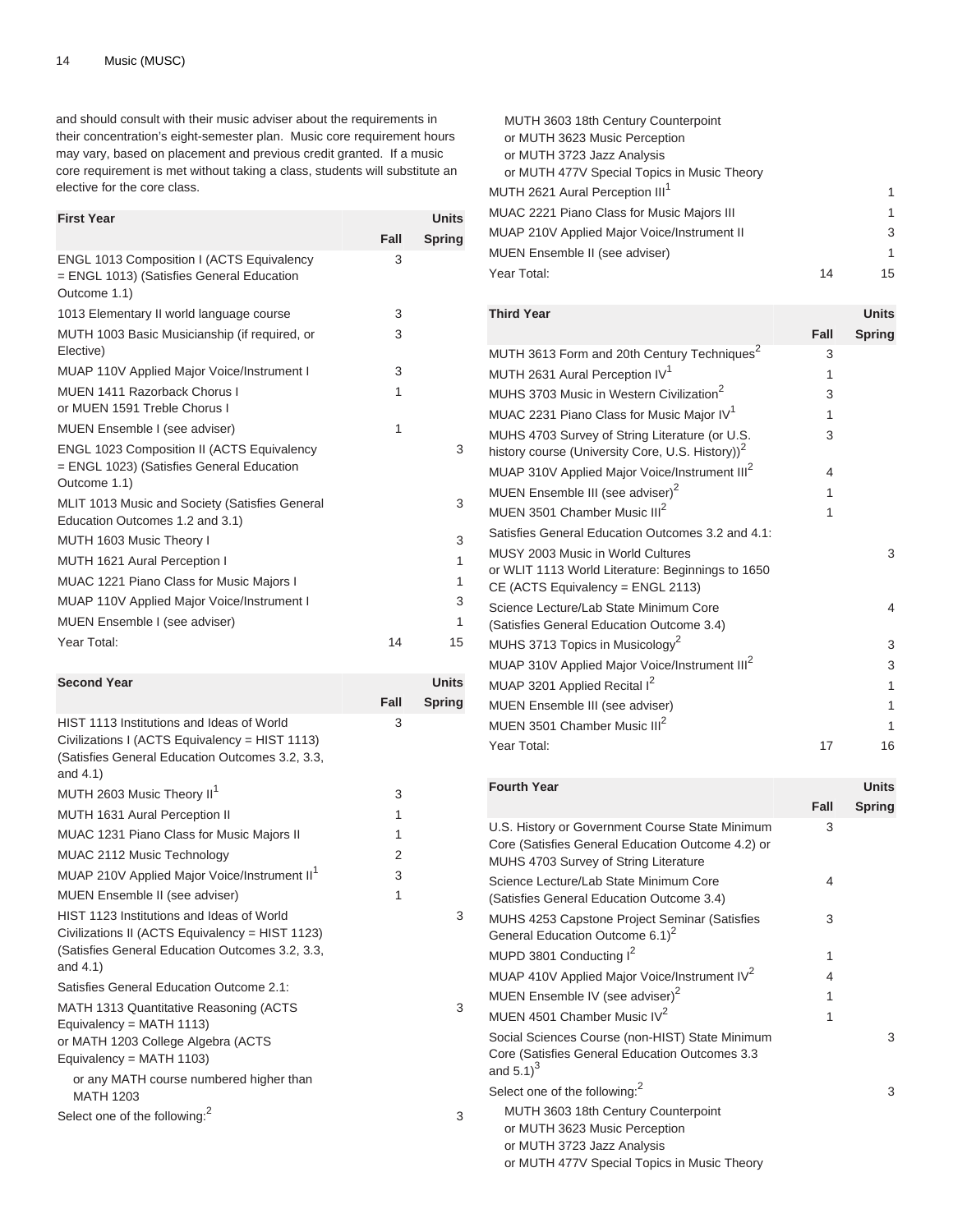and should consult with their music adviser about the requirements in their concentration's eight-semester plan. Music core requirement hours may vary, based on placement and previous credit granted. If a music core requirement is met without taking a class, students will substitute an elective for the core class.

| First Year | Units | |
|---|---|---|
| | Fall | Spring |
| ENGL 1013 Composition I (ACTS Equivalency = ENGL 1013) (Satisfies General Education Outcome 1.1) | 3 | |
| 1013 Elementary II world language course | 3 | |
| MUTH 1003 Basic Musicianship (if required, or Elective) | 3 | |
| MUAP 110V Applied Major Voice/Instrument I | 3 | |
| MUEN 1411 Razorback Chorus I<br>or MUEN 1591 Treble Chorus I | 1 | |
| MUEN Ensemble I (see adviser) | 1 | |
| ENGL 1023 Composition II (ACTS Equivalency = ENGL 1023) (Satisfies General Education Outcome 1.1) | | 3 |
| MLIT 1013 Music and Society (Satisfies General Education Outcomes 1.2 and 3.1) | | 3 |
| MUTH 1603 Music Theory I | | 3 |
| MUTH 1621 Aural Perception I | | 1 |
| MUAC 1221 Piano Class for Music Majors I | | 1 |
| MUAP 110V Applied Major Voice/Instrument I | | 3 |
| MUEN Ensemble I (see adviser) | | 1 |
| Year Total: | 14 | 15 |

| Second Year | Units | |
|---|---|---|
| | Fall | Spring |
| HIST 1113 Institutions and Ideas of World Civilizations I (ACTS Equivalency = HIST 1113) (Satisfies General Education Outcomes 3.2, 3.3, and 4.1) | 3 | |
| MUTH 2603 Music Theory II[1] | 3 | |
| MUTH 1631 Aural Perception II | 1 | |
| MUAC 1231 Piano Class for Music Majors II | 1 | |
| MUAC 2112 Music Technology | 2 | |
| MUAP 210V Applied Major Voice/Instrument II[1] | 3 | |
| MUEN Ensemble II (see adviser) | 1 | |
| HIST 1123 Institutions and Ideas of World Civilizations II (ACTS Equivalency = HIST 1123) (Satisfies General Education Outcomes 3.2, 3.3, and 4.1) | | 3 |
| Satisfies General Education Outcome 2.1: | | |
| MATH 1313 Quantitative Reasoning (ACTS Equivalency = MATH 1113)<br>or MATH 1203 College Algebra (ACTS Equivalency = MATH 1103)<br>or any MATH course numbered higher than MATH 1203 | | 3 |
| Select one of the following:[2]<br>MUTH 3603 18th Century Counterpoint<br>or MUTH 3623 Music Perception<br>or MUTH 3723 Jazz Analysis<br>or MUTH 477V Special Topics in Music Theory | | 3 |
| MUTH 2621 Aural Perception III[1] | | 1 |
| MUAC 2221 Piano Class for Music Majors III | | 1 |
| MUAP 210V Applied Major Voice/Instrument II | | 3 |
| MUEN Ensemble II (see adviser) | | 1 |
| Year Total: | 14 | 15 |

| Third Year | Units | |
|---|---|---|
| | Fall | Spring |
| MUTH 3613 Form and 20th Century Techniques[2] | 3 | |
| MUTH 2631 Aural Perception IV[1] | 1 | |
| MUHS 3703 Music in Western Civilization[2] | 3 | |
| MUAC 2231 Piano Class for Music Major IV[1] | 1 | |
| MUHS 4703 Survey of String Literature (or U.S. history course (University Core, U.S. History))[2] | 3 | |
| MUAP 310V Applied Major Voice/Instrument III[2] | 4 | |
| MUEN Ensemble III (see adviser)[2] | 1 | |
| MUEN 3501 Chamber Music III[2] | 1 | |
| Satisfies General Education Outcomes 3.2 and 4.1: | | |
| MUSY 2003 Music in World Cultures<br>or WLIT 1113 World Literature: Beginnings to 1650 CE (ACTS Equivalency = ENGL 2113) | | 3 |
| Science Lecture/Lab State Minimum Core (Satisfies General Education Outcome 3.4) | | 4 |
| MUHS 3713 Topics in Musicology[2] | | 3 |
| MUAP 310V Applied Major Voice/Instrument III[2] | | 3 |
| MUAP 3201 Applied Recital I[2] | | 1 |
| MUEN Ensemble III (see adviser) | | 1 |
| MUEN 3501 Chamber Music III[2] | | 1 |
| Year Total: | 17 | 16 |

| Fourth Year | Units | |
|---|---|---|
| | Fall | Spring |
| U.S. History or Government Course State Minimum Core (Satisfies General Education Outcome 4.2) or MUHS 4703 Survey of String Literature | 3 | |
| Science Lecture/Lab State Minimum Core (Satisfies General Education Outcome 3.4) | 4 | |
| MUHS 4253 Capstone Project Seminar (Satisfies General Education Outcome 6.1)[2] | 3 | |
| MUPD 3801 Conducting I[2] | 1 | |
| MUAP 410V Applied Major Voice/Instrument IV[2] | 4 | |
| MUEN Ensemble IV (see adviser)[2] | 1 | |
| MUEN 4501 Chamber Music IV[2] | 1 | |
| Social Sciences Course (non-HIST) State Minimum Core (Satisfies General Education Outcomes 3.3 and 5.1)[3] | | 3 |
| Select one of the following:[2]<br>MUTH 3603 18th Century Counterpoint<br>or MUTH 3623 Music Perception<br>or MUTH 3723 Jazz Analysis<br>or MUTH 477V Special Topics in Music Theory | | 3 |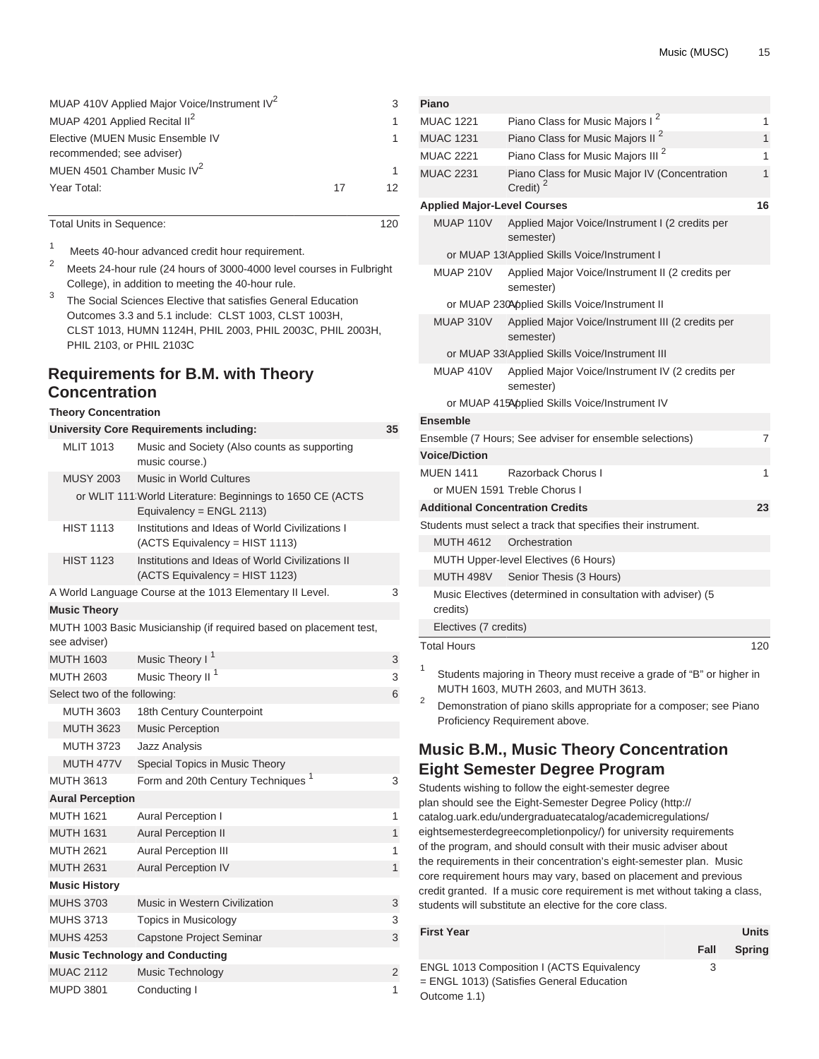| | | |
|---|---|---|
| MUAP 410V Applied Major Voice/Instrument IV[2] | | 3 |
| MUAP 4201 Applied Recital II[2] | | 1 |
| Elective (MUEN Music Ensemble IV recommended; see adviser) | | 1 |
| MUEN 4501 Chamber Music IV[2] | | 1 |
| Year Total: | 17 | 12 |

| | |
|---|---|
| Total Units in Sequence: | 120 |

1. Meets 40-hour advanced credit hour requirement.
2. Meets 24-hour rule (24 hours of 3000-4000 level courses in Fulbright College), in addition to meeting the 40-hour rule.
3. The Social Sciences Elective that satisfies General Education Outcomes 3.3 and 5.1 include: CLST 1003, CLST 1003H, CLST 1013, HUMN 1124H, PHIL 2003, PHIL 2003C, PHIL 2003H, PHIL 2103, or PHIL 2103C

## Requirements for B.M. with Theory Concentration

| Theory Concentration | | |
|---|---|---|
| **University Core Requirements including:** | | **35** |
| MLIT 1013 | Music and Society (Also counts as supporting music course.) | |
| MUSY 2003 | Music in World Cultures | |
| or WLIT 1113 | World Literature: Beginnings to 1650 CE (ACTS Equivalency = ENGL 2113) | |
| HIST 1113 | Institutions and Ideas of World Civilizations I (ACTS Equivalency = HIST 1113) | |
| HIST 1123 | Institutions and Ideas of World Civilizations II (ACTS Equivalency = HIST 1123) | |
| A World Language Course at the 1013 Elementary II Level. | | 3 |
| **Music Theory** | | |
| MUTH 1003 Basic Musicianship (if required based on placement test, see adviser) | | |
| MUTH 1603 | Music Theory I [1] | 3 |
| MUTH 2603 | Music Theory II [1] | 3 |
| Select two of the following: | | 6 |
| MUTH 3603 | 18th Century Counterpoint | |
| MUTH 3623 | Music Perception | |
| MUTH 3723 | Jazz Analysis | |
| MUTH 477V | Special Topics in Music Theory | |
| MUTH 3613 | Form and 20th Century Techniques [1] | 3 |
| **Aural Perception** | | |
| MUTH 1621 | Aural Perception I | 1 |
| MUTH 1631 | Aural Perception II | 1 |
| MUTH 2621 | Aural Perception III | 1 |
| MUTH 2631 | Aural Perception IV | 1 |
| **Music History** | | |
| MUHS 3703 | Music in Western Civilization | 3 |
| MUHS 3713 | Topics in Musicology | 3 |
| MUHS 4253 | Capstone Project Seminar | 3 |
| **Music Technology and Conducting** | | |
| MUAC 2112 | Music Technology | 2 |
| MUPD 3801 | Conducting I | 1 |
| **Piano** | | |
| MUAC 1221 | Piano Class for Music Majors I [2] | 1 |
| MUAC 1231 | Piano Class for Music Majors II [2] | 1 |
| MUAC 2221 | Piano Class for Music Majors III [2] | 1 |
| MUAC 2231 | Piano Class for Music Major IV (Concentration Credit) [2] | 1 |
| **Applied Major-Level Courses** | | **16** |
| MUAP 110V | Applied Major Voice/Instrument I (2 credits per semester) | |
| or MUAP 1301 | Applied Skills Voice/Instrument I | |
| MUAP 210V | Applied Major Voice/Instrument II (2 credits per semester) | |
| or MUAP 2301 | Applied Skills Voice/Instrument II | |
| MUAP 310V | Applied Major Voice/Instrument III (2 credits per semester) | |
| or MUAP 3301 | Applied Skills Voice/Instrument III | |
| MUAP 410V | Applied Major Voice/Instrument IV (2 credits per semester) | |
| or MUAP 415V | Applied Skills Voice/Instrument IV | |
| **Ensemble** | | |
| Ensemble (7 Hours; See adviser for ensemble selections) | | 7 |
| **Voice/Diction** | | |
| MUEN 1411 | Razorback Chorus I | 1 |
| or MUEN 1591 | Treble Chorus I | |
| **Additional Concentration Credits** | | **23** |
| Students must select a track that specifies their instrument. | | |
| MUTH 4612 | Orchestration | |
| MUTH Upper-level Electives (6 Hours) | | |
| MUTH 498V | Senior Thesis (3 Hours) | |
| Music Electives (determined in consultation with adviser) (5 credits) | | |
| Electives (7 credits) | | |
| Total Hours | | 120 |

1. Students majoring in Theory must receive a grade of "B" or higher in MUTH 1603, MUTH 2603, and MUTH 3613.
2. Demonstration of piano skills appropriate for a composer; see Piano Proficiency Requirement above.

## Music B.M., Music Theory Concentration Eight Semester Degree Program

Students wishing to follow the eight-semester degree plan should see the Eight-Semester Degree Policy (http://catalog.uark.edu/undergraduatecatalog/academicregulations/eightsemesterdegreecompletionpolicy/) for university requirements of the program, and should consult with their music adviser about the requirements in their concentration's eight-semester plan. Music core requirement hours may vary, based on placement and previous credit granted. If a music core requirement is met without taking a class, students will substitute an elective for the core class.

| First Year | Units | |
|---|---|---|
| | Fall | Spring |
| ENGL 1013 Composition I (ACTS Equivalency = ENGL 1013) (Satisfies General Education Outcome 1.1) | 3 | |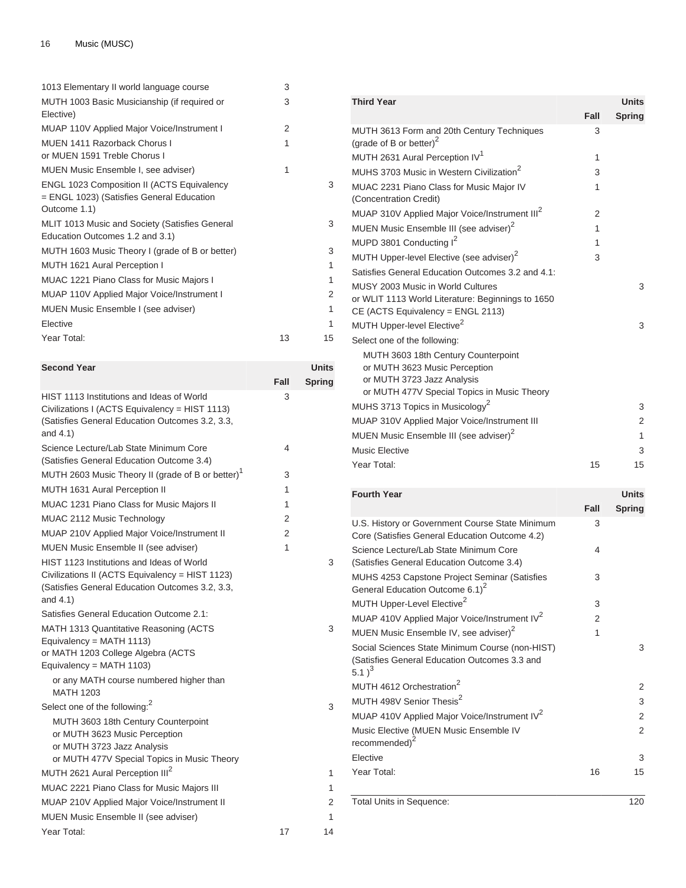| | Fall | Spring |
|---|---|---|
| 1013 Elementary II world language course | 3 | |
| MUTH 1003 Basic Musicianship (if required or Elective) | 3 | |
| MUAP 110V Applied Major Voice/Instrument I | 2 | |
| MUEN 1411 Razorback Chorus I or MUEN 1591 Treble Chorus I | 1 | |
| MUEN Music Ensemble I, see adviser) | 1 | |
| ENGL 1023 Composition II (ACTS Equivalency = ENGL 1023) (Satisfies General Education Outcome 1.1) | | 3 |
| MLIT 1013 Music and Society (Satisfies General Education Outcomes 1.2 and 3.1) | | 3 |
| MUTH 1603 Music Theory I (grade of B or better) | | 3 |
| MUTH 1621 Aural Perception I | | 1 |
| MUAC 1221 Piano Class for Music Majors I | | 1 |
| MUAP 110V Applied Major Voice/Instrument I | | 2 |
| MUEN Music Ensemble I (see adviser) | | 1 |
| Elective | | 1 |
| Year Total: | 13 | 15 |

| Second Year | Units | |
|---|---|---|
| | Fall | Spring |
| HIST 1113 Institutions and Ideas of World Civilizations I (ACTS Equivalency = HIST 1113) (Satisfies General Education Outcomes 3.2, 3.3, and 4.1) | 3 | |
| Science Lecture/Lab State Minimum Core (Satisfies General Education Outcome 3.4) | 4 | |
| MUTH 2603 Music Theory II (grade of B or better)[1] | 3 | |
| MUTH 1631 Aural Perception II | 1 | |
| MUAC 1231 Piano Class for Music Majors II | 1 | |
| MUAC 2112 Music Technology | 2 | |
| MUAP 210V Applied Major Voice/Instrument II | 2 | |
| MUEN Music Ensemble II (see adviser) | 1 | |
| HIST 1123 Institutions and Ideas of World Civilizations II (ACTS Equivalency = HIST 1123) (Satisfies General Education Outcomes 3.2, 3.3, and 4.1) | | 3 |
| Satisfies General Education Outcome 2.1: | | |
| MATH 1313 Quantitative Reasoning (ACTS Equivalency = MATH 1113) or MATH 1203 College Algebra (ACTS Equivalency = MATH 1103) or any MATH course numbered higher than MATH 1203 | | 3 |
| Select one of the following:[2] | | 3 |
| MUTH 3603 18th Century Counterpoint or MUTH 3623 Music Perception or MUTH 3723 Jazz Analysis or MUTH 477V Special Topics in Music Theory | | |
| MUTH 2621 Aural Perception III[2] | | 1 |
| MUAC 2221 Piano Class for Music Majors III | | 1 |
| MUAP 210V Applied Major Voice/Instrument II | | 2 |
| MUEN Music Ensemble II (see adviser) | | 1 |
| Year Total: | 17 | 14 |

| Third Year | Units | |
|---|---|---|
| | Fall | Spring |
| MUTH 3613 Form and 20th Century Techniques (grade of B or better)[2] | 3 | |
| MUTH 2631 Aural Perception IV[1] | 1 | |
| MUHS 3703 Music in Western Civilization[2] | 3 | |
| MUAC 2231 Piano Class for Music Major IV (Concentration Credit) | 1 | |
| MUAP 310V Applied Major Voice/Instrument III[2] | 2 | |
| MUEN Music Ensemble III (see adviser)[2] | 1 | |
| MUPD 3801 Conducting I[2] | 1 | |
| MUTH Upper-level Elective (see adviser)[2] | 3 | |
| Satisfies General Education Outcomes 3.2 and 4.1: | | |
| MUSY 2003 Music in World Cultures or WLIT 1113 World Literature: Beginnings to 1650 CE (ACTS Equivalency = ENGL 2113) | | 3 |
| MUTH Upper-level Elective[2] | | 3 |
| Select one of the following: | | |
| MUTH 3603 18th Century Counterpoint or MUTH 3623 Music Perception or MUTH 3723 Jazz Analysis or MUTH 477V Special Topics in Music Theory | | |
| MUHS 3713 Topics in Musicology[2] | | 3 |
| MUAP 310V Applied Major Voice/Instrument III | | 2 |
| MUEN Music Ensemble III (see adviser)[2] | | 1 |
| Music Elective | | 3 |
| Year Total: | 15 | 15 |

| Fourth Year | Units | |
|---|---|---|
| | Fall | Spring |
| U.S. History or Government Course State Minimum Core (Satisfies General Education Outcome 4.2) | 3 | |
| Science Lecture/Lab State Minimum Core (Satisfies General Education Outcome 3.4) | 4 | |
| MUHS 4253 Capstone Project Seminar (Satisfies General Education Outcome 6.1)[2] | 3 | |
| MUTH Upper-Level Elective[2] | 3 | |
| MUAP 410V Applied Major Voice/Instrument IV[2] | 2 | |
| MUEN Music Ensemble IV, see adviser)[2] | 1 | |
| Social Sciences State Minimum Course (non-HIST) (Satisfies General Education Outcomes 3.3 and 5.1 )[3] | | 3 |
| MUTH 4612 Orchestration[2] | | 2 |
| MUTH 498V Senior Thesis[2] | | 3 |
| MUAP 410V Applied Major Voice/Instrument IV[2] | | 2 |
| Music Elective (MUEN Music Ensemble IV recommended)[2] | | 2 |
| Elective | | 3 |
| Year Total: | 16 | 15 |

| Total Units in Sequence: | 120 |
|---|---|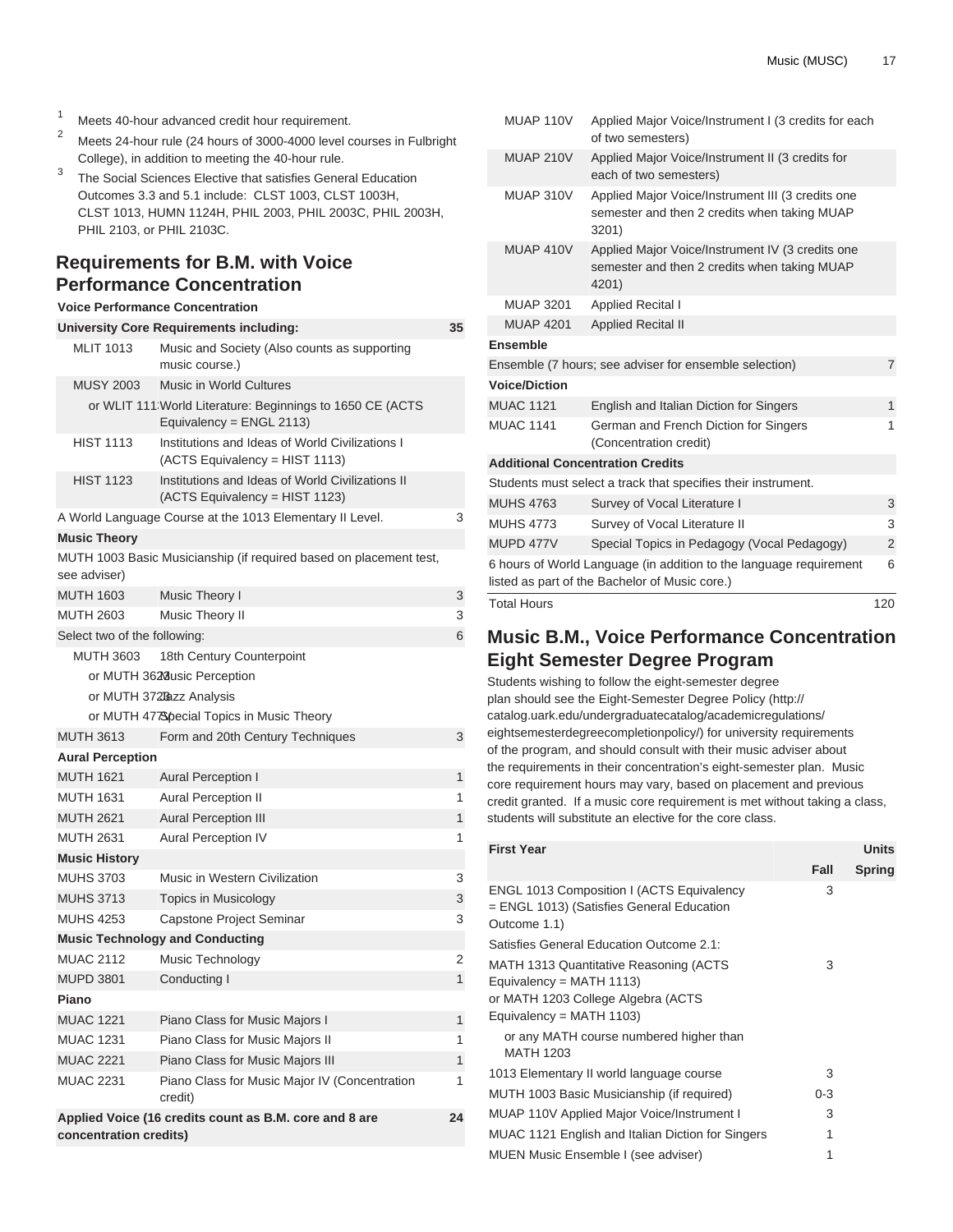[1] Meets 40-hour advanced credit hour requirement.

[2] Meets 24-hour rule (24 hours of 3000-4000 level courses in Fulbright College), in addition to meeting the 40-hour rule.

[3] The Social Sciences Elective that satisfies General Education Outcomes 3.3 and 5.1 include: CLST 1003, CLST 1003H, CLST 1013, HUMN 1124H, PHIL 2003, PHIL 2003C, PHIL 2003H, PHIL 2103, or PHIL 2103C.

## Requirements for B.M. with Voice Performance Concentration

| Voice Performance Concentration | | |
|---|---|---|
| **University Core Requirements including:** | | **35** |
| MLIT 1013 | Music and Society (Also counts as supporting music course.) | |
| MUSY 2003 | Music in World Cultures | |
| or WLIT 1113 | World Literature: Beginnings to 1650 CE (ACTS Equivalency = ENGL 2113) | |
| HIST 1113 | Institutions and Ideas of World Civilizations I (ACTS Equivalency = HIST 1113) | |
| HIST 1123 | Institutions and Ideas of World Civilizations II (ACTS Equivalency = HIST 1123) | |
| A World Language Course at the 1013 Elementary II Level. | | 3 |
| **Music Theory** | | |
| MUTH 1003 Basic Musicianship (if required based on placement test, see adviser) | | |
| MUTH 1603 | Music Theory I | 3 |
| MUTH 2603 | Music Theory II | 3 |
| Select two of the following: | | 6 |
| MUTH 3603 | 18th Century Counterpoint | |
| or MUTH 3623 | Music Perception | |
| or MUTH 3723 | Jazz Analysis | |
| or MUTH 477V | Special Topics in Music Theory | |
| MUTH 3613 | Form and 20th Century Techniques | 3 |
| **Aural Perception** | | |
| MUTH 1621 | Aural Perception I | 1 |
| MUTH 1631 | Aural Perception II | 1 |
| MUTH 2621 | Aural Perception III | 1 |
| MUTH 2631 | Aural Perception IV | 1 |
| **Music History** | | |
| MUHS 3703 | Music in Western Civilization | 3 |
| MUHS 3713 | Topics in Musicology | 3 |
| MUHS 4253 | Capstone Project Seminar | 3 |
| **Music Technology and Conducting** | | |
| MUAC 2112 | Music Technology | 2 |
| MUPD 3801 | Conducting I | 1 |
| **Piano** | | |
| MUAC 1221 | Piano Class for Music Majors I | 1 |
| MUAC 1231 | Piano Class for Music Majors II | 1 |
| MUAC 2221 | Piano Class for Music Majors III | 1 |
| MUAC 2231 | Piano Class for Music Major IV (Concentration credit) | 1 |
| **Applied Voice (16 credits count as B.M. core and 8 are concentration credits)** | | **24** |
| MUAP 110V | Applied Major Voice/Instrument I (3 credits for each of two semesters) | |
| MUAP 210V | Applied Major Voice/Instrument II (3 credits for each of two semesters) | |
| MUAP 310V | Applied Major Voice/Instrument III (3 credits one semester and then 2 credits when taking MUAP 3201) | |
| MUAP 410V | Applied Major Voice/Instrument IV (3 credits one semester and then 2 credits when taking MUAP 4201) | |
| MUAP 3201 | Applied Recital I | |
| MUAP 4201 | Applied Recital II | |
| **Ensemble** | | |
| Ensemble (7 hours; see adviser for ensemble selection) | | 7 |
| **Voice/Diction** | | |
| MUAC 1121 | English and Italian Diction for Singers | 1 |
| MUAC 1141 | German and French Diction for Singers (Concentration credit) | 1 |
| **Additional Concentration Credits** | | |
| Students must select a track that specifies their instrument. | | |
| MUHS 4763 | Survey of Vocal Literature I | 3 |
| MUHS 4773 | Survey of Vocal Literature II | 3 |
| MUPD 477V | Special Topics in Pedagogy (Vocal Pedagogy) | 2 |
| 6 hours of World Language (in addition to the language requirement listed as part of the Bachelor of Music core.) | | 6 |
| Total Hours | | 120 |

## Music B.M., Voice Performance Concentration Eight Semester Degree Program

Students wishing to follow the eight-semester degree plan should see the Eight-Semester Degree Policy (http://catalog.uark.edu/undergraduatecatalog/academicregulations/eightsemesterdegreecompletionpolicy/) for university requirements of the program, and should consult with their music adviser about the requirements in their concentration's eight-semester plan. Music core requirement hours may vary, based on placement and previous credit granted. If a music core requirement is met without taking a class, students will substitute an elective for the core class.

| First Year | Units | |
|---|---|---|
| | Fall | Spring |
| ENGL 1013 Composition I (ACTS Equivalency = ENGL 1013) (Satisfies General Education Outcome 1.1) | 3 | |
| Satisfies General Education Outcome 2.1: | | |
| MATH 1313 Quantitative Reasoning (ACTS Equivalency = MATH 1113) or MATH 1203 College Algebra (ACTS Equivalency = MATH 1103) | 3 | |
| or any MATH course numbered higher than MATH 1203 | | |
| 1013 Elementary II world language course | 3 | |
| MUTH 1003 Basic Musicianship (if required) | 0-3 | |
| MUAP 110V Applied Major Voice/Instrument I | 3 | |
| MUAC 1121 English and Italian Diction for Singers | 1 | |
| MUEN Music Ensemble I (see adviser) | 1 | |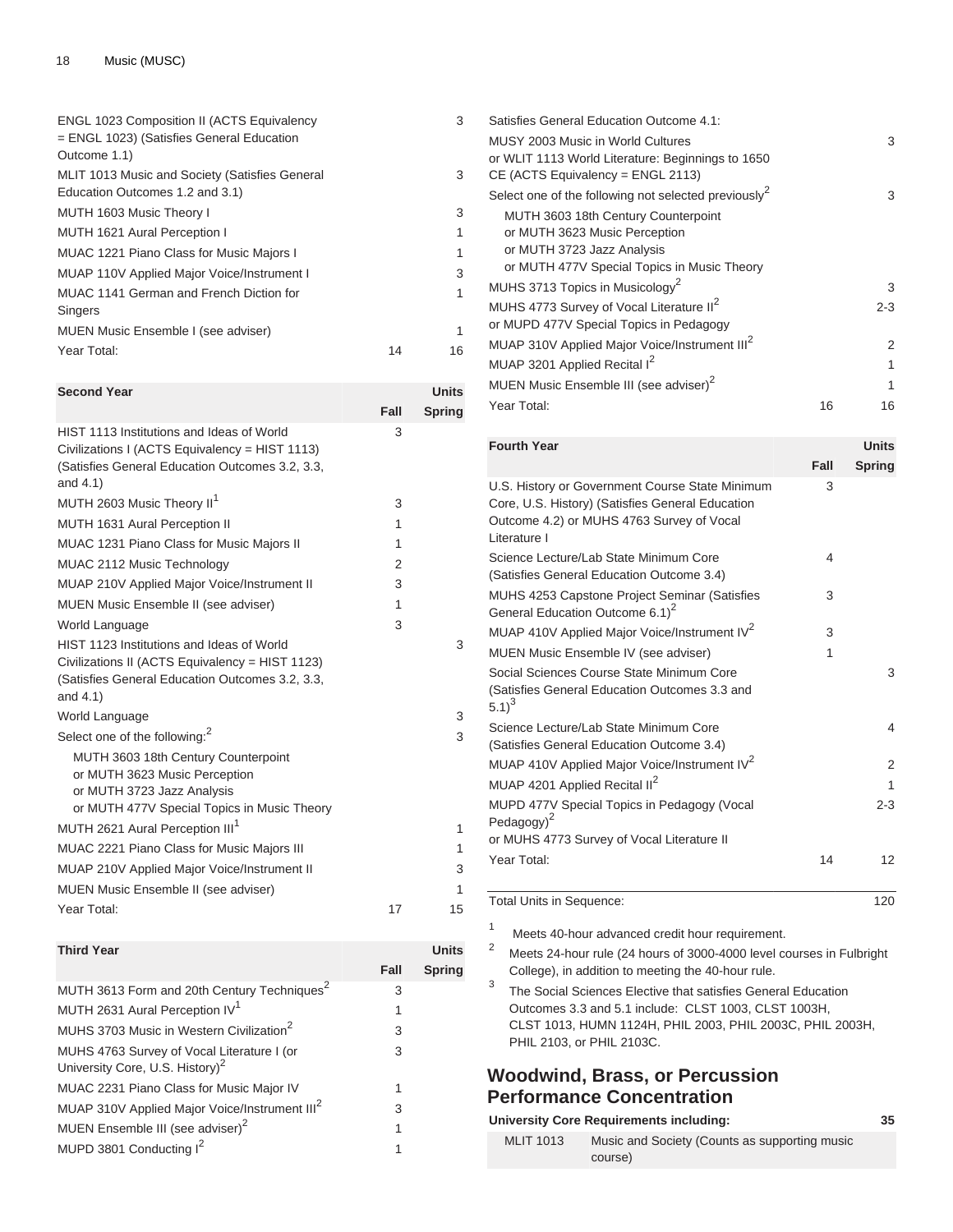| | Fall | Spring |
|---|---|---|
| ENGL 1023 Composition II (ACTS Equivalency = ENGL 1023) (Satisfies General Education Outcome 1.1) | | 3 |
| MLIT 1013 Music and Society (Satisfies General Education Outcomes 1.2 and 3.1) | | 3 |
| MUTH 1603 Music Theory I | | 3 |
| MUTH 1621 Aural Perception I | | 1 |
| MUAC 1221 Piano Class for Music Majors I | | 1 |
| MUAP 110V Applied Major Voice/Instrument I | | 3 |
| MUAC 1141 German and French Diction for Singers | | 1 |
| MUEN Music Ensemble I (see adviser) | | 1 |
| Year Total: | 14 | 16 |

| Second Year | | Units |
|---|---|---|
| | Fall | Spring |
| HIST 1113 Institutions and Ideas of World Civilizations I (ACTS Equivalency = HIST 1113) (Satisfies General Education Outcomes 3.2, 3.3, and 4.1) | 3 | |
| MUTH 2603 Music Theory II[1] | 3 | |
| MUTH 1631 Aural Perception II | 1 | |
| MUAC 1231 Piano Class for Music Majors II | 1 | |
| MUAC 2112 Music Technology | 2 | |
| MUAP 210V Applied Major Voice/Instrument II | 3 | |
| MUEN Music Ensemble II (see adviser) | 1 | |
| World Language | 3 | |
| HIST 1123 Institutions and Ideas of World Civilizations II (ACTS Equivalency = HIST 1123) (Satisfies General Education Outcomes 3.2, 3.3, and 4.1) | | 3 |
| World Language | | 3 |
| Select one of the following:[2] | | 3 |
| MUTH 3603 18th Century Counterpoint<br>or MUTH 3623 Music Perception<br>or MUTH 3723 Jazz Analysis<br>or MUTH 477V Special Topics in Music Theory | | |
| MUTH 2621 Aural Perception III[1] | | 1 |
| MUAC 2221 Piano Class for Music Majors III | | 1 |
| MUAP 210V Applied Major Voice/Instrument II | | 3 |
| MUEN Music Ensemble II (see adviser) | | 1 |
| Year Total: | 17 | 15 |

| Third Year | | Units |
|---|---|---|
| | Fall | Spring |
| MUTH 3613 Form and 20th Century Techniques[2] | 3 | |
| MUTH 2631 Aural Perception IV[1] | 1 | |
| MUHS 3703 Music in Western Civilization[2] | 3 | |
| MUHS 4763 Survey of Vocal Literature I (or University Core, U.S. History)[2] | 3 | |
| MUAC 2231 Piano Class for Music Major IV | 1 | |
| MUAP 310V Applied Major Voice/Instrument III[2] | 3 | |
| MUEN Ensemble III (see adviser)[2] | 1 | |
| MUPD 3801 Conducting I[2] | 1 | |
| Satisfies General Education Outcome 4.1: | | |
| MUSY 2003 Music in World Cultures<br>or WLIT 1113 World Literature: Beginnings to 1650 CE (ACTS Equivalency = ENGL 2113) | | 3 |
| Select one of the following not selected previously[2] | | 3 |
| MUTH 3603 18th Century Counterpoint<br>or MUTH 3623 Music Perception<br>or MUTH 3723 Jazz Analysis<br>or MUTH 477V Special Topics in Music Theory | | |
| MUHS 3713 Topics in Musicology[2] | | 3 |
| MUHS 4773 Survey of Vocal Literature II[2]<br>or MUPD 477V Special Topics in Pedagogy | | 2-3 |
| MUAP 310V Applied Major Voice/Instrument III[2] | | 2 |
| MUAP 3201 Applied Recital I[2] | | 1 |
| MUEN Music Ensemble III (see adviser)[2] | | 1 |
| Year Total: | 16 | 16 |

| Fourth Year | | Units |
|---|---|---|
| | Fall | Spring |
| U.S. History or Government Course State Minimum Core, U.S. History) (Satisfies General Education Outcome 4.2) or MUHS 4763 Survey of Vocal Literature I | 3 | |
| Science Lecture/Lab State Minimum Core (Satisfies General Education Outcome 3.4) | 4 | |
| MUHS 4253 Capstone Project Seminar (Satisfies General Education Outcome 6.1)[2] | 3 | |
| MUAP 410V Applied Major Voice/Instrument IV[2] | 3 | |
| MUEN Music Ensemble IV (see adviser) | 1 | |
| Social Sciences Course State Minimum Core (Satisfies General Education Outcomes 3.3 and 5.1)[3] | | 3 |
| Science Lecture/Lab State Minimum Core (Satisfies General Education Outcome 3.4) | | 4 |
| MUAP 410V Applied Major Voice/Instrument IV[2] | | 2 |
| MUAP 4201 Applied Recital II[2] | | 1 |
| MUPD 477V Special Topics in Pedagogy (Vocal Pedagogy)[2]<br>or MUHS 4773 Survey of Vocal Literature II | | 2-3 |
| Year Total: | 14 | 12 |

| Total Units in Sequence: | 120 |
|---|---|

1. Meets 40-hour advanced credit hour requirement.
2. Meets 24-hour rule (24 hours of 3000-4000 level courses in Fulbright College), in addition to meeting the 40-hour rule.
3. The Social Sciences Elective that satisfies General Education Outcomes 3.3 and 5.1 include: CLST 1003, CLST 1003H, CLST 1013, HUMN 1124H, PHIL 2003, PHIL 2003C, PHIL 2003H, PHIL 2103, or PHIL 2103C.

## Woodwind, Brass, or Percussion Performance Concentration

| University Core Requirements including: | | 35 |
|---|---|---|
| MLIT 1013 | Music and Society (Counts as supporting music course) | |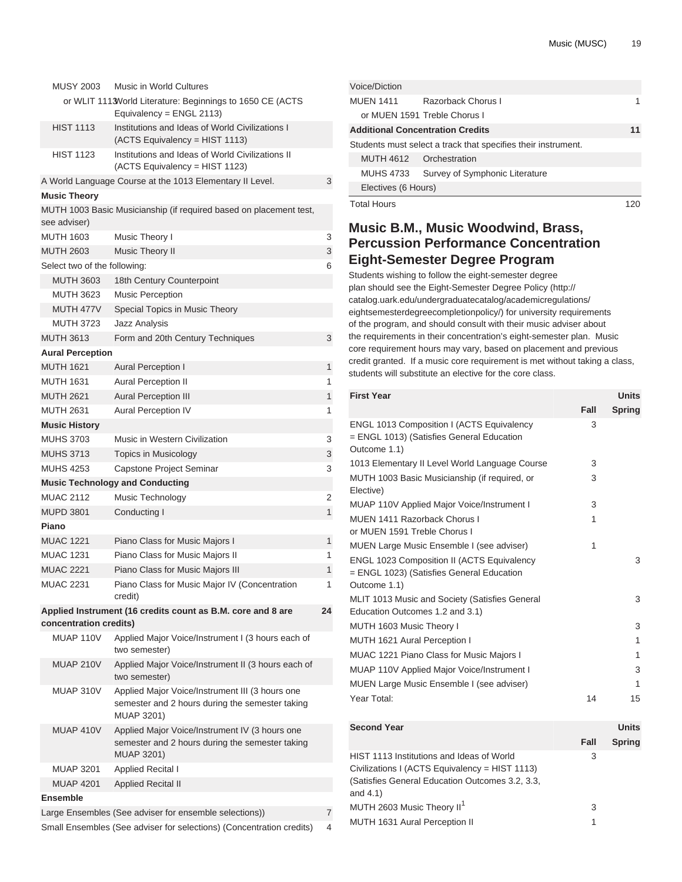| | | |
|---|---|---|
| MUSY 2003 | Music in World Cultures | |
| or WLIT 1113 | World Literature: Beginnings to 1650 CE (ACTS Equivalency = ENGL 2113) | |
| HIST 1113 | Institutions and Ideas of World Civilizations I (ACTS Equivalency = HIST 1113) | |
| HIST 1123 | Institutions and Ideas of World Civilizations II (ACTS Equivalency = HIST 1123) | |
| A World Language Course at the 1013 Elementary II Level. | | 3 |
| **Music Theory** | | |
| MUTH 1003 Basic Musicianship (if required based on placement test, see adviser) | | |
| MUTH 1603 | Music Theory I | 3 |
| MUTH 2603 | Music Theory II | 3 |
| Select two of the following: | | 6 |
| MUTH 3603 | 18th Century Counterpoint | |
| MUTH 3623 | Music Perception | |
| MUTH 477V | Special Topics in Music Theory | |
| MUTH 3723 | Jazz Analysis | |
| MUTH 3613 | Form and 20th Century Techniques | 3 |
| **Aural Perception** | | |
| MUTH 1621 | Aural Perception I | 1 |
| MUTH 1631 | Aural Perception II | 1 |
| MUTH 2621 | Aural Perception III | 1 |
| MUTH 2631 | Aural Perception IV | 1 |
| **Music History** | | |
| MUHS 3703 | Music in Western Civilization | 3 |
| MUHS 3713 | Topics in Musicology | 3 |
| MUHS 4253 | Capstone Project Seminar | 3 |
| **Music Technology and Conducting** | | |
| MUAC 2112 | Music Technology | 2 |
| MUPD 3801 | Conducting I | 1 |
| **Piano** | | |
| MUAC 1221 | Piano Class for Music Majors I | 1 |
| MUAC 1231 | Piano Class for Music Majors II | 1 |
| MUAC 2221 | Piano Class for Music Majors III | 1 |
| MUAC 2231 | Piano Class for Music Major IV (Concentration credit) | 1 |
| **Applied Instrument (16 credits count as B.M. core and 8 are concentration credits)** | | **24** |
| MUAP 110V | Applied Major Voice/Instrument I (3 hours each of two semester) | |
| MUAP 210V | Applied Major Voice/Instrument II (3 hours each of two semester) | |
| MUAP 310V | Applied Major Voice/Instrument III (3 hours one semester and 2 hours during the semester taking MUAP 3201) | |
| MUAP 410V | Applied Major Voice/Instrument IV (3 hours one semester and 2 hours during the semester taking MUAP 3201) | |
| MUAP 3201 | Applied Recital I | |
| MUAP 4201 | Applied Recital II | |
| **Ensemble** | | |
| Large Ensembles (See adviser for ensemble selections)) | | 7 |
| Small Ensembles (See adviser for selections) (Concentration credits) | | 4 |
| Voice/Diction | | |
| MUEN 1411 | Razorback Chorus I | 1 |
| or MUEN 1591 | Treble Chorus I | |
| **Additional Concentration Credits** | | **11** |
| Students must select a track that specifies their instrument. | | |
| MUTH 4612 | Orchestration | |
| MUHS 4733 | Survey of Symphonic Literature | |
| Electives (6 Hours) | | |
| Total Hours | | 120 |

## Music B.M., Music Woodwind, Brass, Percussion Performance Concentration Eight-Semester Degree Program

Students wishing to follow the eight-semester degree plan should see the Eight-Semester Degree Policy (http://catalog.uark.edu/undergraduatecatalog/academicregulations/eightsemesterdegreecompletionpolicy/) for university requirements of the program, and should consult with their music adviser about the requirements in their concentration's eight-semester plan. Music core requirement hours may vary, based on placement and previous credit granted. If a music core requirement is met without taking a class, students will substitute an elective for the core class.

| First Year | Units | |
|---|---|---|
| | Fall | Spring |
| ENGL 1013 Composition I (ACTS Equivalency = ENGL 1013) (Satisfies General Education Outcome 1.1) | 3 | |
| 1013 Elementary II Level World Language Course | 3 | |
| MUTH 1003 Basic Musicianship (if required, or Elective) | 3 | |
| MUAP 110V Applied Major Voice/Instrument I | 3 | |
| MUEN 1411 Razorback Chorus I or MUEN 1591 Treble Chorus I | 1 | |
| MUEN Large Music Ensemble I (see adviser) | 1 | |
| ENGL 1023 Composition II (ACTS Equivalency = ENGL 1023) (Satisfies General Education Outcome 1.1) | | 3 |
| MLIT 1013 Music and Society (Satisfies General Education Outcomes 1.2 and 3.1) | | 3 |
| MUTH 1603 Music Theory I | | 3 |
| MUTH 1621 Aural Perception I | | 1 |
| MUAC 1221 Piano Class for Music Majors I | | 1 |
| MUAP 110V Applied Major Voice/Instrument I | | 3 |
| MUEN Large Music Ensemble I (see adviser) | | 1 |
| Year Total: | 14 | 15 |

| Second Year | Units | |
|---|---|---|
| | Fall | Spring |
| HIST 1113 Institutions and Ideas of World Civilizations I (ACTS Equivalency = HIST 1113) (Satisfies General Education Outcomes 3.2, 3.3, and 4.1) | 3 | |
| MUTH 2603 Music Theory II[1] | 3 | |
| MUTH 1631 Aural Perception II | 1 | |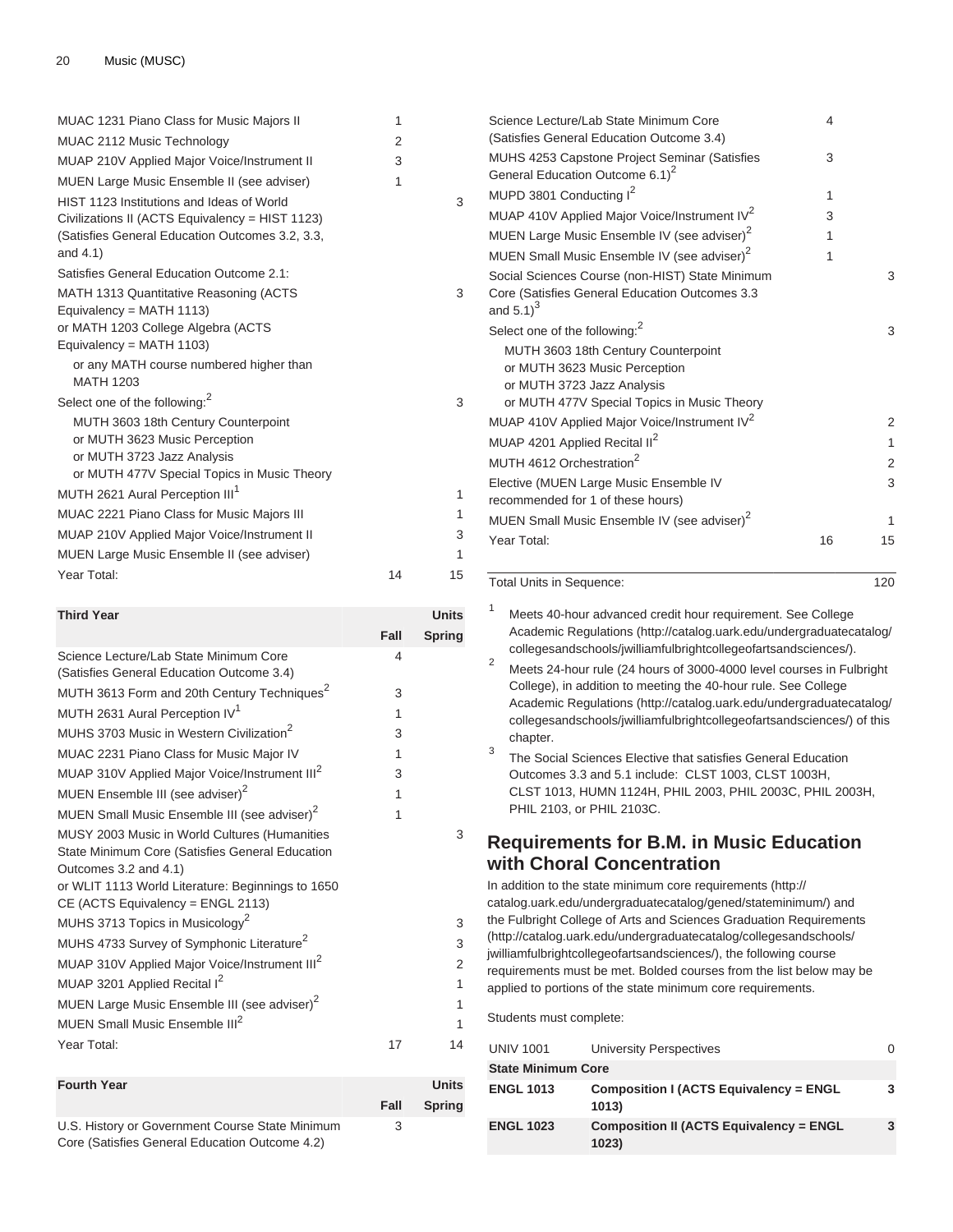| | | |
|---|---|---|
| MUAC 1231 Piano Class for Music Majors II | 1 | |
| MUAC 2112 Music Technology | 2 | |
| MUAP 210V Applied Major Voice/Instrument II | 3 | |
| MUEN Large Music Ensemble II (see adviser) | 1 | |
| HIST 1123 Institutions and Ideas of World Civilizations II (ACTS Equivalency = HIST 1123) (Satisfies General Education Outcomes 3.2, 3.3, and 4.1) | | 3 |
| Satisfies General Education Outcome 2.1: | | |
| MATH 1313 Quantitative Reasoning (ACTS Equivalency = MATH 1113) or MATH 1203 College Algebra (ACTS Equivalency = MATH 1103) or any MATH course numbered higher than MATH 1203 | | 3 |
| Select one of the following:[2] MUTH 3603 18th Century Counterpoint or MUTH 3623 Music Perception or MUTH 3723 Jazz Analysis or MUTH 477V Special Topics in Music Theory | | 3 |
| MUTH 2621 Aural Perception III[1] | | 1 |
| MUAC 2221 Piano Class for Music Majors III | | 1 |
| MUAP 210V Applied Major Voice/Instrument II | | 3 |
| MUEN Large Music Ensemble II (see adviser) | | 1 |
| Year Total: | 14 | 15 |

| Third Year | | Units |
|---|---|---|
| | Fall | Spring |
| Science Lecture/Lab State Minimum Core (Satisfies General Education Outcome 3.4) | 4 | |
| MUTH 3613 Form and 20th Century Techniques[2] | 3 | |
| MUTH 2631 Aural Perception IV[1] | 1 | |
| MUHS 3703 Music in Western Civilization[2] | 3 | |
| MUAC 2231 Piano Class for Music Major IV | 1 | |
| MUAP 310V Applied Major Voice/Instrument III[2] | 3 | |
| MUEN Ensemble III (see adviser)[2] | 1 | |
| MUEN Small Music Ensemble III (see adviser)[2] | 1 | |
| MUSY 2003 Music in World Cultures (Humanities State Minimum Core (Satisfies General Education Outcomes 3.2 and 4.1) or WLIT 1113 World Literature: Beginnings to 1650 CE (ACTS Equivalency = ENGL 2113) | | 3 |
| MUHS 3713 Topics in Musicology[2] | | 3 |
| MUHS 4733 Survey of Symphonic Literature[2] | | 3 |
| MUAP 310V Applied Major Voice/Instrument III[2] | | 2 |
| MUAP 3201 Applied Recital I[2] | | 1 |
| MUEN Large Music Ensemble III (see adviser)[2] | | 1 |
| MUEN Small Music Ensemble III[2] | | 1 |
| Year Total: | 17 | 14 |

| Fourth Year | | Units |
|---|---|---|
| | Fall | Spring |
| U.S. History or Government Course State Minimum Core (Satisfies General Education Outcome 4.2) | 3 | |
| Science Lecture/Lab State Minimum Core (Satisfies General Education Outcome 3.4) | 4 | |
| MUHS 4253 Capstone Project Seminar (Satisfies General Education Outcome 6.1)[2] | 3 | |
| MUPD 3801 Conducting I[2] | 1 | |
| MUAP 410V Applied Major Voice/Instrument IV[2] | 3 | |
| MUEN Large Music Ensemble IV (see adviser)[2] | 1 | |
| MUEN Small Music Ensemble IV (see adviser)[2] | 1 | |
| Social Sciences Course (non-HIST) State Minimum Core (Satisfies General Education Outcomes 3.3 and 5.1)[3] | | 3 |
| Select one of the following:[2] MUTH 3603 18th Century Counterpoint or MUTH 3623 Music Perception or MUTH 3723 Jazz Analysis or MUTH 477V Special Topics in Music Theory | | 3 |
| MUAP 410V Applied Major Voice/Instrument IV[2] | | 2 |
| MUAP 4201 Applied Recital II[2] | | 1 |
| MUTH 4612 Orchestration[2] | | 2 |
| Elective (MUEN Large Music Ensemble IV recommended for 1 of these hours) | | 3 |
| MUEN Small Music Ensemble IV (see adviser)[2] | | 1 |
| Year Total: | 16 | 15 |

| | |
|---|---|
| Total Units in Sequence: | 120 |

1. Meets 40-hour advanced credit hour requirement. See College Academic Regulations (http://catalog.uark.edu/undergraduatecatalog/collegesandschools/jwilliamfulbrightcollegeofartsandsciences/).
2. Meets 24-hour rule (24 hours of 3000-4000 level courses in Fulbright College), in addition to meeting the 40-hour rule. See College Academic Regulations (http://catalog.uark.edu/undergraduatecatalog/collegesandschools/jwilliamfulbrightcollegeofartsandsciences/) of this chapter.
3. The Social Sciences Elective that satisfies General Education Outcomes 3.3 and 5.1 include: CLST 1003, CLST 1003H, CLST 1013, HUMN 1124H, PHIL 2003, PHIL 2003C, PHIL 2003H, PHIL 2103, or PHIL 2103C.

## Requirements for B.M. in Music Education with Choral Concentration

In addition to the state minimum core requirements (http://catalog.uark.edu/undergraduatecatalog/gened/stateminimum/) and the Fulbright College of Arts and Sciences Graduation Requirements (http://catalog.uark.edu/undergraduatecatalog/collegesandschools/jwilliamfulbrightcollegeofartsandsciences/), the following course requirements must be met. Bolded courses from the list below may be applied to portions of the state minimum core requirements.

Students must complete:

| | | |
|---|---|---|
| UNIV 1001 | University Perspectives | 0 |
| **State Minimum Core** | | |
| **ENGL 1013** | **Composition I (ACTS Equivalency = ENGL 1013)** | **3** |
| **ENGL 1023** | **Composition II (ACTS Equivalency = ENGL 1023)** | **3** |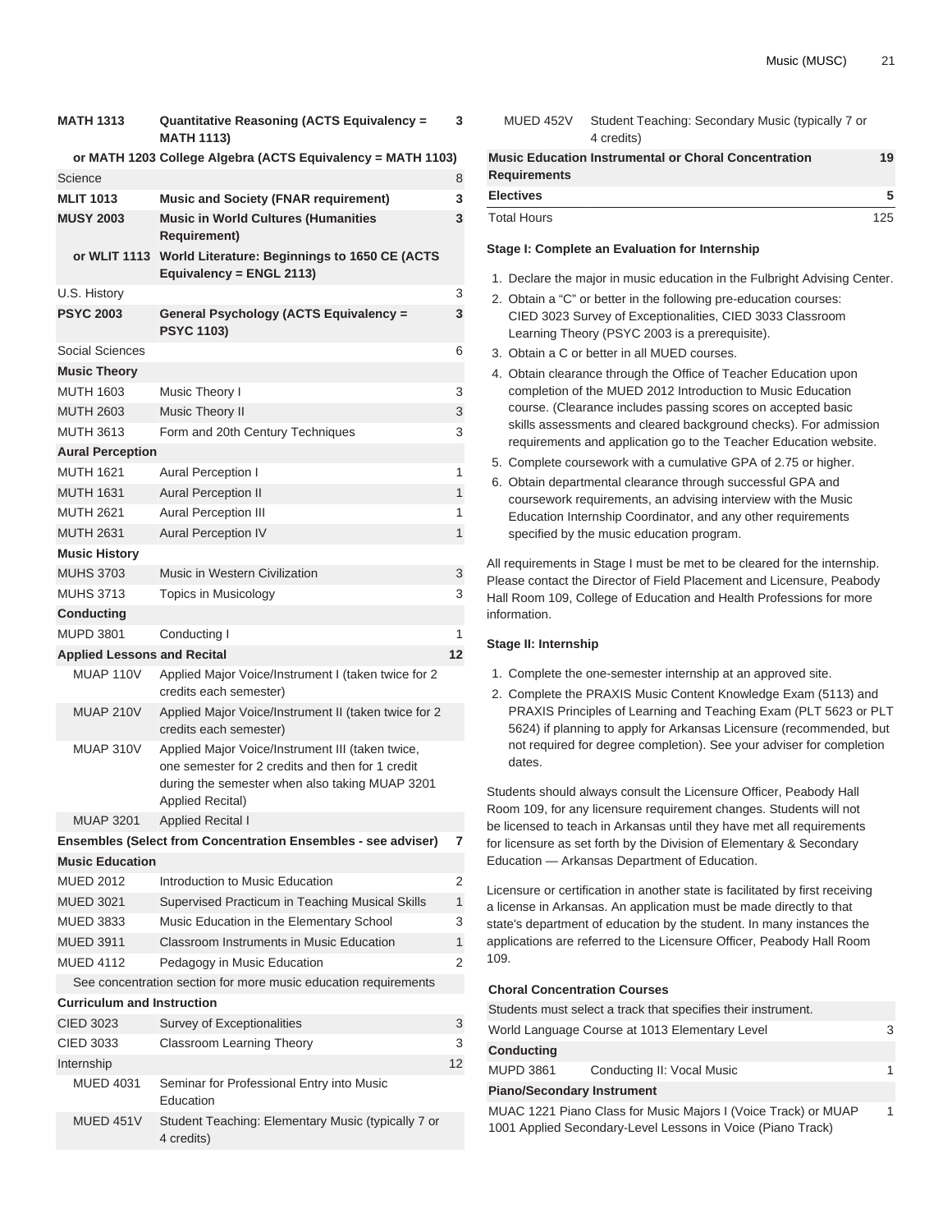| | | |
|---|---|---|
| **MATH 1313** | **Quantitative Reasoning (ACTS Equivalency = MATH 1113)** | **3** |
| **or MATH 1203** | **College Algebra (ACTS Equivalency = MATH 1103)** | |
| Science | | 8 |
| **MLIT 1013** | **Music and Society (FNAR requirement)** | **3** |
| **MUSY 2003** | **Music in World Cultures (Humanities Requirement)** | **3** |
| **or WLIT 1113** | **World Literature: Beginnings to 1650 CE (ACTS Equivalency = ENGL 2113)** | |
| U.S. History | | 3 |
| **PSYC 2003** | **General Psychology (ACTS Equivalency = PSYC 1103)** | **3** |
| Social Sciences | | 6 |
| **Music Theory** | | |
| MUTH 1603 | Music Theory I | 3 |
| MUTH 2603 | Music Theory II | 3 |
| MUTH 3613 | Form and 20th Century Techniques | 3 |
| **Aural Perception** | | |
| MUTH 1621 | Aural Perception I | 1 |
| MUTH 1631 | Aural Perception II | 1 |
| MUTH 2621 | Aural Perception III | 1 |
| MUTH 2631 | Aural Perception IV | 1 |
| **Music History** | | |
| MUHS 3703 | Music in Western Civilization | 3 |
| MUHS 3713 | Topics in Musicology | 3 |
| **Conducting** | | |
| MUPD 3801 | Conducting I | 1 |
| **Applied Lessons and Recital** | | **12** |
| MUAP 110V | Applied Major Voice/Instrument I (taken twice for 2 credits each semester) | |
| MUAP 210V | Applied Major Voice/Instrument II (taken twice for 2 credits each semester) | |
| MUAP 310V | Applied Major Voice/Instrument III (taken twice, one semester for 2 credits and then for 1 credit during the semester when also taking MUAP 3201 Applied Recital) | |
| MUAP 3201 | Applied Recital I | |
| **Ensembles (Select from Concentration Ensembles - see adviser)** | | **7** |
| **Music Education** | | |
| MUED 2012 | Introduction to Music Education | 2 |
| MUED 3021 | Supervised Practicum in Teaching Musical Skills | 1 |
| MUED 3833 | Music Education in the Elementary School | 3 |
| MUED 3911 | Classroom Instruments in Music Education | 1 |
| MUED 4112 | Pedagogy in Music Education | 2 |
| See concentration section for more music education requirements | | |
| **Curriculum and Instruction** | | |
| CIED 3023 | Survey of Exceptionalities | 3 |
| CIED 3033 | Classroom Learning Theory | 3 |
| Internship | | 12 |
| MUED 4031 | Seminar for Professional Entry into Music Education | |
| MUED 451V | Student Teaching: Elementary Music (typically 7 or 4 credits) | |
| MUED 452V | Student Teaching: Secondary Music (typically 7 or 4 credits) | |
| **Music Education Instrumental or Choral Concentration Requirements** | | **19** |
| **Electives** | | **5** |
| Total Hours | | 125 |

#### Stage I: Complete an Evaluation for Internship

1. Declare the major in music education in the Fulbright Advising Center.
2. Obtain a "C" or better in the following pre-education courses: CIED 3023 Survey of Exceptionalities, CIED 3033 Classroom Learning Theory (PSYC 2003 is a prerequisite).
3. Obtain a C or better in all MUED courses.
4. Obtain clearance through the Office of Teacher Education upon completion of the MUED 2012 Introduction to Music Education course. (Clearance includes passing scores on accepted basic skills assessments and cleared background checks). For admission requirements and application go to the Teacher Education website.
5. Complete coursework with a cumulative GPA of 2.75 or higher.
6. Obtain departmental clearance through successful GPA and coursework requirements, an advising interview with the Music Education Internship Coordinator, and any other requirements specified by the music education program.

All requirements in Stage I must be met to be cleared for the internship. Please contact the Director of Field Placement and Licensure, Peabody Hall Room 109, College of Education and Health Professions for more information.

#### Stage II: Internship

1. Complete the one-semester internship at an approved site.
2. Complete the PRAXIS Music Content Knowledge Exam (5113) and PRAXIS Principles of Learning and Teaching Exam (PLT 5623 or PLT 5624) if planning to apply for Arkansas Licensure (recommended, but not required for degree completion). See your adviser for completion dates.

Students should always consult the Licensure Officer, Peabody Hall Room 109, for any licensure requirement changes. Students will not be licensed to teach in Arkansas until they have met all requirements for licensure as set forth by the Division of Elementary & Secondary Education — Arkansas Department of Education.

Licensure or certification in another state is facilitated by first receiving a license in Arkansas. An application must be made directly to that state's department of education by the student. In many instances the applications are referred to the Licensure Officer, Peabody Hall Room 109.

#### Choral Concentration Courses

| | | |
|---|---|---|
| Students must select a track that specifies their instrument. | | |
| World Language Course at 1013 Elementary Level | | 3 |
| **Conducting** | | |
| MUPD 3861 | Conducting II: Vocal Music | 1 |
| **Piano/Secondary Instrument** | | |
| MUAC 1221 Piano Class for Music Majors I (Voice Track) or MUAP 1001 Applied Secondary-Level Lessons in Voice (Piano Track) | | 1 |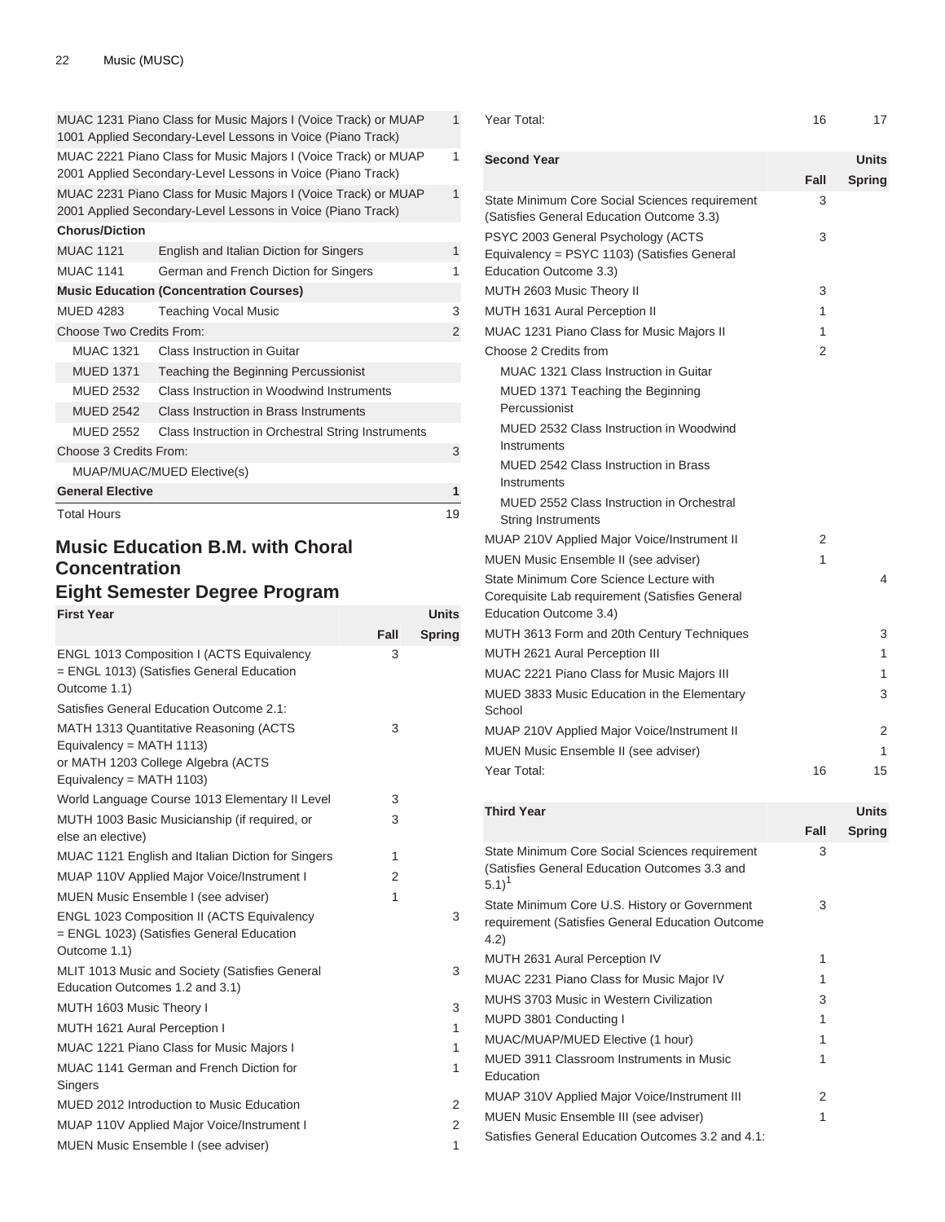| | | |
|---|---|---|
| MUAC 1231 Piano Class for Music Majors I (Voice Track) or MUAP 1001 Applied Secondary-Level Lessons in Voice (Piano Track) | | 1 |
| MUAC 2221 Piano Class for Music Majors I (Voice Track) or MUAP 2001 Applied Secondary-Level Lessons in Voice (Piano Track) | | 1 |
| MUAC 2231 Piano Class for Music Majors I (Voice Track) or MUAP 2001 Applied Secondary-Level Lessons in Voice (Piano Track) | | 1 |
| **Chorus/Diction** | | |
| MUAC 1121 | English and Italian Diction for Singers | 1 |
| MUAC 1141 | German and French Diction for Singers | 1 |
| **Music Education (Concentration Courses)** | | |
| MUED 4283 | Teaching Vocal Music | 3 |
| Choose Two Credits From: | | 2 |
| MUAC 1321 | Class Instruction in Guitar | |
| MUED 1371 | Teaching the Beginning Percussionist | |
| MUED 2532 | Class Instruction in Woodwind Instruments | |
| MUED 2542 | Class Instruction in Brass Instruments | |
| MUED 2552 | Class Instruction in Orchestral String Instruments | |
| Choose 3 Credits From: | | 3 |
| MUAP/MUAC/MUED Elective(s) | | |
| **General Elective** | | **1** |
| Total Hours | | 19 |

## Music Education B.M. with Choral Concentration

## Eight Semester Degree Program

| First Year | Units | |
|---|---|---|
| | Fall | Spring |
| ENGL 1013 Composition I (ACTS Equivalency = ENGL 1013) (Satisfies General Education Outcome 1.1) | 3 | |
| Satisfies General Education Outcome 2.1: | | |
| MATH 1313 Quantitative Reasoning (ACTS Equivalency = MATH 1113) or MATH 1203 College Algebra (ACTS Equivalency = MATH 1103) | 3 | |
| World Language Course 1013 Elementary II Level | 3 | |
| MUTH 1003 Basic Musicianship (if required, or else an elective) | 3 | |
| MUAC 1121 English and Italian Diction for Singers | 1 | |
| MUAP 110V Applied Major Voice/Instrument I | 2 | |
| MUEN Music Ensemble I (see adviser) | 1 | |
| ENGL 1023 Composition II (ACTS Equivalency = ENGL 1023) (Satisfies General Education Outcome 1.1) | | 3 |
| MLIT 1013 Music and Society (Satisfies General Education Outcomes 1.2 and 3.1) | | 3 |
| MUTH 1603 Music Theory I | | 3 |
| MUTH 1621 Aural Perception I | | 1 |
| MUAC 1221 Piano Class for Music Majors I | | 1 |
| MUAC 1141 German and French Diction for Singers | | 1 |
| MUED 2012 Introduction to Music Education | | 2 |
| MUAP 110V Applied Major Voice/Instrument I | | 2 |
| MUEN Music Ensemble I (see adviser) | | 1 |
| Year Total: | 16 | 17 |

| Second Year | Units | |
|---|---|---|
| | Fall | Spring |
| State Minimum Core Social Sciences requirement (Satisfies General Education Outcome 3.3) | 3 | |
| PSYC 2003 General Psychology (ACTS Equivalency = PSYC 1103) (Satisfies General Education Outcome 3.3) | 3 | |
| MUTH 2603 Music Theory II | 3 | |
| MUTH 1631 Aural Perception II | 1 | |
| MUAC 1231 Piano Class for Music Majors II | 1 | |
| Choose 2 Credits from | 2 | |
| MUAC 1321 Class Instruction in Guitar | | |
| MUED 1371 Teaching the Beginning Percussionist | | |
| MUED 2532 Class Instruction in Woodwind Instruments | | |
| MUED 2542 Class Instruction in Brass Instruments | | |
| MUED 2552 Class Instruction in Orchestral String Instruments | | |
| MUAP 210V Applied Major Voice/Instrument II | 2 | |
| MUEN Music Ensemble II (see adviser) | 1 | |
| State Minimum Core Science Lecture with Corequisite Lab requirement (Satisfies General Education Outcome 3.4) | | 4 |
| MUTH 3613 Form and 20th Century Techniques | | 3 |
| MUTH 2621 Aural Perception III | | 1 |
| MUAC 2221 Piano Class for Music Majors III | | 1 |
| MUED 3833 Music Education in the Elementary School | | 3 |
| MUAP 210V Applied Major Voice/Instrument II | | 2 |
| MUEN Music Ensemble II (see adviser) | | 1 |
| Year Total: | 16 | 15 |

| Third Year | Units | |
|---|---|---|
| | Fall | Spring |
| State Minimum Core Social Sciences requirement (Satisfies General Education Outcomes 3.3 and 5.1)[1] | 3 | |
| State Minimum Core U.S. History or Government requirement (Satisfies General Education Outcome 4.2) | 3 | |
| MUTH 2631 Aural Perception IV | 1 | |
| MUAC 2231 Piano Class for Music Major IV | 1 | |
| MUHS 3703 Music in Western Civilization | 3 | |
| MUPD 3801 Conducting I | 1 | |
| MUAC/MUAP/MUED Elective (1 hour) | 1 | |
| MUED 3911 Classroom Instruments in Music Education | 1 | |
| MUAP 310V Applied Major Voice/Instrument III | 2 | |
| MUEN Music Ensemble III (see adviser) | 1 | |
| Satisfies General Education Outcomes 3.2 and 4.1: | | |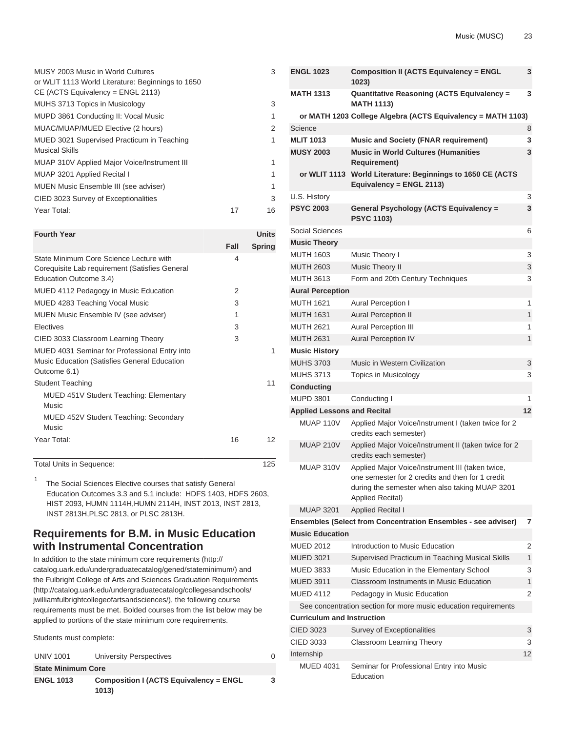| | | |
|---|---|---|
| MUSY 2003 Music in World Cultures or WLIT 1113 World Literature: Beginnings to 1650 CE (ACTS Equivalency = ENGL 2113) | | 3 |
| MUHS 3713 Topics in Musicology | | 3 |
| MUPD 3861 Conducting II: Vocal Music | | 1 |
| MUAC/MUAP/MUED Elective (2 hours) | | 2 |
| MUED 3021 Supervised Practicum in Teaching Musical Skills | | 1 |
| MUAP 310V Applied Major Voice/Instrument III | | 1 |
| MUAP 3201 Applied Recital I | | 1 |
| MUEN Music Ensemble III (see adviser) | | 1 |
| CIED 3023 Survey of Exceptionalities | | 3 |
| Year Total: | 17 | 16 |

| Fourth Year | Units | |
|---|---|---|
| | Fall | Spring |
| State Minimum Core Science Lecture with Corequisite Lab requirement (Satisfies General Education Outcome 3.4) | 4 | |
| MUED 4112 Pedagogy in Music Education | 2 | |
| MUED 4283 Teaching Vocal Music | 3 | |
| MUEN Music Ensemble IV (see adviser) | 1 | |
| Electives | 3 | |
| CIED 3033 Classroom Learning Theory | 3 | |
| MUED 4031 Seminar for Professional Entry into Music Education (Satisfies General Education Outcome 6.1) | | 1 |
| Student Teaching | | 11 |
| MUED 451V Student Teaching: Elementary Music | | |
| MUED 452V Student Teaching: Secondary Music | | |
| Year Total: | 16 | 12 |

| | |
|---|---|
| Total Units in Sequence: | 125 |

[1] The Social Sciences Elective courses that satisfy General Education Outcomes 3.3 and 5.1 include: HDFS 1403, HDFS 2603, HIST 2093, HUMN 1114H,HUMN 2114H, INST 2013, INST 2813, INST 2813H,PLSC 2813, or PLSC 2813H.

## Requirements for B.M. in Music Education with Instrumental Concentration

In addition to the state minimum core requirements (http://catalog.uark.edu/undergraduatecatalog/gened/stateminimum/) and the Fulbright College of Arts and Sciences Graduation Requirements (http://catalog.uark.edu/undergraduatecatalog/collegesandschools/jwilliamfulbrightcollegeofartsandsciences/), the following course requirements must be met. Bolded courses from the list below may be applied to portions of the state minimum core requirements.

Students must complete:

| | | |
|---|---|---|
| UNIV 1001 | University Perspectives | 0 |
| **State Minimum Core** | | |
| **ENGL 1013** | **Composition I (ACTS Equivalency = ENGL 1013)** | **3** |
| **ENGL 1023** | **Composition II (ACTS Equivalency = ENGL 1023)** | **3** |
| **MATH 1313** | **Quantitative Reasoning (ACTS Equivalency = MATH 1113)** | **3** |
| **or MATH 1203** | **College Algebra (ACTS Equivalency = MATH 1103)** | |
| Science | | 8 |
| **MLIT 1013** | **Music and Society (FNAR requirement)** | **3** |
| **MUSY 2003** | **Music in World Cultures (Humanities Requirement)** | **3** |
| **or WLIT 1113** | **World Literature: Beginnings to 1650 CE (ACTS Equivalency = ENGL 2113)** | |
| U.S. History | | 3 |
| **PSYC 2003** | **General Psychology (ACTS Equivalency = PSYC 1103)** | **3** |
| Social Sciences | | 6 |
| **Music Theory** | | |
| MUTH 1603 | Music Theory I | 3 |
| MUTH 2603 | Music Theory II | 3 |
| MUTH 3613 | Form and 20th Century Techniques | 3 |
| **Aural Perception** | | |
| MUTH 1621 | Aural Perception I | 1 |
| MUTH 1631 | Aural Perception II | 1 |
| MUTH 2621 | Aural Perception III | 1 |
| MUTH 2631 | Aural Perception IV | 1 |
| **Music History** | | |
| MUHS 3703 | Music in Western Civilization | 3 |
| MUHS 3713 | Topics in Musicology | 3 |
| **Conducting** | | |
| MUPD 3801 | Conducting I | 1 |
| **Applied Lessons and Recital** | | **12** |
| MUAP 110V | Applied Major Voice/Instrument I (taken twice for 2 credits each semester) | |
| MUAP 210V | Applied Major Voice/Instrument II (taken twice for 2 credits each semester) | |
| MUAP 310V | Applied Major Voice/Instrument III (taken twice, one semester for 2 credits and then for 1 credit during the semester when also taking MUAP 3201 Applied Recital) | |
| MUAP 3201 | Applied Recital I | |
| **Ensembles (Select from Concentration Ensembles - see adviser)** | | **7** |
| **Music Education** | | |
| MUED 2012 | Introduction to Music Education | 2 |
| MUED 3021 | Supervised Practicum in Teaching Musical Skills | 1 |
| MUED 3833 | Music Education in the Elementary School | 3 |
| MUED 3911 | Classroom Instruments in Music Education | 1 |
| MUED 4112 | Pedagogy in Music Education | 2 |
| See concentration section for more music education requirements | | |
| **Curriculum and Instruction** | | |
| CIED 3023 | Survey of Exceptionalities | 3 |
| CIED 3033 | Classroom Learning Theory | 3 |
| Internship | | 12 |
| MUED 4031 | Seminar for Professional Entry into Music Education | |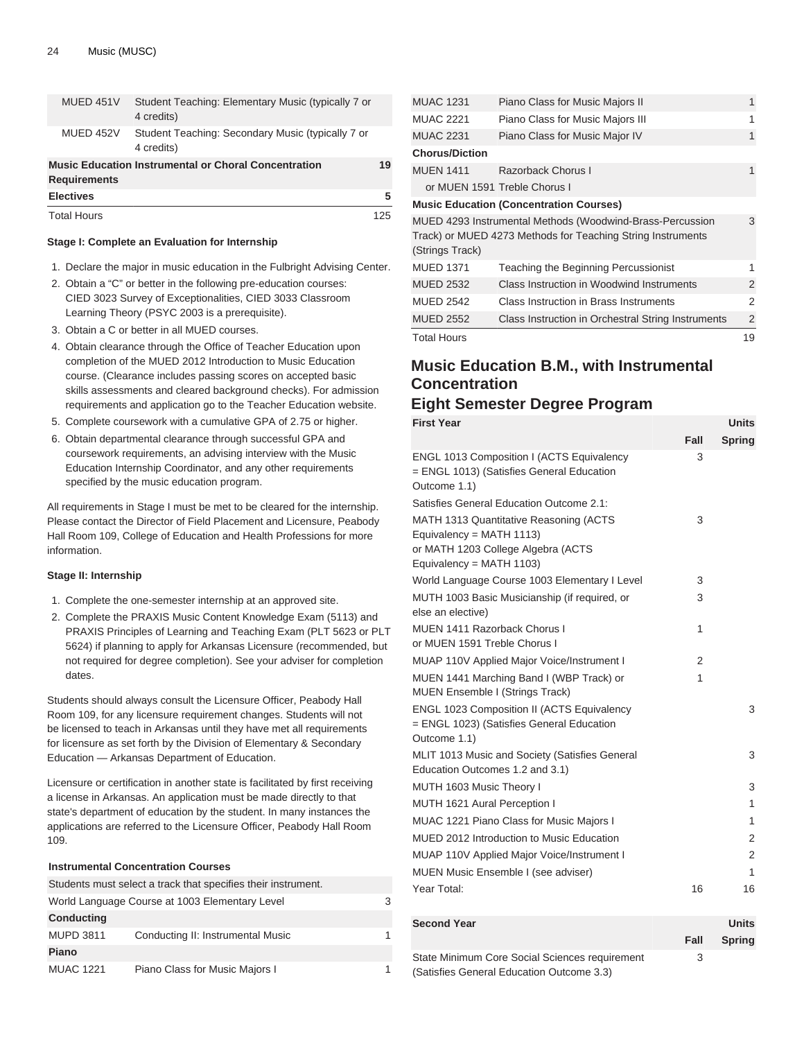| | | |
|---|---|---|
| MUED 451V | Student Teaching: Elementary Music (typically 7 or 4 credits) | |
| MUED 452V | Student Teaching: Secondary Music (typically 7 or 4 credits) | |
| **Music Education Instrumental or Choral Concentration Requirements** | | **19** |
| **Electives** | | **5** |
| Total Hours | | 125 |

**Stage I: Complete an Evaluation for Internship**

1. Declare the major in music education in the Fulbright Advising Center.
2. Obtain a "C" or better in the following pre-education courses: CIED 3023 Survey of Exceptionalities, CIED 3033 Classroom Learning Theory (PSYC 2003 is a prerequisite).
3. Obtain a C or better in all MUED courses.
4. Obtain clearance through the Office of Teacher Education upon completion of the MUED 2012 Introduction to Music Education course. (Clearance includes passing scores on accepted basic skills assessments and cleared background checks). For admission requirements and application go to the Teacher Education website.
5. Complete coursework with a cumulative GPA of 2.75 or higher.
6. Obtain departmental clearance through successful GPA and coursework requirements, an advising interview with the Music Education Internship Coordinator, and any other requirements specified by the music education program.

All requirements in Stage I must be met to be cleared for the internship. Please contact the Director of Field Placement and Licensure, Peabody Hall Room 109, College of Education and Health Professions for more information.

**Stage II: Internship**

1. Complete the one-semester internship at an approved site.
2. Complete the PRAXIS Music Content Knowledge Exam (5113) and PRAXIS Principles of Learning and Teaching Exam (PLT 5623 or PLT 5624) if planning to apply for Arkansas Licensure (recommended, but not required for degree completion). See your adviser for completion dates.

Students should always consult the Licensure Officer, Peabody Hall Room 109, for any licensure requirement changes. Students will not be licensed to teach in Arkansas until they have met all requirements for licensure as set forth by the Division of Elementary & Secondary Education — Arkansas Department of Education.

Licensure or certification in another state is facilitated by first receiving a license in Arkansas. An application must be made directly to that state's department of education by the student. In many instances the applications are referred to the Licensure Officer, Peabody Hall Room 109.

**Instrumental Concentration Courses**

| | | |
|---|---|---|
| Students must select a track that specifies their instrument. | | |
| World Language Course at 1003 Elementary Level | | 3 |
| **Conducting** | | |
| MUPD 3811 | Conducting II: Instrumental Music | 1 |
| **Piano** | | |
| MUAC 1221 | Piano Class for Music Majors I | 1 |
| MUAC 1231 | Piano Class for Music Majors II | 1 |
| MUAC 2221 | Piano Class for Music Majors III | 1 |
| MUAC 2231 | Piano Class for Music Major IV | 1 |
| **Chorus/Diction** | | |
| MUEN 1411 | Razorback Chorus I | 1 |
| or MUEN 1591 | Treble Chorus I | |
| **Music Education (Concentration Courses)** | | |
| MUED 4293 Instrumental Methods (Woodwind-Brass-Percussion Track) or MUED 4273 Methods for Teaching String Instruments (Strings Track) | | 3 |
| MUED 1371 | Teaching the Beginning Percussionist | 1 |
| MUED 2532 | Class Instruction in Woodwind Instruments | 2 |
| MUED 2542 | Class Instruction in Brass Instruments | 2 |
| MUED 2552 | Class Instruction in Orchestral String Instruments | 2 |
| Total Hours | | 19 |

## Music Education B.M., with Instrumental Concentration

## Eight Semester Degree Program

| First Year | Units | |
|---|---|---|
| | Fall | Spring |
| ENGL 1013 Composition I (ACTS Equivalency = ENGL 1013) (Satisfies General Education Outcome 1.1) | 3 | |
| Satisfies General Education Outcome 2.1: | | |
| MATH 1313 Quantitative Reasoning (ACTS Equivalency = MATH 1113) or MATH 1203 College Algebra (ACTS Equivalency = MATH 1103) | 3 | |
| World Language Course 1003 Elementary I Level | 3 | |
| MUTH 1003 Basic Musicianship (if required, or else an elective) | 3 | |
| MUEN 1411 Razorback Chorus I or MUEN 1591 Treble Chorus I | 1 | |
| MUAP 110V Applied Major Voice/Instrument I | 2 | |
| MUEN 1441 Marching Band I (WBP Track) or MUEN Ensemble I (Strings Track) | 1 | |
| ENGL 1023 Composition II (ACTS Equivalency = ENGL 1023) (Satisfies General Education Outcome 1.1) | | 3 |
| MLIT 1013 Music and Society (Satisfies General Education Outcomes 1.2 and 3.1) | | 3 |
| MUTH 1603 Music Theory I | | 3 |
| MUTH 1621 Aural Perception I | | 1 |
| MUAC 1221 Piano Class for Music Majors I | | 1 |
| MUED 2012 Introduction to Music Education | | 2 |
| MUAP 110V Applied Major Voice/Instrument I | | 2 |
| MUEN Music Ensemble I (see adviser) | | 1 |
| Year Total: | 16 | 16 |

| Second Year | Units | |
|---|---|---|
| | Fall | Spring |
| State Minimum Core Social Sciences requirement (Satisfies General Education Outcome 3.3) | 3 | |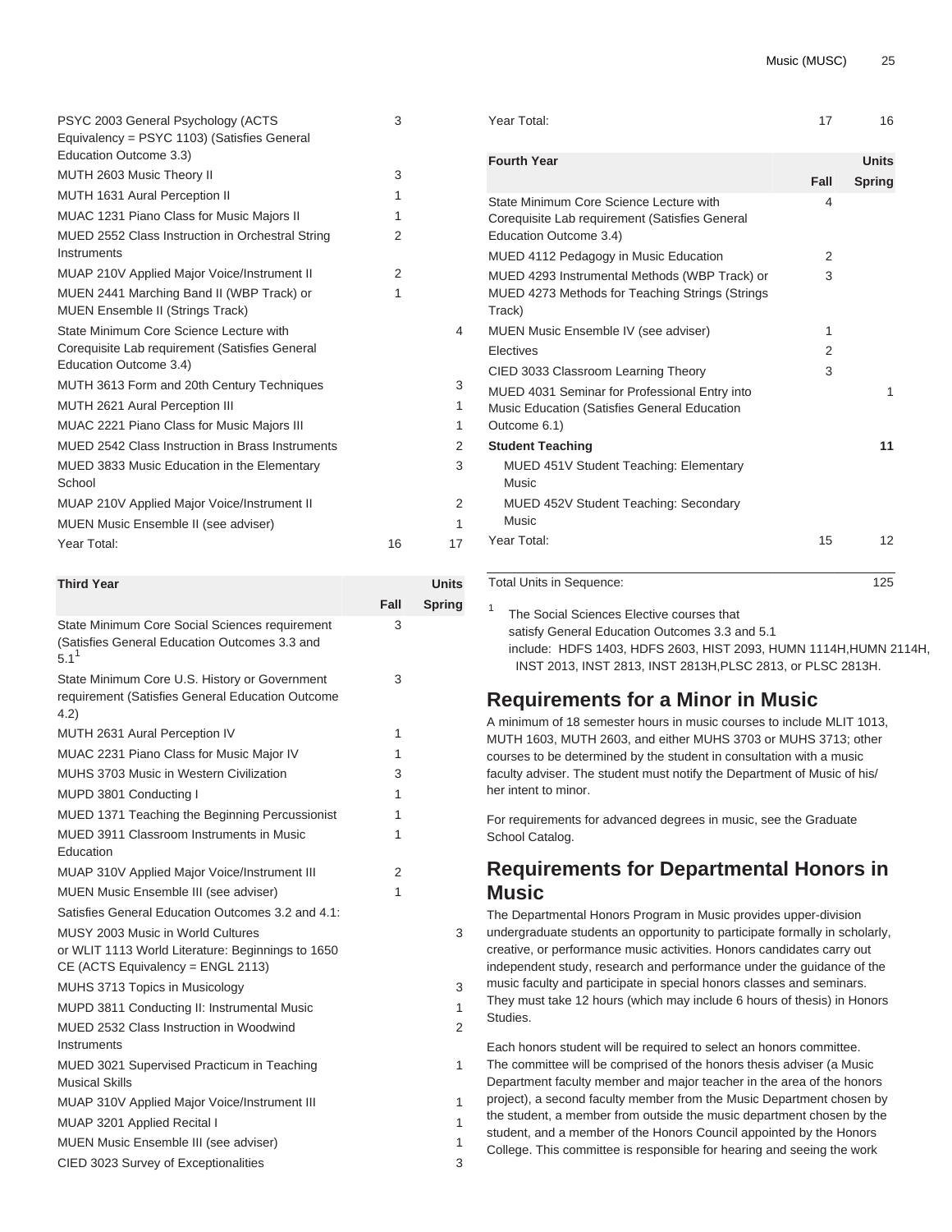| | Fall | Spring |
|---|---|---|
| PSYC 2003 General Psychology (ACTS Equivalency = PSYC 1103) (Satisfies General Education Outcome 3.3) | 3 | |
| MUTH 2603 Music Theory II | 3 | |
| MUTH 1631 Aural Perception II | 1 | |
| MUAC 1231 Piano Class for Music Majors II | 1 | |
| MUED 2552 Class Instruction in Orchestral String Instruments | 2 | |
| MUAP 210V Applied Major Voice/Instrument II | 2 | |
| MUEN 2441 Marching Band II (WBP Track) or MUEN Ensemble II (Strings Track) | 1 | |
| State Minimum Core Science Lecture with Corequisite Lab requirement (Satisfies General Education Outcome 3.4) | | 4 |
| MUTH 3613 Form and 20th Century Techniques | | 3 |
| MUTH 2621 Aural Perception III | | 1 |
| MUAC 2221 Piano Class for Music Majors III | | 1 |
| MUED 2542 Class Instruction in Brass Instruments | | 2 |
| MUED 3833 Music Education in the Elementary School | | 3 |
| MUAP 210V Applied Major Voice/Instrument II | | 2 |
| MUEN Music Ensemble II (see adviser) | | 1 |
| Year Total: | 16 | 17 |

| Third Year | Units | |
|---|---|---|
| | Fall | Spring |
| State Minimum Core Social Sciences requirement (Satisfies General Education Outcomes 3.3 and 5.1[1] | 3 | |
| State Minimum Core U.S. History or Government requirement (Satisfies General Education Outcome 4.2) | 3 | |
| MUTH 2631 Aural Perception IV | 1 | |
| MUAC 2231 Piano Class for Music Major IV | 1 | |
| MUHS 3703 Music in Western Civilization | 3 | |
| MUPD 3801 Conducting I | 1 | |
| MUED 1371 Teaching the Beginning Percussionist | 1 | |
| MUED 3911 Classroom Instruments in Music Education | 1 | |
| MUAP 310V Applied Major Voice/Instrument III | 2 | |
| MUEN Music Ensemble III (see adviser) | 1 | |
| Satisfies General Education Outcomes 3.2 and 4.1: | | |
| MUSY 2003 Music in World Cultures or WLIT 1113 World Literature: Beginnings to 1650 CE (ACTS Equivalency = ENGL 2113) | | 3 |
| MUHS 3713 Topics in Musicology | | 3 |
| MUPD 3811 Conducting II: Instrumental Music | | 1 |
| MUED 2532 Class Instruction in Woodwind Instruments | | 2 |
| MUED 3021 Supervised Practicum in Teaching Musical Skills | | 1 |
| MUAP 310V Applied Major Voice/Instrument III | | 1 |
| MUAP 3201 Applied Recital I | | 1 |
| MUEN Music Ensemble III (see adviser) | | 1 |
| CIED 3023 Survey of Exceptionalities | | 3 |
| Year Total: | 17 | 16 |

| Fourth Year | Units | |
|---|---|---|
| | Fall | Spring |
| State Minimum Core Science Lecture with Corequisite Lab requirement (Satisfies General Education Outcome 3.4) | 4 | |
| MUED 4112 Pedagogy in Music Education | 2 | |
| MUED 4293 Instrumental Methods (WBP Track) or MUED 4273 Methods for Teaching Strings (Strings Track) | 3 | |
| MUEN Music Ensemble IV (see adviser) | 1 | |
| Electives | 2 | |
| CIED 3033 Classroom Learning Theory | 3 | |
| MUED 4031 Seminar for Professional Entry into Music Education (Satisfies General Education Outcome 6.1) | | 1 |
| **Student Teaching** | | **11** |
| MUED 451V Student Teaching: Elementary Music | | |
| MUED 452V Student Teaching: Secondary Music | | |
| Year Total: | 15 | 12 |

| Total Units in Sequence: | 125 |
|---|---|

[1] The Social Sciences Elective courses that satisfy General Education Outcomes 3.3 and 5.1 include: HDFS 1403, HDFS 2603, HIST 2093, HUMN 1114H, HUMN 2114H, INST 2013, INST 2813, INST 2813H, PLSC 2813, or PLSC 2813H.

## Requirements for a Minor in Music

A minimum of 18 semester hours in music courses to include MLIT 1013, MUTH 1603, MUTH 2603, and either MUHS 3703 or MUHS 3713; other courses to be determined by the student in consultation with a music faculty adviser. The student must notify the Department of Music of his/her intent to minor.

For requirements for advanced degrees in music, see the Graduate School Catalog.

## Requirements for Departmental Honors in Music

The Departmental Honors Program in Music provides upper-division undergraduate students an opportunity to participate formally in scholarly, creative, or performance music activities. Honors candidates carry out independent study, research and performance under the guidance of the music faculty and participate in special honors classes and seminars. They must take 12 hours (which may include 6 hours of thesis) in Honors Studies.

Each honors student will be required to select an honors committee. The committee will be comprised of the honors thesis adviser (a Music Department faculty member and major teacher in the area of the honors project), a second faculty member from the Music Department chosen by the student, a member from outside the music department chosen by the student, and a member of the Honors Council appointed by the Honors College. This committee is responsible for hearing and seeing the work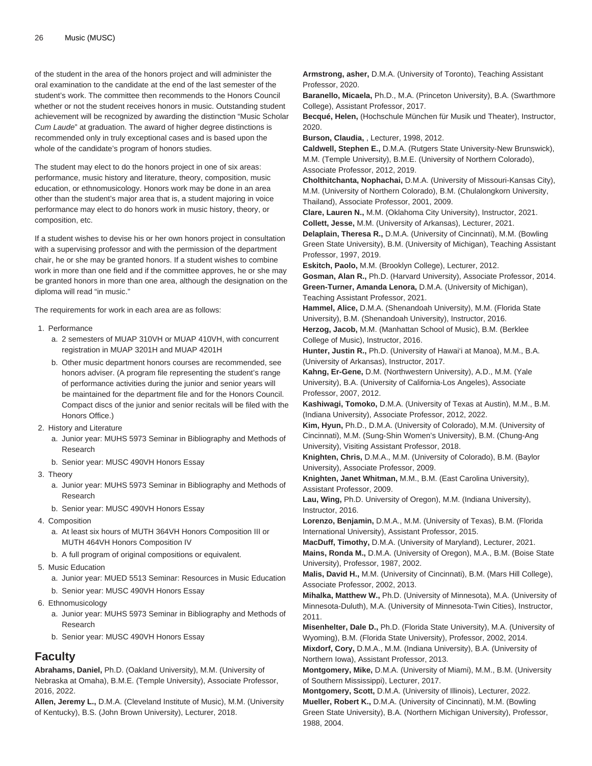of the student in the area of the honors project and will administer the oral examination to the candidate at the end of the last semester of the student's work. The committee then recommends to the Honors Council whether or not the student receives honors in music. Outstanding student achievement will be recognized by awarding the distinction "Music Scholar *Cum Laude*" at graduation. The award of higher degree distinctions is recommended only in truly exceptional cases and is based upon the whole of the candidate's program of honors studies.

The student may elect to do the honors project in one of six areas: performance, music history and literature, theory, composition, music education, or ethnomusicology. Honors work may be done in an area other than the student's major area that is, a student majoring in voice performance may elect to do honors work in music history, theory, or composition, etc.

If a student wishes to devise his or her own honors project in consultation with a supervising professor and with the permission of the department chair, he or she may be granted honors. If a student wishes to combine work in more than one field and if the committee approves, he or she may be granted honors in more than one area, although the designation on the diploma will read "in music."

The requirements for work in each area are as follows:

1. Performance
   a. 2 semesters of MUAP 310VH or MUAP 410VH, with concurrent registration in MUAP 3201H and MUAP 4201H
   b. Other music department honors courses are recommended, see honors adviser. (A program file representing the student's range of performance activities during the junior and senior years will be maintained for the department file and for the Honors Council. Compact discs of the junior and senior recitals will be filed with the Honors Office.)
2. History and Literature
   a. Junior year: MUHS 5973 Seminar in Bibliography and Methods of Research
   b. Senior year: MUSC 490VH Honors Essay
3. Theory
   a. Junior year: MUHS 5973 Seminar in Bibliography and Methods of Research
   b. Senior year: MUSC 490VH Honors Essay
4. Composition
   a. At least six hours of MUTH 364VH Honors Composition III or MUTH 464VH Honors Composition IV
   b. A full program of original compositions or equivalent.
5. Music Education
   a. Junior year: MUED 5513 Seminar: Resources in Music Education
   b. Senior year: MUSC 490VH Honors Essay
6. Ethnomusicology
   a. Junior year: MUHS 5973 Seminar in Bibliography and Methods of Research
   b. Senior year: MUSC 490VH Honors Essay

## Faculty

**Abrahams, Daniel,** Ph.D. (Oakland University), M.M. (University of Nebraska at Omaha), B.M.E. (Temple University), Associate Professor, 2016, 2022.
**Allen, Jeremy L.,** D.M.A. (Cleveland Institute of Music), M.M. (University of Kentucky), B.S. (John Brown University), Lecturer, 2018.
**Armstrong, asher,** D.M.A. (University of Toronto), Teaching Assistant Professor, 2020.
**Baranello, Micaela,** Ph.D., M.A. (Princeton University), B.A. (Swarthmore College), Assistant Professor, 2017.
**Becqué, Helen,** (Hochschule München für Musik und Theater), Instructor, 2020.
**Burson, Claudia,** , Lecturer, 1998, 2012.
**Caldwell, Stephen E.,** D.M.A. (Rutgers State University-New Brunswick), M.M. (Temple University), B.M.E. (University of Northern Colorado), Associate Professor, 2012, 2019.
**Cholthitchanta, Nophachai,** D.M.A. (University of Missouri-Kansas City), M.M. (University of Northern Colorado), B.M. (Chulalongkorn University, Thailand), Associate Professor, 2001, 2009.
**Clare, Lauren N.,** M.M. (Oklahoma City University), Instructor, 2021.
**Collett, Jesse,** M.M. (University of Arkansas), Lecturer, 2021.
**Delaplain, Theresa R.,** D.M.A. (University of Cincinnati), M.M. (Bowling Green State University), B.M. (University of Michigan), Teaching Assistant Professor, 1997, 2019.
**Eskitch, Paolo,** M.M. (Brooklyn College), Lecturer, 2012.
**Gosman, Alan R.,** Ph.D. (Harvard University), Associate Professor, 2014.
**Green-Turner, Amanda Lenora,** D.M.A. (University of Michigan), Teaching Assistant Professor, 2021.
**Hammel, Alice,** D.M.A. (Shenandoah University), M.M. (Florida State University), B.M. (Shenandoah University), Instructor, 2016.
**Herzog, Jacob,** M.M. (Manhattan School of Music), B.M. (Berklee College of Music), Instructor, 2016.
**Hunter, Justin R.,** Ph.D. (University of Hawai'i at Manoa), M.M., B.A. (University of Arkansas), Instructor, 2017.
**Kahng, Er-Gene,** D.M. (Northwestern University), A.D., M.M. (Yale University), B.A. (University of California-Los Angeles), Associate Professor, 2007, 2012.
**Kashiwagi, Tomoko,** D.M.A. (University of Texas at Austin), M.M., B.M. (Indiana University), Associate Professor, 2012, 2022.
**Kim, Hyun,** Ph.D., D.M.A. (University of Colorado), M.M. (University of Cincinnati), M.M. (Sung-Shin Women's University), B.M. (Chung-Ang University), Visiting Assistant Professor, 2018.
**Knighten, Chris,** D.M.A., M.M. (University of Colorado), B.M. (Baylor University), Associate Professor, 2009.
**Knighten, Janet Whitman,** M.M., B.M. (East Carolina University), Assistant Professor, 2009.
**Lau, Wing,** Ph.D. University of Oregon), M.M. (Indiana University), Instructor, 2016.
**Lorenzo, Benjamin,** D.M.A., M.M. (University of Texas), B.M. (Florida International University), Assistant Professor, 2015.
**MacDuff, Timothy,** D.M.A. (University of Maryland), Lecturer, 2021.
**Mains, Ronda M.,** D.M.A. (University of Oregon), M.A., B.M. (Boise State University), Professor, 1987, 2002.
**Malis, David H.,** M.M. (University of Cincinnati), B.M. (Mars Hill College), Associate Professor, 2002, 2013.
**Mihalka, Matthew W.,** Ph.D. (University of Minnesota), M.A. (University of Minnesota-Duluth), M.A. (University of Minnesota-Twin Cities), Instructor, 2011.
**Misenhelter, Dale D.,** Ph.D. (Florida State University), M.A. (University of Wyoming), B.M. (Florida State University), Professor, 2002, 2014.
**Mixdorf, Cory,** D.M.A., M.M. (Indiana University), B.A. (University of Northern Iowa), Assistant Professor, 2013.
**Montgomery, Mike,** D.M.A. (University of Miami), M.M., B.M. (University of Southern Mississippi), Lecturer, 2017.
**Montgomery, Scott,** D.M.A. (University of Illinois), Lecturer, 2022.
**Mueller, Robert K.,** D.M.A. (University of Cincinnati), M.M. (Bowling Green State University), B.A. (Northern Michigan University), Professor, 1988, 2004.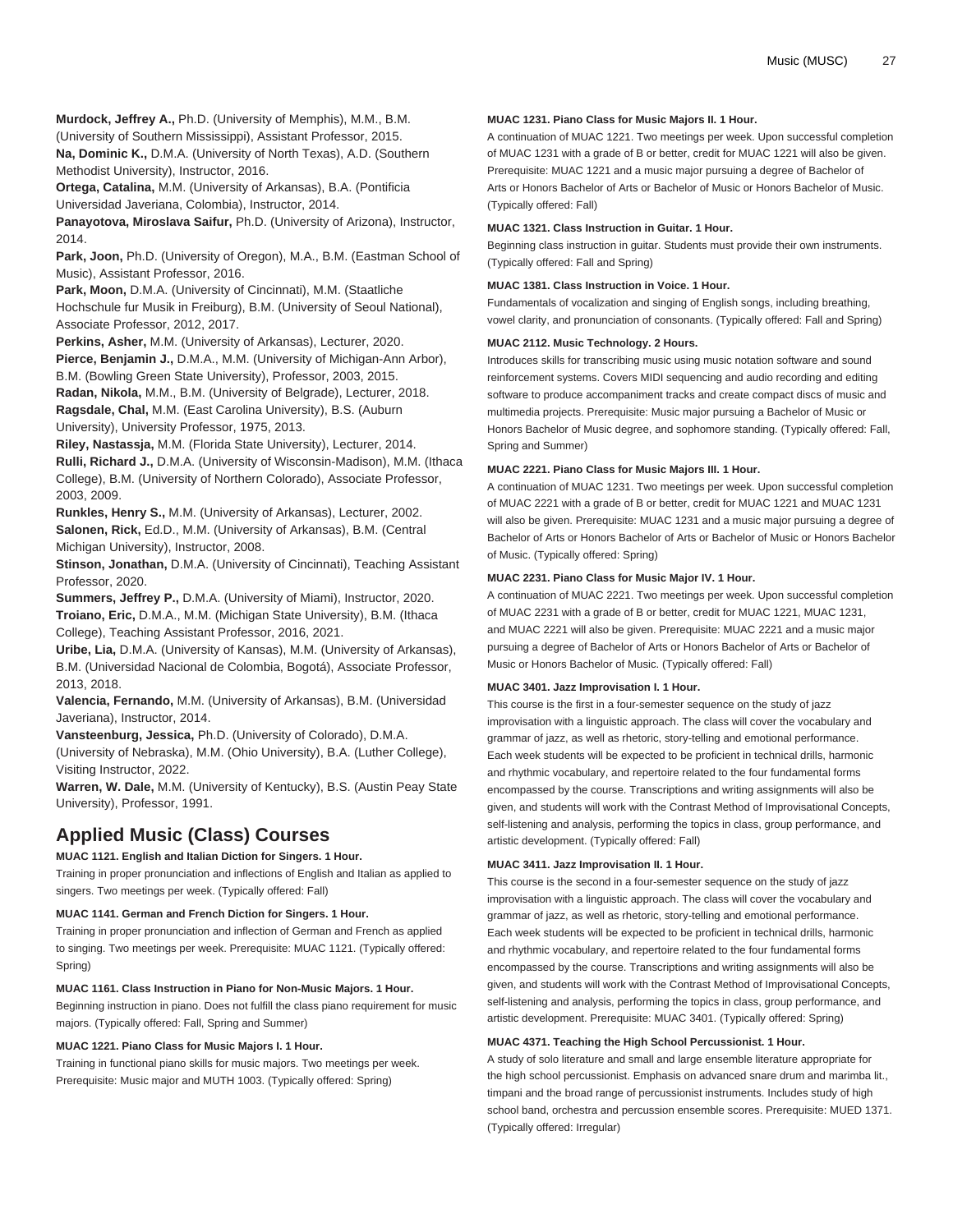**Murdock, Jeffrey A.,** Ph.D. (University of Memphis), M.M., B.M. (University of Southern Mississippi), Assistant Professor, 2015.
**Na, Dominic K.,** D.M.A. (University of North Texas), A.D. (Southern Methodist University), Instructor, 2016.
**Ortega, Catalina,** M.M. (University of Arkansas), B.A. (Pontificia Universidad Javeriana, Colombia), Instructor, 2014.
**Panayotova, Miroslava Saifur,** Ph.D. (University of Arizona), Instructor, 2014.
**Park, Joon,** Ph.D. (University of Oregon), M.A., B.M. (Eastman School of Music), Assistant Professor, 2016.
**Park, Moon,** D.M.A. (University of Cincinnati), M.M. (Staatliche Hochschule fur Musik in Freiburg), B.M. (University of Seoul National), Associate Professor, 2012, 2017.
**Perkins, Asher,** M.M. (University of Arkansas), Lecturer, 2020.
**Pierce, Benjamin J.,** D.M.A., M.M. (University of Michigan-Ann Arbor), B.M. (Bowling Green State University), Professor, 2003, 2015.
**Radan, Nikola,** M.M., B.M. (University of Belgrade), Lecturer, 2018.
**Ragsdale, Chal,** M.M. (East Carolina University), B.S. (Auburn University), University Professor, 1975, 2013.
**Riley, Nastassja,** M.M. (Florida State University), Lecturer, 2014.
**Rulli, Richard J.,** D.M.A. (University of Wisconsin-Madison), M.M. (Ithaca College), B.M. (University of Northern Colorado), Associate Professor, 2003, 2009.
**Runkles, Henry S.,** M.M. (University of Arkansas), Lecturer, 2002.
**Salonen, Rick,** Ed.D., M.M. (University of Arkansas), B.M. (Central Michigan University), Instructor, 2008.
**Stinson, Jonathan,** D.M.A. (University of Cincinnati), Teaching Assistant Professor, 2020.
**Summers, Jeffrey P.,** D.M.A. (University of Miami), Instructor, 2020.
**Troiano, Eric,** D.M.A., M.M. (Michigan State University), B.M. (Ithaca College), Teaching Assistant Professor, 2016, 2021.
**Uribe, Lia,** D.M.A. (University of Kansas), M.M. (University of Arkansas), B.M. (Universidad Nacional de Colombia, Bogotá), Associate Professor, 2013, 2018.
**Valencia, Fernando,** M.M. (University of Arkansas), B.M. (Universidad Javeriana), Instructor, 2014.
**Vansteenburg, Jessica,** Ph.D. (University of Colorado), D.M.A. (University of Nebraska), M.M. (Ohio University), B.A. (Luther College), Visiting Instructor, 2022.
**Warren, W. Dale,** M.M. (University of Kentucky), B.S. (Austin Peay State University), Professor, 1991.

## Applied Music (Class) Courses

**MUAC 1121. English and Italian Diction for Singers. 1 Hour.**
Training in proper pronunciation and inflections of English and Italian as applied to singers. Two meetings per week. (Typically offered: Fall)

**MUAC 1141. German and French Diction for Singers. 1 Hour.**
Training in proper pronunciation and inflection of German and French as applied to singing. Two meetings per week. Prerequisite: MUAC 1121. (Typically offered: Spring)

**MUAC 1161. Class Instruction in Piano for Non-Music Majors. 1 Hour.**
Beginning instruction in piano. Does not fulfill the class piano requirement for music majors. (Typically offered: Fall, Spring and Summer)

**MUAC 1221. Piano Class for Music Majors I. 1 Hour.**
Training in functional piano skills for music majors. Two meetings per week. Prerequisite: Music major and MUTH 1003. (Typically offered: Spring)

**MUAC 1231. Piano Class for Music Majors II. 1 Hour.**
A continuation of MUAC 1221. Two meetings per week. Upon successful completion of MUAC 1231 with a grade of B or better, credit for MUAC 1221 will also be given. Prerequisite: MUAC 1221 and a music major pursuing a degree of Bachelor of Arts or Honors Bachelor of Arts or Bachelor of Music or Honors Bachelor of Music. (Typically offered: Fall)

**MUAC 1321. Class Instruction in Guitar. 1 Hour.**
Beginning class instruction in guitar. Students must provide their own instruments. (Typically offered: Fall and Spring)

**MUAC 1381. Class Instruction in Voice. 1 Hour.**
Fundamentals of vocalization and singing of English songs, including breathing, vowel clarity, and pronunciation of consonants. (Typically offered: Fall and Spring)

**MUAC 2112. Music Technology. 2 Hours.**
Introduces skills for transcribing music using music notation software and sound reinforcement systems. Covers MIDI sequencing and audio recording and editing software to produce accompaniment tracks and create compact discs of music and multimedia projects. Prerequisite: Music major pursuing a Bachelor of Music or Honors Bachelor of Music degree, and sophomore standing. (Typically offered: Fall, Spring and Summer)

**MUAC 2221. Piano Class for Music Majors III. 1 Hour.**
A continuation of MUAC 1231. Two meetings per week. Upon successful completion of MUAC 2221 with a grade of B or better, credit for MUAC 1221 and MUAC 1231 will also be given. Prerequisite: MUAC 1231 and a music major pursuing a degree of Bachelor of Arts or Honors Bachelor of Arts or Bachelor of Music or Honors Bachelor of Music. (Typically offered: Spring)

**MUAC 2231. Piano Class for Music Major IV. 1 Hour.**
A continuation of MUAC 2221. Two meetings per week. Upon successful completion of MUAC 2231 with a grade of B or better, credit for MUAC 1221, MUAC 1231, and MUAC 2221 will also be given. Prerequisite: MUAC 2221 and a music major pursuing a degree of Bachelor of Arts or Honors Bachelor of Arts or Bachelor of Music or Honors Bachelor of Music. (Typically offered: Fall)

**MUAC 3401. Jazz Improvisation I. 1 Hour.**
This course is the first in a four-semester sequence on the study of jazz improvisation with a linguistic approach. The class will cover the vocabulary and grammar of jazz, as well as rhetoric, story-telling and emotional performance. Each week students will be expected to be proficient in technical drills, harmonic and rhythmic vocabulary, and repertoire related to the four fundamental forms encompassed by the course. Transcriptions and writing assignments will also be given, and students will work with the Contrast Method of Improvisational Concepts, self-listening and analysis, performing the topics in class, group performance, and artistic development. (Typically offered: Fall)

**MUAC 3411. Jazz Improvisation II. 1 Hour.**
This course is the second in a four-semester sequence on the study of jazz improvisation with a linguistic approach. The class will cover the vocabulary and grammar of jazz, as well as rhetoric, story-telling and emotional performance. Each week students will be expected to be proficient in technical drills, harmonic and rhythmic vocabulary, and repertoire related to the four fundamental forms encompassed by the course. Transcriptions and writing assignments will also be given, and students will work with the Contrast Method of Improvisational Concepts, self-listening and analysis, performing the topics in class, group performance, and artistic development. Prerequisite: MUAC 3401. (Typically offered: Spring)

**MUAC 4371. Teaching the High School Percussionist. 1 Hour.**
A study of solo literature and small and large ensemble literature appropriate for the high school percussionist. Emphasis on advanced snare drum and marimba lit., timpani and the broad range of percussionist instruments. Includes study of high school band, orchestra and percussion ensemble scores. Prerequisite: MUED 1371. (Typically offered: Irregular)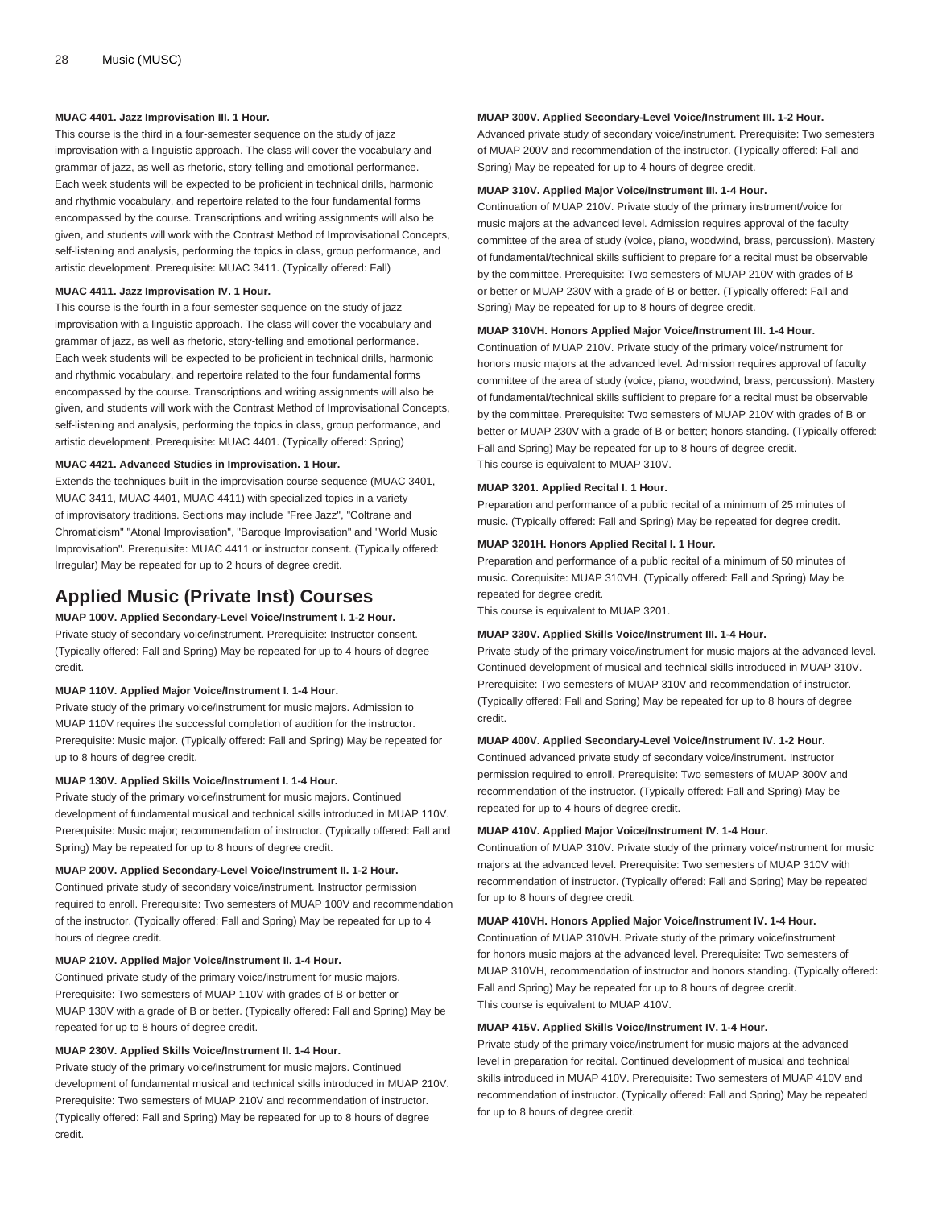**MUAC 4401. Jazz Improvisation III. 1 Hour.**

This course is the third in a four-semester sequence on the study of jazz improvisation with a linguistic approach. The class will cover the vocabulary and grammar of jazz, as well as rhetoric, story-telling and emotional performance. Each week students will be expected to be proficient in technical drills, harmonic and rhythmic vocabulary, and repertoire related to the four fundamental forms encompassed by the course. Transcriptions and writing assignments will also be given, and students will work with the Contrast Method of Improvisational Concepts, self-listening and analysis, performing the topics in class, group performance, and artistic development. Prerequisite: MUAC 3411. (Typically offered: Fall)

**MUAC 4411. Jazz Improvisation IV. 1 Hour.**

This course is the fourth in a four-semester sequence on the study of jazz improvisation with a linguistic approach. The class will cover the vocabulary and grammar of jazz, as well as rhetoric, story-telling and emotional performance. Each week students will be expected to be proficient in technical drills, harmonic and rhythmic vocabulary, and repertoire related to the four fundamental forms encompassed by the course. Transcriptions and writing assignments will also be given, and students will work with the Contrast Method of Improvisational Concepts, self-listening and analysis, performing the topics in class, group performance, and artistic development. Prerequisite: MUAC 4401. (Typically offered: Spring)

**MUAC 4421. Advanced Studies in Improvisation. 1 Hour.**

Extends the techniques built in the improvisation course sequence (MUAC 3401, MUAC 3411, MUAC 4401, MUAC 4411) with specialized topics in a variety of improvisatory traditions. Sections may include "Free Jazz", "Coltrane and Chromaticism" "Atonal Improvisation", "Baroque Improvisation" and "World Music Improvisation". Prerequisite: MUAC 4411 or instructor consent. (Typically offered: Irregular) May be repeated for up to 2 hours of degree credit.

## Applied Music (Private Inst) Courses

**MUAP 100V. Applied Secondary-Level Voice/Instrument I. 1-2 Hour.**

Private study of secondary voice/instrument. Prerequisite: Instructor consent. (Typically offered: Fall and Spring) May be repeated for up to 4 hours of degree credit.

**MUAP 110V. Applied Major Voice/Instrument I. 1-4 Hour.**

Private study of the primary voice/instrument for music majors. Admission to MUAP 110V requires the successful completion of audition for the instructor. Prerequisite: Music major. (Typically offered: Fall and Spring) May be repeated for up to 8 hours of degree credit.

**MUAP 130V. Applied Skills Voice/Instrument I. 1-4 Hour.**

Private study of the primary voice/instrument for music majors. Continued development of fundamental musical and technical skills introduced in MUAP 110V. Prerequisite: Music major; recommendation of instructor. (Typically offered: Fall and Spring) May be repeated for up to 8 hours of degree credit.

**MUAP 200V. Applied Secondary-Level Voice/Instrument II. 1-2 Hour.**

Continued private study of secondary voice/instrument. Instructor permission required to enroll. Prerequisite: Two semesters of MUAP 100V and recommendation of the instructor. (Typically offered: Fall and Spring) May be repeated for up to 4 hours of degree credit.

**MUAP 210V. Applied Major Voice/Instrument II. 1-4 Hour.**

Continued private study of the primary voice/instrument for music majors. Prerequisite: Two semesters of MUAP 110V with grades of B or better or MUAP 130V with a grade of B or better. (Typically offered: Fall and Spring) May be repeated for up to 8 hours of degree credit.

**MUAP 230V. Applied Skills Voice/Instrument II. 1-4 Hour.**

Private study of the primary voice/instrument for music majors. Continued development of fundamental musical and technical skills introduced in MUAP 210V. Prerequisite: Two semesters of MUAP 210V and recommendation of instructor. (Typically offered: Fall and Spring) May be repeated for up to 8 hours of degree credit.

**MUAP 300V. Applied Secondary-Level Voice/Instrument III. 1-2 Hour.**

Advanced private study of secondary voice/instrument. Prerequisite: Two semesters of MUAP 200V and recommendation of the instructor. (Typically offered: Fall and Spring) May be repeated for up to 4 hours of degree credit.

**MUAP 310V. Applied Major Voice/Instrument III. 1-4 Hour.**

Continuation of MUAP 210V. Private study of the primary instrument/voice for music majors at the advanced level. Admission requires approval of the faculty committee of the area of study (voice, piano, woodwind, brass, percussion). Mastery of fundamental/technical skills sufficient to prepare for a recital must be observable by the committee. Prerequisite: Two semesters of MUAP 210V with grades of B or better or MUAP 230V with a grade of B or better. (Typically offered: Fall and Spring) May be repeated for up to 8 hours of degree credit.

**MUAP 310VH. Honors Applied Major Voice/Instrument III. 1-4 Hour.**

Continuation of MUAP 210V. Private study of the primary voice/instrument for honors music majors at the advanced level. Admission requires approval of faculty committee of the area of study (voice, piano, woodwind, brass, percussion). Mastery of fundamental/technical skills sufficient to prepare for a recital must be observable by the committee. Prerequisite: Two semesters of MUAP 210V with grades of B or better or MUAP 230V with a grade of B or better; honors standing. (Typically offered: Fall and Spring) May be repeated for up to 8 hours of degree credit.
This course is equivalent to MUAP 310V.

**MUAP 3201. Applied Recital I. 1 Hour.**

Preparation and performance of a public recital of a minimum of 25 minutes of music. (Typically offered: Fall and Spring) May be repeated for degree credit.

**MUAP 3201H. Honors Applied Recital I. 1 Hour.**

Preparation and performance of a public recital of a minimum of 50 minutes of music. Corequisite: MUAP 310VH. (Typically offered: Fall and Spring) May be repeated for degree credit.
This course is equivalent to MUAP 3201.

**MUAP 330V. Applied Skills Voice/Instrument III. 1-4 Hour.**

Private study of the primary voice/instrument for music majors at the advanced level. Continued development of musical and technical skills introduced in MUAP 310V. Prerequisite: Two semesters of MUAP 310V and recommendation of instructor. (Typically offered: Fall and Spring) May be repeated for up to 8 hours of degree credit.

**MUAP 400V. Applied Secondary-Level Voice/Instrument IV. 1-2 Hour.**

Continued advanced private study of secondary voice/instrument. Instructor permission required to enroll. Prerequisite: Two semesters of MUAP 300V and recommendation of the instructor. (Typically offered: Fall and Spring) May be repeated for up to 4 hours of degree credit.

**MUAP 410V. Applied Major Voice/Instrument IV. 1-4 Hour.**

Continuation of MUAP 310V. Private study of the primary voice/instrument for music majors at the advanced level. Prerequisite: Two semesters of MUAP 310V with recommendation of instructor. (Typically offered: Fall and Spring) May be repeated for up to 8 hours of degree credit.

**MUAP 410VH. Honors Applied Major Voice/Instrument IV. 1-4 Hour.**

Continuation of MUAP 310VH. Private study of the primary voice/instrument for honors music majors at the advanced level. Prerequisite: Two semesters of MUAP 310VH, recommendation of instructor and honors standing. (Typically offered: Fall and Spring) May be repeated for up to 8 hours of degree credit.
This course is equivalent to MUAP 410V.

**MUAP 415V. Applied Skills Voice/Instrument IV. 1-4 Hour.**

Private study of the primary voice/instrument for music majors at the advanced level in preparation for recital. Continued development of musical and technical skills introduced in MUAP 410V. Prerequisite: Two semesters of MUAP 410V and recommendation of instructor. (Typically offered: Fall and Spring) May be repeated for up to 8 hours of degree credit.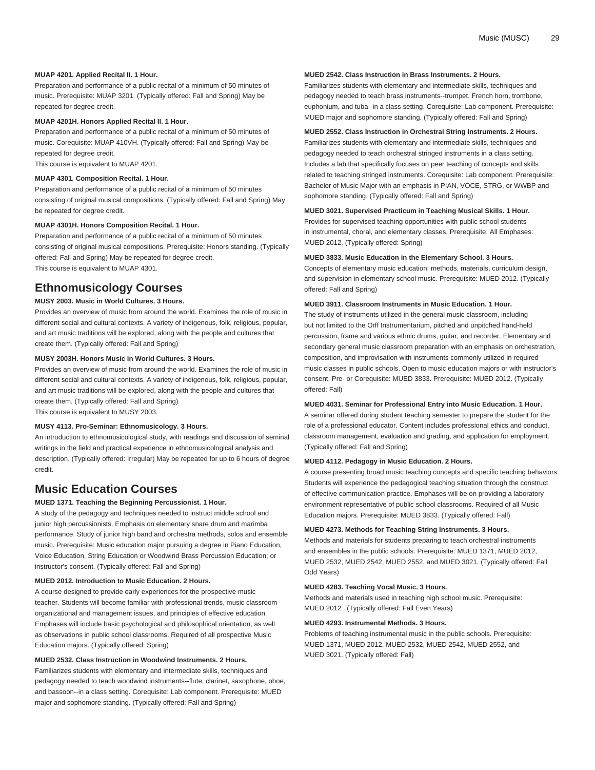**MUAP 4201. Applied Recital II. 1 Hour.**

Preparation and performance of a public recital of a minimum of 50 minutes of music. Prerequisite: MUAP 3201. (Typically offered: Fall and Spring) May be repeated for degree credit.

**MUAP 4201H. Honors Applied Recital II. 1 Hour.**

Preparation and performance of a public recital of a minimum of 50 minutes of music. Corequisite: MUAP 410VH. (Typically offered: Fall and Spring) May be repeated for degree credit.

This course is equivalent to MUAP 4201.

**MUAP 4301. Composition Recital. 1 Hour.**

Preparation and performance of a public recital of a minimum of 50 minutes consisting of original musical compositions. (Typically offered: Fall and Spring) May be repeated for degree credit.

**MUAP 4301H. Honors Composition Recital. 1 Hour.**

Preparation and performance of a public recital of a minimum of 50 minutes consisting of original musical compositions. Prerequisite: Honors standing. (Typically offered: Fall and Spring) May be repeated for degree credit.

This course is equivalent to MUAP 4301.

## Ethnomusicology Courses

**MUSY 2003. Music in World Cultures. 3 Hours.**

Provides an overview of music from around the world. Examines the role of music in different social and cultural contexts. A variety of indigenous, folk, religious, popular, and art music traditions will be explored, along with the people and cultures that create them. (Typically offered: Fall and Spring)

**MUSY 2003H. Honors Music in World Cultures. 3 Hours.**

Provides an overview of music from around the world. Examines the role of music in different social and cultural contexts. A variety of indigenous, folk, religious, popular, and art music traditions will be explored, along with the people and cultures that create them. (Typically offered: Fall and Spring)

This course is equivalent to MUSY 2003.

**MUSY 4113. Pro-Seminar: Ethnomusicology. 3 Hours.**

An introduction to ethnomusicological study, with readings and discussion of seminal writings in the field and practical experience in ethnomusicological analysis and description. (Typically offered: Irregular) May be repeated for up to 6 hours of degree credit.

## Music Education Courses

**MUED 1371. Teaching the Beginning Percussionist. 1 Hour.**

A study of the pedagogy and techniques needed to instruct middle school and junior high percussionists. Emphasis on elementary snare drum and marimba performance. Study of junior high band and orchestra methods, solos and ensemble music. Prerequisite: Music education major pursuing a degree in Piano Education, Voice Education, String Education or Woodwind Brass Percussion Education; or instructor's consent. (Typically offered: Fall and Spring)

**MUED 2012. Introduction to Music Education. 2 Hours.**

A course designed to provide early experiences for the prospective music teacher. Students will become familiar with professional trends, music classroom organizational and management issues, and principles of effective education. Emphases will include basic psychological and philosophical orientation, as well as observations in public school classrooms. Required of all prospective Music Education majors. (Typically offered: Spring)

**MUED 2532. Class Instruction in Woodwind Instruments. 2 Hours.**

Familiarizes students with elementary and intermediate skills, techniques and pedagogy needed to teach woodwind instruments--flute, clarinet, saxophone, oboe, and bassoon--in a class setting. Corequisite: Lab component. Prerequisite: MUED major and sophomore standing. (Typically offered: Fall and Spring)

**MUED 2542. Class Instruction in Brass Instruments. 2 Hours.**

Familiarizes students with elementary and intermediate skills, techniques and pedagogy needed to teach brass instruments--trumpet, French horn, trombone, euphonium, and tuba--in a class setting. Corequisite: Lab component. Prerequisite: MUED major and sophomore standing. (Typically offered: Fall and Spring)

**MUED 2552. Class Instruction in Orchestral String Instruments. 2 Hours.**

Familiarizes students with elementary and intermediate skills, techniques and pedagogy needed to teach orchestral stringed instruments in a class setting. Includes a lab that specifically focuses on peer teaching of concepts and skills related to teaching stringed instruments. Corequisite: Lab component. Prerequisite: Bachelor of Music Major with an emphasis in PIAN, VOCE, STRG, or WWBP and sophomore standing. (Typically offered: Fall and Spring)

**MUED 3021. Supervised Practicum in Teaching Musical Skills. 1 Hour.**

Provides for supervised teaching opportunities with public school students in instrumental, choral, and elementary classes. Prerequisite: All Emphases: MUED 2012. (Typically offered: Spring)

**MUED 3833. Music Education in the Elementary School. 3 Hours.**

Concepts of elementary music education; methods, materials, curriculum design, and supervision in elementary school music. Prerequisite: MUED 2012. (Typically offered: Fall and Spring)

**MUED 3911. Classroom Instruments in Music Education. 1 Hour.**

The study of instruments utilized in the general music classroom, including but not limited to the Orff Instrumentarium, pitched and unpitched hand-held percussion, frame and various ethnic drums, guitar, and recorder. Elementary and secondary general music classroom preparation with an emphasis on orchestration, composition, and improvisation with instruments commonly utilized in required music classes in public schools. Open to music education majors or with instructor's consent. Pre- or Corequisite: MUED 3833. Prerequisite: MUED 2012. (Typically offered: Fall)

**MUED 4031. Seminar for Professional Entry into Music Education. 1 Hour.**

A seminar offered during student teaching semester to prepare the student for the role of a professional educator. Content includes professional ethics and conduct, classroom management, evaluation and grading, and application for employment. (Typically offered: Fall and Spring)

**MUED 4112. Pedagogy in Music Education. 2 Hours.**

A course presenting broad music teaching concepts and specific teaching behaviors. Students will experience the pedagogical teaching situation through the construct of effective communication practice. Emphases will be on providing a laboratory environment representative of public school classrooms. Required of all Music Education majors. Prerequisite: MUED 3833. (Typically offered: Fall)

**MUED 4273. Methods for Teaching String Instruments. 3 Hours.**

Methods and materials for students preparing to teach orchestral instruments and ensembles in the public schools. Prerequisite: MUED 1371, MUED 2012, MUED 2532, MUED 2542, MUED 2552, and MUED 3021. (Typically offered: Fall Odd Years)

**MUED 4283. Teaching Vocal Music. 3 Hours.**

Methods and materials used in teaching high school music. Prerequisite: MUED 2012 . (Typically offered: Fall Even Years)

**MUED 4293. Instrumental Methods. 3 Hours.**

Problems of teaching instrumental music in the public schools. Prerequisite: MUED 1371, MUED 2012, MUED 2532, MUED 2542, MUED 2552, and MUED 3021. (Typically offered: Fall)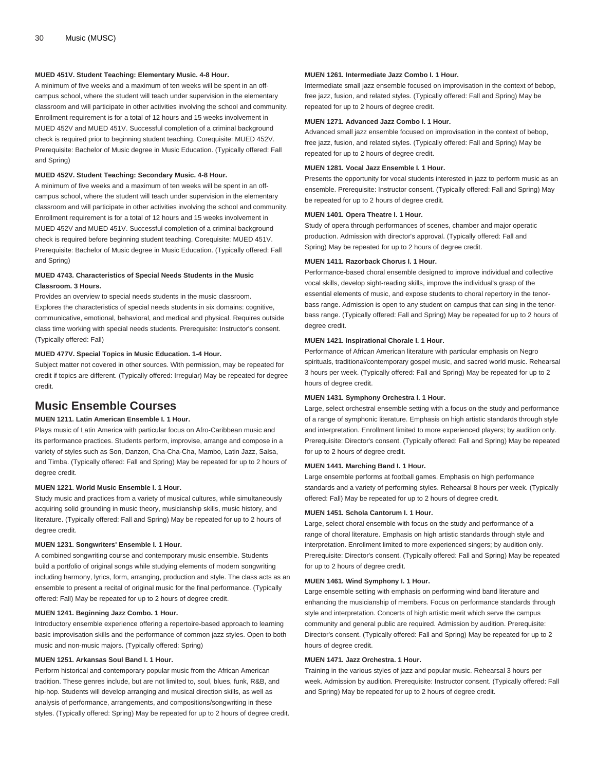**MUED 451V. Student Teaching: Elementary Music. 4-8 Hour.**

A minimum of five weeks and a maximum of ten weeks will be spent in an off-campus school, where the student will teach under supervision in the elementary classroom and will participate in other activities involving the school and community. Enrollment requirement is for a total of 12 hours and 15 weeks involvement in MUED 452V and MUED 451V. Successful completion of a criminal background check is required prior to beginning student teaching. Corequisite: MUED 452V. Prerequisite: Bachelor of Music degree in Music Education. (Typically offered: Fall and Spring)

**MUED 452V. Student Teaching: Secondary Music. 4-8 Hour.**

A minimum of five weeks and a maximum of ten weeks will be spent in an off-campus school, where the student will teach under supervision in the elementary classroom and will participate in other activities involving the school and community. Enrollment requirement is for a total of 12 hours and 15 weeks involvement in MUED 452V and MUED 451V. Successful completion of a criminal background check is required before beginning student teaching. Corequisite: MUED 451V. Prerequisite: Bachelor of Music degree in Music Education. (Typically offered: Fall and Spring)

**MUED 4743. Characteristics of Special Needs Students in the Music Classroom. 3 Hours.**

Provides an overview to special needs students in the music classroom. Explores the characteristics of special needs students in six domains: cognitive, communicative, emotional, behavioral, and medical and physical. Requires outside class time working with special needs students. Prerequisite: Instructor's consent. (Typically offered: Fall)

**MUED 477V. Special Topics in Music Education. 1-4 Hour.**

Subject matter not covered in other sources. With permission, may be repeated for credit if topics are different. (Typically offered: Irregular) May be repeated for degree credit.

## Music Ensemble Courses

**MUEN 1211. Latin American Ensemble I. 1 Hour.**

Plays music of Latin America with particular focus on Afro-Caribbean music and its performance practices. Students perform, improvise, arrange and compose in a variety of styles such as Son, Danzon, Cha-Cha-Cha, Mambo, Latin Jazz, Salsa, and Timba. (Typically offered: Fall and Spring) May be repeated for up to 2 hours of degree credit.

**MUEN 1221. World Music Ensemble I. 1 Hour.**

Study music and practices from a variety of musical cultures, while simultaneously acquiring solid grounding in music theory, musicianship skills, music history, and literature. (Typically offered: Fall and Spring) May be repeated for up to 2 hours of degree credit.

**MUEN 1231. Songwriters' Ensemble I. 1 Hour.**

A combined songwriting course and contemporary music ensemble. Students build a portfolio of original songs while studying elements of modern songwriting including harmony, lyrics, form, arranging, production and style. The class acts as an ensemble to present a recital of original music for the final performance. (Typically offered: Fall) May be repeated for up to 2 hours of degree credit.

**MUEN 1241. Beginning Jazz Combo. 1 Hour.**

Introductory ensemble experience offering a repertoire-based approach to learning basic improvisation skills and the performance of common jazz styles. Open to both music and non-music majors. (Typically offered: Spring)

**MUEN 1251. Arkansas Soul Band I. 1 Hour.**

Perform historical and contemporary popular music from the African American tradition. These genres include, but are not limited to, soul, blues, funk, R&B, and hip-hop. Students will develop arranging and musical direction skills, as well as analysis of performance, arrangements, and compositions/songwriting in these styles. (Typically offered: Spring) May be repeated for up to 2 hours of degree credit.

**MUEN 1261. Intermediate Jazz Combo I. 1 Hour.**

Intermediate small jazz ensemble focused on improvisation in the context of bebop, free jazz, fusion, and related styles. (Typically offered: Fall and Spring) May be repeated for up to 2 hours of degree credit.

**MUEN 1271. Advanced Jazz Combo I. 1 Hour.**

Advanced small jazz ensemble focused on improvisation in the context of bebop, free jazz, fusion, and related styles. (Typically offered: Fall and Spring) May be repeated for up to 2 hours of degree credit.

**MUEN 1281. Vocal Jazz Ensemble I. 1 Hour.**

Presents the opportunity for vocal students interested in jazz to perform music as an ensemble. Prerequisite: Instructor consent. (Typically offered: Fall and Spring) May be repeated for up to 2 hours of degree credit.

**MUEN 1401. Opera Theatre I. 1 Hour.**

Study of opera through performances of scenes, chamber and major operatic production. Admission with director's approval. (Typically offered: Fall and Spring) May be repeated for up to 2 hours of degree credit.

**MUEN 1411. Razorback Chorus I. 1 Hour.**

Performance-based choral ensemble designed to improve individual and collective vocal skills, develop sight-reading skills, improve the individual's grasp of the essential elements of music, and expose students to choral repertory in the tenor-bass range. Admission is open to any student on campus that can sing in the tenor-bass range. (Typically offered: Fall and Spring) May be repeated for up to 2 hours of degree credit.

**MUEN 1421. Inspirational Chorale I. 1 Hour.**

Performance of African American literature with particular emphasis on Negro spirituals, traditional/contemporary gospel music, and sacred world music. Rehearsal 3 hours per week. (Typically offered: Fall and Spring) May be repeated for up to 2 hours of degree credit.

**MUEN 1431. Symphony Orchestra I. 1 Hour.**

Large, select orchestral ensemble setting with a focus on the study and performance of a range of symphonic literature. Emphasis on high artistic standards through style and interpretation. Enrollment limited to more experienced players; by audition only. Prerequisite: Director's consent. (Typically offered: Fall and Spring) May be repeated for up to 2 hours of degree credit.

**MUEN 1441. Marching Band I. 1 Hour.**

Large ensemble performs at football games. Emphasis on high performance standards and a variety of performing styles. Rehearsal 8 hours per week. (Typically offered: Fall) May be repeated for up to 2 hours of degree credit.

**MUEN 1451. Schola Cantorum I. 1 Hour.**

Large, select choral ensemble with focus on the study and performance of a range of choral literature. Emphasis on high artistic standards through style and interpretation. Enrollment limited to more experienced singers; by audition only. Prerequisite: Director's consent. (Typically offered: Fall and Spring) May be repeated for up to 2 hours of degree credit.

**MUEN 1461. Wind Symphony I. 1 Hour.**

Large ensemble setting with emphasis on performing wind band literature and enhancing the musicianship of members. Focus on performance standards through style and interpretation. Concerts of high artistic merit which serve the campus community and general public are required. Admission by audition. Prerequisite: Director's consent. (Typically offered: Fall and Spring) May be repeated for up to 2 hours of degree credit.

**MUEN 1471. Jazz Orchestra. 1 Hour.**

Training in the various styles of jazz and popular music. Rehearsal 3 hours per week. Admission by audition. Prerequisite: Instructor consent. (Typically offered: Fall and Spring) May be repeated for up to 2 hours of degree credit.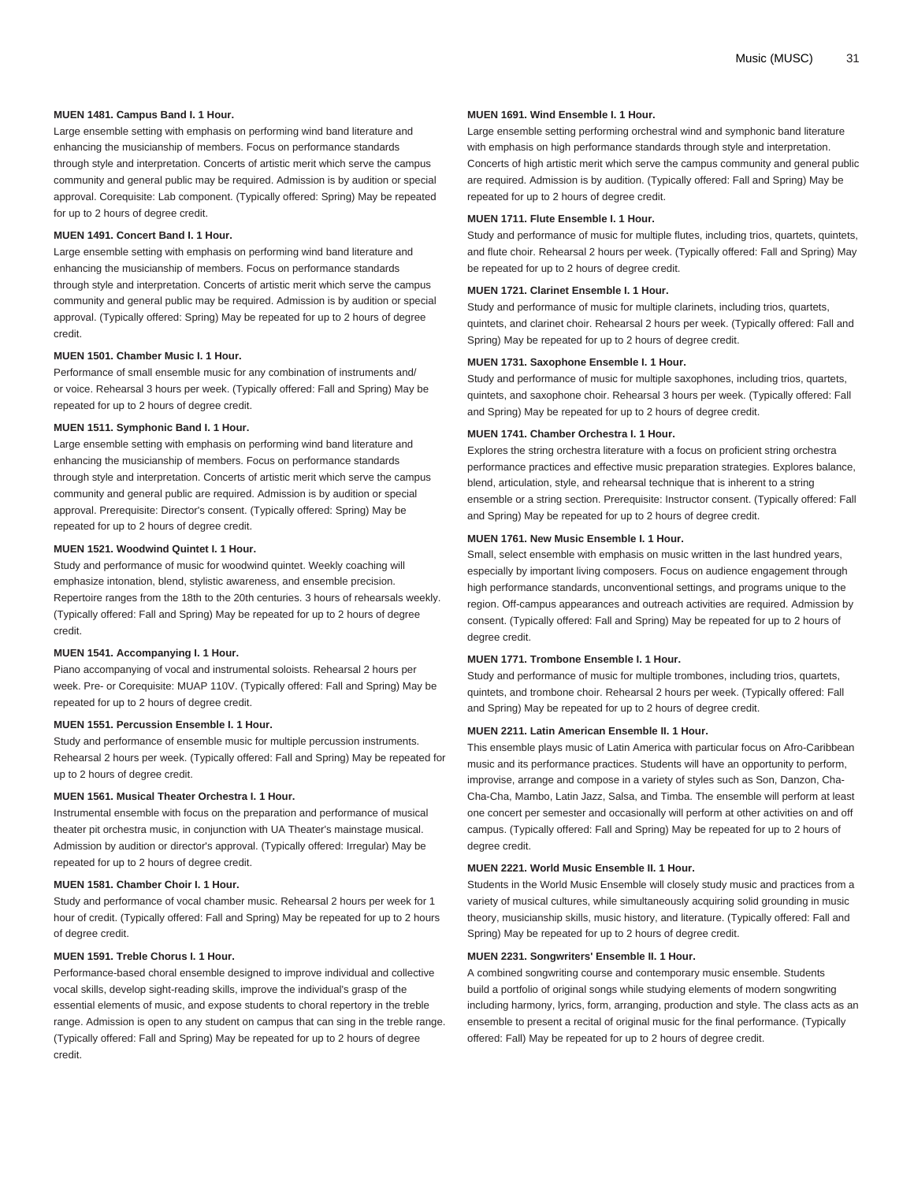**MUEN 1481. Campus Band I. 1 Hour.**

Large ensemble setting with emphasis on performing wind band literature and enhancing the musicianship of members. Focus on performance standards through style and interpretation. Concerts of artistic merit which serve the campus community and general public may be required. Admission is by audition or special approval. Corequisite: Lab component. (Typically offered: Spring) May be repeated for up to 2 hours of degree credit.

**MUEN 1491. Concert Band I. 1 Hour.**

Large ensemble setting with emphasis on performing wind band literature and enhancing the musicianship of members. Focus on performance standards through style and interpretation. Concerts of artistic merit which serve the campus community and general public may be required. Admission is by audition or special approval. (Typically offered: Spring) May be repeated for up to 2 hours of degree credit.

**MUEN 1501. Chamber Music I. 1 Hour.**

Performance of small ensemble music for any combination of instruments and/or voice. Rehearsal 3 hours per week. (Typically offered: Fall and Spring) May be repeated for up to 2 hours of degree credit.

**MUEN 1511. Symphonic Band I. 1 Hour.**

Large ensemble setting with emphasis on performing wind band literature and enhancing the musicianship of members. Focus on performance standards through style and interpretation. Concerts of artistic merit which serve the campus community and general public are required. Admission is by audition or special approval. Prerequisite: Director's consent. (Typically offered: Spring) May be repeated for up to 2 hours of degree credit.

**MUEN 1521. Woodwind Quintet I. 1 Hour.**

Study and performance of music for woodwind quintet. Weekly coaching will emphasize intonation, blend, stylistic awareness, and ensemble precision. Repertoire ranges from the 18th to the 20th centuries. 3 hours of rehearsals weekly. (Typically offered: Fall and Spring) May be repeated for up to 2 hours of degree credit.

**MUEN 1541. Accompanying I. 1 Hour.**

Piano accompanying of vocal and instrumental soloists. Rehearsal 2 hours per week. Pre- or Corequisite: MUAP 110V. (Typically offered: Fall and Spring) May be repeated for up to 2 hours of degree credit.

**MUEN 1551. Percussion Ensemble I. 1 Hour.**

Study and performance of ensemble music for multiple percussion instruments. Rehearsal 2 hours per week. (Typically offered: Fall and Spring) May be repeated for up to 2 hours of degree credit.

**MUEN 1561. Musical Theater Orchestra I. 1 Hour.**

Instrumental ensemble with focus on the preparation and performance of musical theater pit orchestra music, in conjunction with UA Theater's mainstage musical. Admission by audition or director's approval. (Typically offered: Irregular) May be repeated for up to 2 hours of degree credit.

**MUEN 1581. Chamber Choir I. 1 Hour.**

Study and performance of vocal chamber music. Rehearsal 2 hours per week for 1 hour of credit. (Typically offered: Fall and Spring) May be repeated for up to 2 hours of degree credit.

**MUEN 1591. Treble Chorus I. 1 Hour.**

Performance-based choral ensemble designed to improve individual and collective vocal skills, develop sight-reading skills, improve the individual's grasp of the essential elements of music, and expose students to choral repertory in the treble range. Admission is open to any student on campus that can sing in the treble range. (Typically offered: Fall and Spring) May be repeated for up to 2 hours of degree credit.

**MUEN 1691. Wind Ensemble I. 1 Hour.**

Large ensemble setting performing orchestral wind and symphonic band literature with emphasis on high performance standards through style and interpretation. Concerts of high artistic merit which serve the campus community and general public are required. Admission is by audition. (Typically offered: Fall and Spring) May be repeated for up to 2 hours of degree credit.

**MUEN 1711. Flute Ensemble I. 1 Hour.**

Study and performance of music for multiple flutes, including trios, quartets, quintets, and flute choir. Rehearsal 2 hours per week. (Typically offered: Fall and Spring) May be repeated for up to 2 hours of degree credit.

**MUEN 1721. Clarinet Ensemble I. 1 Hour.**

Study and performance of music for multiple clarinets, including trios, quartets, quintets, and clarinet choir. Rehearsal 2 hours per week. (Typically offered: Fall and Spring) May be repeated for up to 2 hours of degree credit.

**MUEN 1731. Saxophone Ensemble I. 1 Hour.**

Study and performance of music for multiple saxophones, including trios, quartets, quintets, and saxophone choir. Rehearsal 3 hours per week. (Typically offered: Fall and Spring) May be repeated for up to 2 hours of degree credit.

**MUEN 1741. Chamber Orchestra I. 1 Hour.**

Explores the string orchestra literature with a focus on proficient string orchestra performance practices and effective music preparation strategies. Explores balance, blend, articulation, style, and rehearsal technique that is inherent to a string ensemble or a string section. Prerequisite: Instructor consent. (Typically offered: Fall and Spring) May be repeated for up to 2 hours of degree credit.

**MUEN 1761. New Music Ensemble I. 1 Hour.**

Small, select ensemble with emphasis on music written in the last hundred years, especially by important living composers. Focus on audience engagement through high performance standards, unconventional settings, and programs unique to the region. Off-campus appearances and outreach activities are required. Admission by consent. (Typically offered: Fall and Spring) May be repeated for up to 2 hours of degree credit.

**MUEN 1771. Trombone Ensemble I. 1 Hour.**

Study and performance of music for multiple trombones, including trios, quartets, quintets, and trombone choir. Rehearsal 2 hours per week. (Typically offered: Fall and Spring) May be repeated for up to 2 hours of degree credit.

**MUEN 2211. Latin American Ensemble II. 1 Hour.**

This ensemble plays music of Latin America with particular focus on Afro-Caribbean music and its performance practices. Students will have an opportunity to perform, improvise, arrange and compose in a variety of styles such as Son, Danzon, Cha-Cha-Cha, Mambo, Latin Jazz, Salsa, and Timba. The ensemble will perform at least one concert per semester and occasionally will perform at other activities on and off campus. (Typically offered: Fall and Spring) May be repeated for up to 2 hours of degree credit.

**MUEN 2221. World Music Ensemble II. 1 Hour.**

Students in the World Music Ensemble will closely study music and practices from a variety of musical cultures, while simultaneously acquiring solid grounding in music theory, musicianship skills, music history, and literature. (Typically offered: Fall and Spring) May be repeated for up to 2 hours of degree credit.

**MUEN 2231. Songwriters' Ensemble II. 1 Hour.**

A combined songwriting course and contemporary music ensemble. Students build a portfolio of original songs while studying elements of modern songwriting including harmony, lyrics, form, arranging, production and style. The class acts as an ensemble to present a recital of original music for the final performance. (Typically offered: Fall) May be repeated for up to 2 hours of degree credit.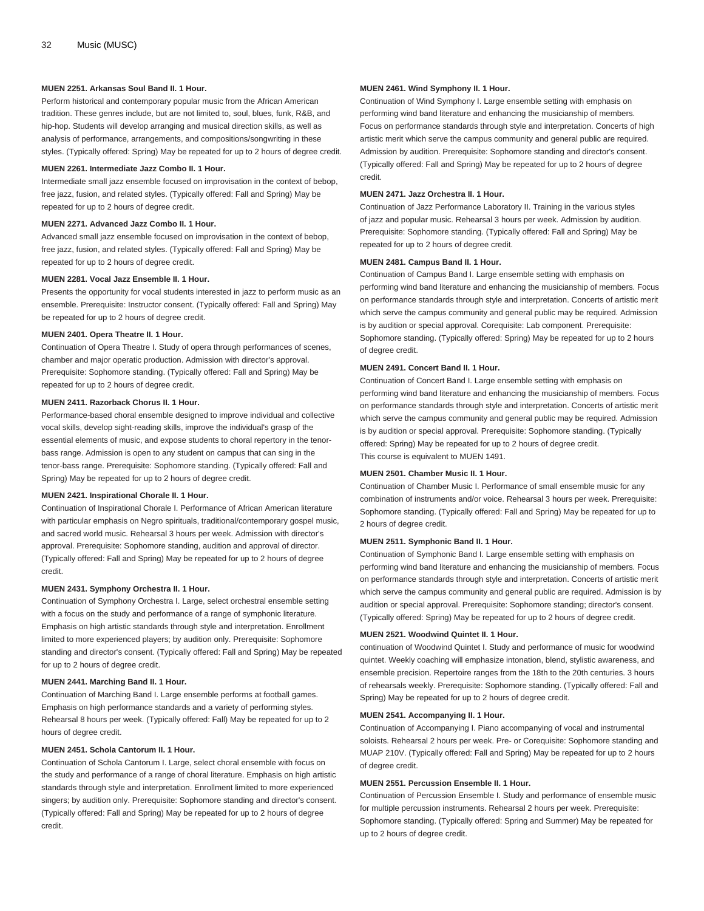**MUEN 2251. Arkansas Soul Band II. 1 Hour.**

Perform historical and contemporary popular music from the African American tradition. These genres include, but are not limited to, soul, blues, funk, R&B, and hip-hop. Students will develop arranging and musical direction skills, as well as analysis of performance, arrangements, and compositions/songwriting in these styles. (Typically offered: Spring) May be repeated for up to 2 hours of degree credit.

**MUEN 2261. Intermediate Jazz Combo II. 1 Hour.**

Intermediate small jazz ensemble focused on improvisation in the context of bebop, free jazz, fusion, and related styles. (Typically offered: Fall and Spring) May be repeated for up to 2 hours of degree credit.

**MUEN 2271. Advanced Jazz Combo II. 1 Hour.**

Advanced small jazz ensemble focused on improvisation in the context of bebop, free jazz, fusion, and related styles. (Typically offered: Fall and Spring) May be repeated for up to 2 hours of degree credit.

**MUEN 2281. Vocal Jazz Ensemble II. 1 Hour.**

Presents the opportunity for vocal students interested in jazz to perform music as an ensemble. Prerequisite: Instructor consent. (Typically offered: Fall and Spring) May be repeated for up to 2 hours of degree credit.

**MUEN 2401. Opera Theatre II. 1 Hour.**

Continuation of Opera Theatre I. Study of opera through performances of scenes, chamber and major operatic production. Admission with director's approval. Prerequisite: Sophomore standing. (Typically offered: Fall and Spring) May be repeated for up to 2 hours of degree credit.

**MUEN 2411. Razorback Chorus II. 1 Hour.**

Performance-based choral ensemble designed to improve individual and collective vocal skills, develop sight-reading skills, improve the individual's grasp of the essential elements of music, and expose students to choral repertory in the tenor-bass range. Admission is open to any student on campus that can sing in the tenor-bass range. Prerequisite: Sophomore standing. (Typically offered: Fall and Spring) May be repeated for up to 2 hours of degree credit.

**MUEN 2421. Inspirational Chorale II. 1 Hour.**

Continuation of Inspirational Chorale I. Performance of African American literature with particular emphasis on Negro spirituals, traditional/contemporary gospel music, and sacred world music. Rehearsal 3 hours per week. Admission with director's approval. Prerequisite: Sophomore standing, audition and approval of director. (Typically offered: Fall and Spring) May be repeated for up to 2 hours of degree credit.

**MUEN 2431. Symphony Orchestra II. 1 Hour.**

Continuation of Symphony Orchestra I. Large, select orchestral ensemble setting with a focus on the study and performance of a range of symphonic literature. Emphasis on high artistic standards through style and interpretation. Enrollment limited to more experienced players; by audition only. Prerequisite: Sophomore standing and director's consent. (Typically offered: Fall and Spring) May be repeated for up to 2 hours of degree credit.

**MUEN 2441. Marching Band II. 1 Hour.**

Continuation of Marching Band I. Large ensemble performs at football games. Emphasis on high performance standards and a variety of performing styles. Rehearsal 8 hours per week. (Typically offered: Fall) May be repeated for up to 2 hours of degree credit.

**MUEN 2451. Schola Cantorum II. 1 Hour.**

Continuation of Schola Cantorum I. Large, select choral ensemble with focus on the study and performance of a range of choral literature. Emphasis on high artistic standards through style and interpretation. Enrollment limited to more experienced singers; by audition only. Prerequisite: Sophomore standing and director's consent. (Typically offered: Fall and Spring) May be repeated for up to 2 hours of degree credit.

**MUEN 2461. Wind Symphony II. 1 Hour.**

Continuation of Wind Symphony I. Large ensemble setting with emphasis on performing wind band literature and enhancing the musicianship of members. Focus on performance standards through style and interpretation. Concerts of high artistic merit which serve the campus community and general public are required. Admission by audition. Prerequisite: Sophomore standing and director's consent. (Typically offered: Fall and Spring) May be repeated for up to 2 hours of degree credit.

**MUEN 2471. Jazz Orchestra II. 1 Hour.**

Continuation of Jazz Performance Laboratory II. Training in the various styles of jazz and popular music. Rehearsal 3 hours per week. Admission by audition. Prerequisite: Sophomore standing. (Typically offered: Fall and Spring) May be repeated for up to 2 hours of degree credit.

**MUEN 2481. Campus Band II. 1 Hour.**

Continuation of Campus Band I. Large ensemble setting with emphasis on performing wind band literature and enhancing the musicianship of members. Focus on performance standards through style and interpretation. Concerts of artistic merit which serve the campus community and general public may be required. Admission is by audition or special approval. Corequisite: Lab component. Prerequisite: Sophomore standing. (Typically offered: Spring) May be repeated for up to 2 hours of degree credit.

**MUEN 2491. Concert Band II. 1 Hour.**

Continuation of Concert Band I. Large ensemble setting with emphasis on performing wind band literature and enhancing the musicianship of members. Focus on performance standards through style and interpretation. Concerts of artistic merit which serve the campus community and general public may be required. Admission is by audition or special approval. Prerequisite: Sophomore standing. (Typically offered: Spring) May be repeated for up to 2 hours of degree credit.

This course is equivalent to MUEN 1491.

**MUEN 2501. Chamber Music II. 1 Hour.**

Continuation of Chamber Music I. Performance of small ensemble music for any combination of instruments and/or voice. Rehearsal 3 hours per week. Prerequisite: Sophomore standing. (Typically offered: Fall and Spring) May be repeated for up to 2 hours of degree credit.

**MUEN 2511. Symphonic Band II. 1 Hour.**

Continuation of Symphonic Band I. Large ensemble setting with emphasis on performing wind band literature and enhancing the musicianship of members. Focus on performance standards through style and interpretation. Concerts of artistic merit which serve the campus community and general public are required. Admission is by audition or special approval. Prerequisite: Sophomore standing; director's consent. (Typically offered: Spring) May be repeated for up to 2 hours of degree credit.

**MUEN 2521. Woodwind Quintet II. 1 Hour.**

continuation of Woodwind Quintet I. Study and performance of music for woodwind quintet. Weekly coaching will emphasize intonation, blend, stylistic awareness, and ensemble precision. Repertoire ranges from the 18th to the 20th centuries. 3 hours of rehearsals weekly. Prerequisite: Sophomore standing. (Typically offered: Fall and Spring) May be repeated for up to 2 hours of degree credit.

**MUEN 2541. Accompanying II. 1 Hour.**

Continuation of Accompanying I. Piano accompanying of vocal and instrumental soloists. Rehearsal 2 hours per week. Pre- or Corequisite: Sophomore standing and MUAP 210V. (Typically offered: Fall and Spring) May be repeated for up to 2 hours of degree credit.

**MUEN 2551. Percussion Ensemble II. 1 Hour.**

Continuation of Percussion Ensemble I. Study and performance of ensemble music for multiple percussion instruments. Rehearsal 2 hours per week. Prerequisite: Sophomore standing. (Typically offered: Spring and Summer) May be repeated for up to 2 hours of degree credit.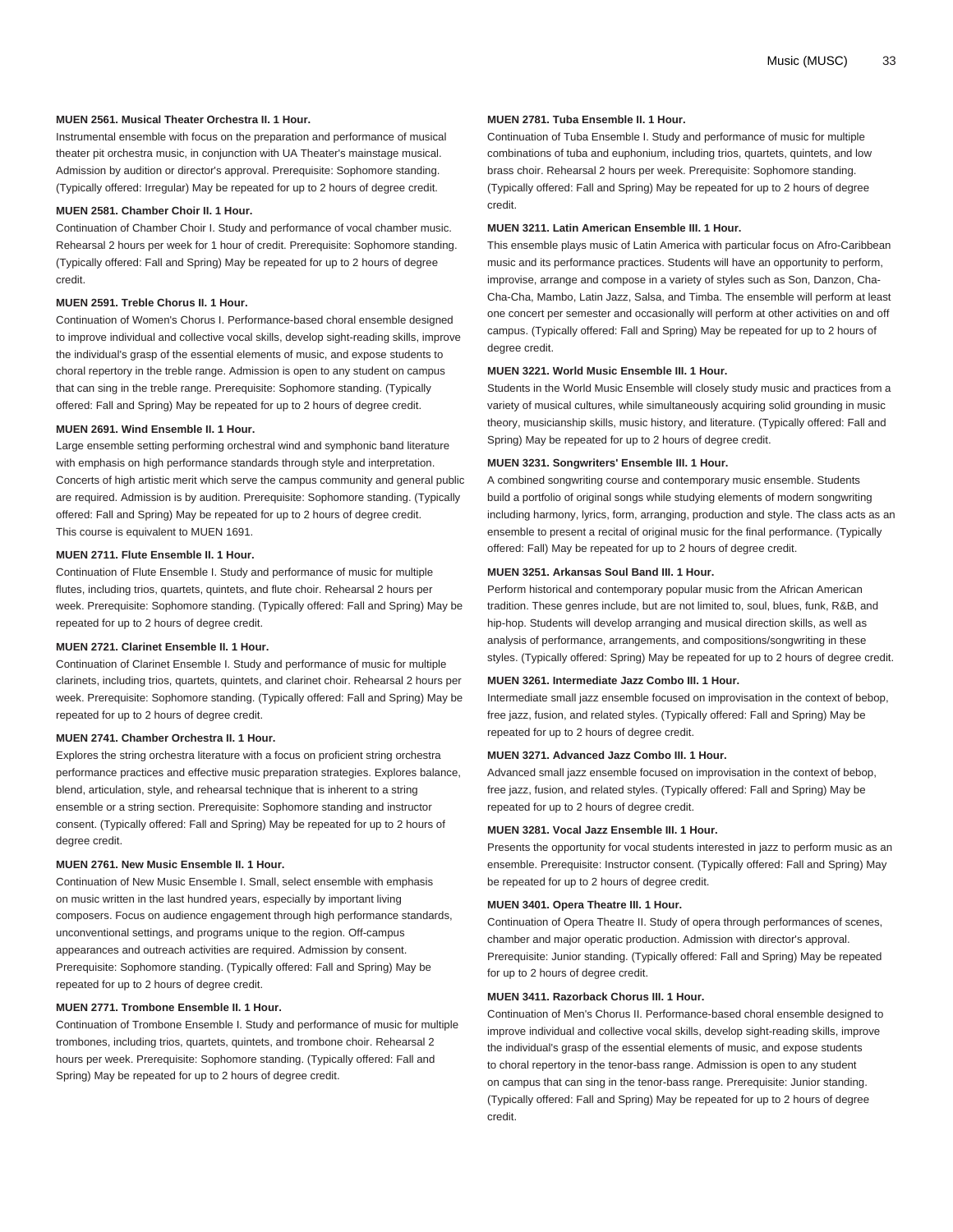**MUEN 2561. Musical Theater Orchestra II. 1 Hour.**

Instrumental ensemble with focus on the preparation and performance of musical theater pit orchestra music, in conjunction with UA Theater's mainstage musical. Admission by audition or director's approval. Prerequisite: Sophomore standing. (Typically offered: Irregular) May be repeated for up to 2 hours of degree credit.

**MUEN 2581. Chamber Choir II. 1 Hour.**

Continuation of Chamber Choir I. Study and performance of vocal chamber music. Rehearsal 2 hours per week for 1 hour of credit. Prerequisite: Sophomore standing. (Typically offered: Fall and Spring) May be repeated for up to 2 hours of degree credit.

**MUEN 2591. Treble Chorus II. 1 Hour.**

Continuation of Women's Chorus I. Performance-based choral ensemble designed to improve individual and collective vocal skills, develop sight-reading skills, improve the individual's grasp of the essential elements of music, and expose students to choral repertory in the treble range. Admission is open to any student on campus that can sing in the treble range. Prerequisite: Sophomore standing. (Typically offered: Fall and Spring) May be repeated for up to 2 hours of degree credit.

**MUEN 2691. Wind Ensemble II. 1 Hour.**

Large ensemble setting performing orchestral wind and symphonic band literature with emphasis on high performance standards through style and interpretation. Concerts of high artistic merit which serve the campus community and general public are required. Admission is by audition. Prerequisite: Sophomore standing. (Typically offered: Fall and Spring) May be repeated for up to 2 hours of degree credit.
This course is equivalent to MUEN 1691.

**MUEN 2711. Flute Ensemble II. 1 Hour.**

Continuation of Flute Ensemble I. Study and performance of music for multiple flutes, including trios, quartets, quintets, and flute choir. Rehearsal 2 hours per week. Prerequisite: Sophomore standing. (Typically offered: Fall and Spring) May be repeated for up to 2 hours of degree credit.

**MUEN 2721. Clarinet Ensemble II. 1 Hour.**

Continuation of Clarinet Ensemble I. Study and performance of music for multiple clarinets, including trios, quartets, quintets, and clarinet choir. Rehearsal 2 hours per week. Prerequisite: Sophomore standing. (Typically offered: Fall and Spring) May be repeated for up to 2 hours of degree credit.

**MUEN 2741. Chamber Orchestra II. 1 Hour.**

Explores the string orchestra literature with a focus on proficient string orchestra performance practices and effective music preparation strategies. Explores balance, blend, articulation, style, and rehearsal technique that is inherent to a string ensemble or a string section. Prerequisite: Sophomore standing and instructor consent. (Typically offered: Fall and Spring) May be repeated for up to 2 hours of degree credit.

**MUEN 2761. New Music Ensemble II. 1 Hour.**

Continuation of New Music Ensemble I. Small, select ensemble with emphasis on music written in the last hundred years, especially by important living composers. Focus on audience engagement through high performance standards, unconventional settings, and programs unique to the region. Off-campus appearances and outreach activities are required. Admission by consent. Prerequisite: Sophomore standing. (Typically offered: Fall and Spring) May be repeated for up to 2 hours of degree credit.

**MUEN 2771. Trombone Ensemble II. 1 Hour.**

Continuation of Trombone Ensemble I. Study and performance of music for multiple trombones, including trios, quartets, quintets, and trombone choir. Rehearsal 2 hours per week. Prerequisite: Sophomore standing. (Typically offered: Fall and Spring) May be repeated for up to 2 hours of degree credit.

**MUEN 2781. Tuba Ensemble II. 1 Hour.**

Continuation of Tuba Ensemble I. Study and performance of music for multiple combinations of tuba and euphonium, including trios, quartets, quintets, and low brass choir. Rehearsal 2 hours per week. Prerequisite: Sophomore standing. (Typically offered: Fall and Spring) May be repeated for up to 2 hours of degree credit.

**MUEN 3211. Latin American Ensemble III. 1 Hour.**

This ensemble plays music of Latin America with particular focus on Afro-Caribbean music and its performance practices. Students will have an opportunity to perform, improvise, arrange and compose in a variety of styles such as Son, Danzon, Cha-Cha-Cha, Mambo, Latin Jazz, Salsa, and Timba. The ensemble will perform at least one concert per semester and occasionally will perform at other activities on and off campus. (Typically offered: Fall and Spring) May be repeated for up to 2 hours of degree credit.

**MUEN 3221. World Music Ensemble III. 1 Hour.**

Students in the World Music Ensemble will closely study music and practices from a variety of musical cultures, while simultaneously acquiring solid grounding in music theory, musicianship skills, music history, and literature. (Typically offered: Fall and Spring) May be repeated for up to 2 hours of degree credit.

**MUEN 3231. Songwriters' Ensemble III. 1 Hour.**

A combined songwriting course and contemporary music ensemble. Students build a portfolio of original songs while studying elements of modern songwriting including harmony, lyrics, form, arranging, production and style. The class acts as an ensemble to present a recital of original music for the final performance. (Typically offered: Fall) May be repeated for up to 2 hours of degree credit.

**MUEN 3251. Arkansas Soul Band III. 1 Hour.**

Perform historical and contemporary popular music from the African American tradition. These genres include, but are not limited to, soul, blues, funk, R&B, and hip-hop. Students will develop arranging and musical direction skills, as well as analysis of performance, arrangements, and compositions/songwriting in these styles. (Typically offered: Spring) May be repeated for up to 2 hours of degree credit.

**MUEN 3261. Intermediate Jazz Combo III. 1 Hour.**

Intermediate small jazz ensemble focused on improvisation in the context of bebop, free jazz, fusion, and related styles. (Typically offered: Fall and Spring) May be repeated for up to 2 hours of degree credit.

**MUEN 3271. Advanced Jazz Combo III. 1 Hour.**

Advanced small jazz ensemble focused on improvisation in the context of bebop, free jazz, fusion, and related styles. (Typically offered: Fall and Spring) May be repeated for up to 2 hours of degree credit.

**MUEN 3281. Vocal Jazz Ensemble III. 1 Hour.**

Presents the opportunity for vocal students interested in jazz to perform music as an ensemble. Prerequisite: Instructor consent. (Typically offered: Fall and Spring) May be repeated for up to 2 hours of degree credit.

**MUEN 3401. Opera Theatre III. 1 Hour.**

Continuation of Opera Theatre II. Study of opera through performances of scenes, chamber and major operatic production. Admission with director's approval. Prerequisite: Junior standing. (Typically offered: Fall and Spring) May be repeated for up to 2 hours of degree credit.

**MUEN 3411. Razorback Chorus III. 1 Hour.**

Continuation of Men's Chorus II. Performance-based choral ensemble designed to improve individual and collective vocal skills, develop sight-reading skills, improve the individual's grasp of the essential elements of music, and expose students to choral repertory in the tenor-bass range. Admission is open to any student on campus that can sing in the tenor-bass range. Prerequisite: Junior standing. (Typically offered: Fall and Spring) May be repeated for up to 2 hours of degree credit.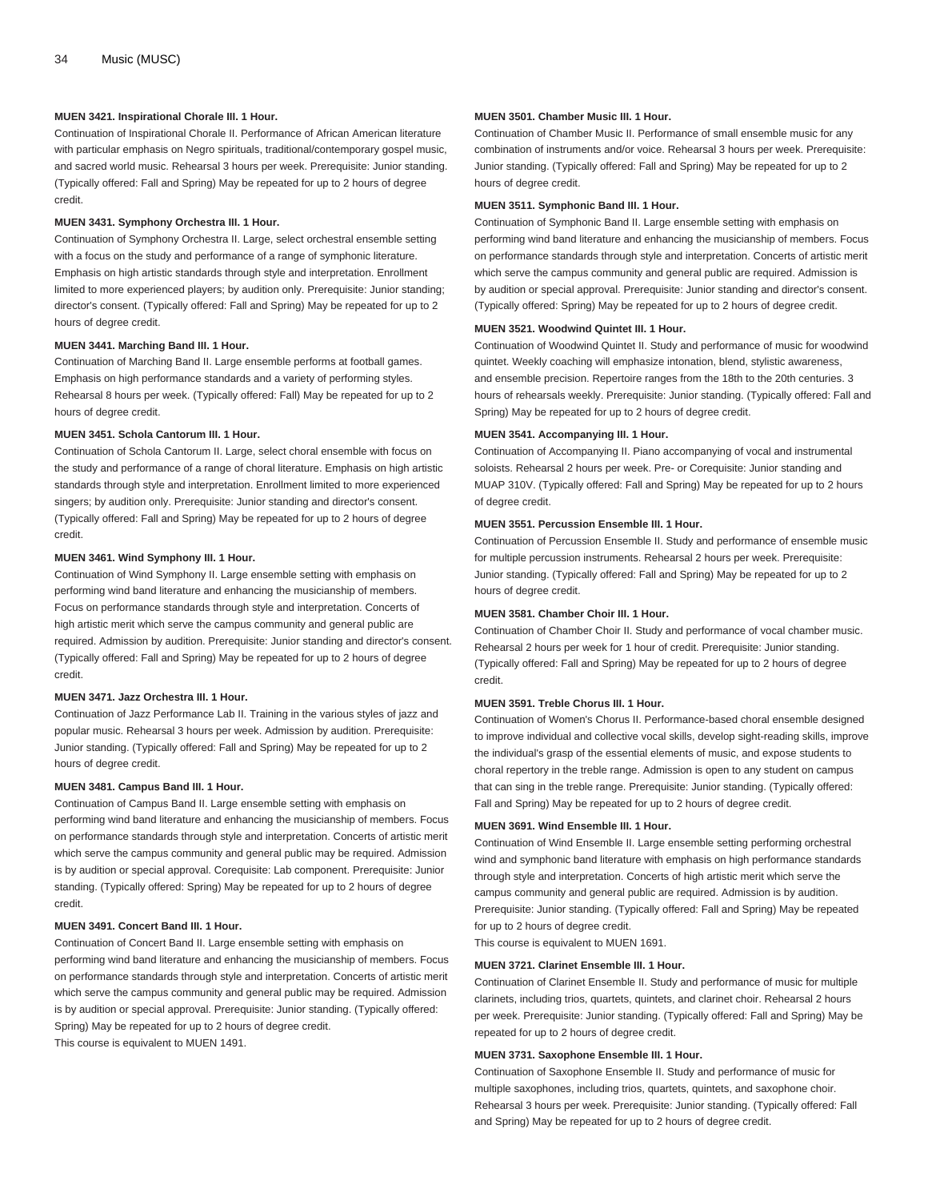**MUEN 3421. Inspirational Chorale III. 1 Hour.**

Continuation of Inspirational Chorale II. Performance of African American literature with particular emphasis on Negro spirituals, traditional/contemporary gospel music, and sacred world music. Rehearsal 3 hours per week. Prerequisite: Junior standing. (Typically offered: Fall and Spring) May be repeated for up to 2 hours of degree credit.

**MUEN 3431. Symphony Orchestra III. 1 Hour.**

Continuation of Symphony Orchestra II. Large, select orchestral ensemble setting with a focus on the study and performance of a range of symphonic literature. Emphasis on high artistic standards through style and interpretation. Enrollment limited to more experienced players; by audition only. Prerequisite: Junior standing; director's consent. (Typically offered: Fall and Spring) May be repeated for up to 2 hours of degree credit.

**MUEN 3441. Marching Band III. 1 Hour.**

Continuation of Marching Band II. Large ensemble performs at football games. Emphasis on high performance standards and a variety of performing styles. Rehearsal 8 hours per week. (Typically offered: Fall) May be repeated for up to 2 hours of degree credit.

**MUEN 3451. Schola Cantorum III. 1 Hour.**

Continuation of Schola Cantorum II. Large, select choral ensemble with focus on the study and performance of a range of choral literature. Emphasis on high artistic standards through style and interpretation. Enrollment limited to more experienced singers; by audition only. Prerequisite: Junior standing and director's consent. (Typically offered: Fall and Spring) May be repeated for up to 2 hours of degree credit.

**MUEN 3461. Wind Symphony III. 1 Hour.**

Continuation of Wind Symphony II. Large ensemble setting with emphasis on performing wind band literature and enhancing the musicianship of members. Focus on performance standards through style and interpretation. Concerts of high artistic merit which serve the campus community and general public are required. Admission by audition. Prerequisite: Junior standing and director's consent. (Typically offered: Fall and Spring) May be repeated for up to 2 hours of degree credit.

**MUEN 3471. Jazz Orchestra III. 1 Hour.**

Continuation of Jazz Performance Lab II. Training in the various styles of jazz and popular music. Rehearsal 3 hours per week. Admission by audition. Prerequisite: Junior standing. (Typically offered: Fall and Spring) May be repeated for up to 2 hours of degree credit.

**MUEN 3481. Campus Band III. 1 Hour.**

Continuation of Campus Band II. Large ensemble setting with emphasis on performing wind band literature and enhancing the musicianship of members. Focus on performance standards through style and interpretation. Concerts of artistic merit which serve the campus community and general public may be required. Admission is by audition or special approval. Corequisite: Lab component. Prerequisite: Junior standing. (Typically offered: Spring) May be repeated for up to 2 hours of degree credit.

**MUEN 3491. Concert Band III. 1 Hour.**

Continuation of Concert Band II. Large ensemble setting with emphasis on performing wind band literature and enhancing the musicianship of members. Focus on performance standards through style and interpretation. Concerts of artistic merit which serve the campus community and general public may be required. Admission is by audition or special approval. Prerequisite: Junior standing. (Typically offered: Spring) May be repeated for up to 2 hours of degree credit.

This course is equivalent to MUEN 1491.

**MUEN 3501. Chamber Music III. 1 Hour.**

Continuation of Chamber Music II. Performance of small ensemble music for any combination of instruments and/or voice. Rehearsal 3 hours per week. Prerequisite: Junior standing. (Typically offered: Fall and Spring) May be repeated for up to 2 hours of degree credit.

**MUEN 3511. Symphonic Band III. 1 Hour.**

Continuation of Symphonic Band II. Large ensemble setting with emphasis on performing wind band literature and enhancing the musicianship of members. Focus on performance standards through style and interpretation. Concerts of artistic merit which serve the campus community and general public are required. Admission is by audition or special approval. Prerequisite: Junior standing and director's consent. (Typically offered: Spring) May be repeated for up to 2 hours of degree credit.

**MUEN 3521. Woodwind Quintet III. 1 Hour.**

Continuation of Woodwind Quintet II. Study and performance of music for woodwind quintet. Weekly coaching will emphasize intonation, blend, stylistic awareness, and ensemble precision. Repertoire ranges from the 18th to the 20th centuries. 3 hours of rehearsals weekly. Prerequisite: Junior standing. (Typically offered: Fall and Spring) May be repeated for up to 2 hours of degree credit.

**MUEN 3541. Accompanying III. 1 Hour.**

Continuation of Accompanying II. Piano accompanying of vocal and instrumental soloists. Rehearsal 2 hours per week. Pre- or Corequisite: Junior standing and MUAP 310V. (Typically offered: Fall and Spring) May be repeated for up to 2 hours of degree credit.

**MUEN 3551. Percussion Ensemble III. 1 Hour.**

Continuation of Percussion Ensemble II. Study and performance of ensemble music for multiple percussion instruments. Rehearsal 2 hours per week. Prerequisite: Junior standing. (Typically offered: Fall and Spring) May be repeated for up to 2 hours of degree credit.

**MUEN 3581. Chamber Choir III. 1 Hour.**

Continuation of Chamber Choir II. Study and performance of vocal chamber music. Rehearsal 2 hours per week for 1 hour of credit. Prerequisite: Junior standing. (Typically offered: Fall and Spring) May be repeated for up to 2 hours of degree credit.

**MUEN 3591. Treble Chorus III. 1 Hour.**

Continuation of Women's Chorus II. Performance-based choral ensemble designed to improve individual and collective vocal skills, develop sight-reading skills, improve the individual's grasp of the essential elements of music, and expose students to choral repertory in the treble range. Admission is open to any student on campus that can sing in the treble range. Prerequisite: Junior standing. (Typically offered: Fall and Spring) May be repeated for up to 2 hours of degree credit.

**MUEN 3691. Wind Ensemble III. 1 Hour.**

Continuation of Wind Ensemble II. Large ensemble setting performing orchestral wind and symphonic band literature with emphasis on high performance standards through style and interpretation. Concerts of high artistic merit which serve the campus community and general public are required. Admission is by audition. Prerequisite: Junior standing. (Typically offered: Fall and Spring) May be repeated for up to 2 hours of degree credit.

This course is equivalent to MUEN 1691.

**MUEN 3721. Clarinet Ensemble III. 1 Hour.**

Continuation of Clarinet Ensemble II. Study and performance of music for multiple clarinets, including trios, quartets, quintets, and clarinet choir. Rehearsal 2 hours per week. Prerequisite: Junior standing. (Typically offered: Fall and Spring) May be repeated for up to 2 hours of degree credit.

**MUEN 3731. Saxophone Ensemble III. 1 Hour.**

Continuation of Saxophone Ensemble II. Study and performance of music for multiple saxophones, including trios, quartets, quintets, and saxophone choir. Rehearsal 3 hours per week. Prerequisite: Junior standing. (Typically offered: Fall and Spring) May be repeated for up to 2 hours of degree credit.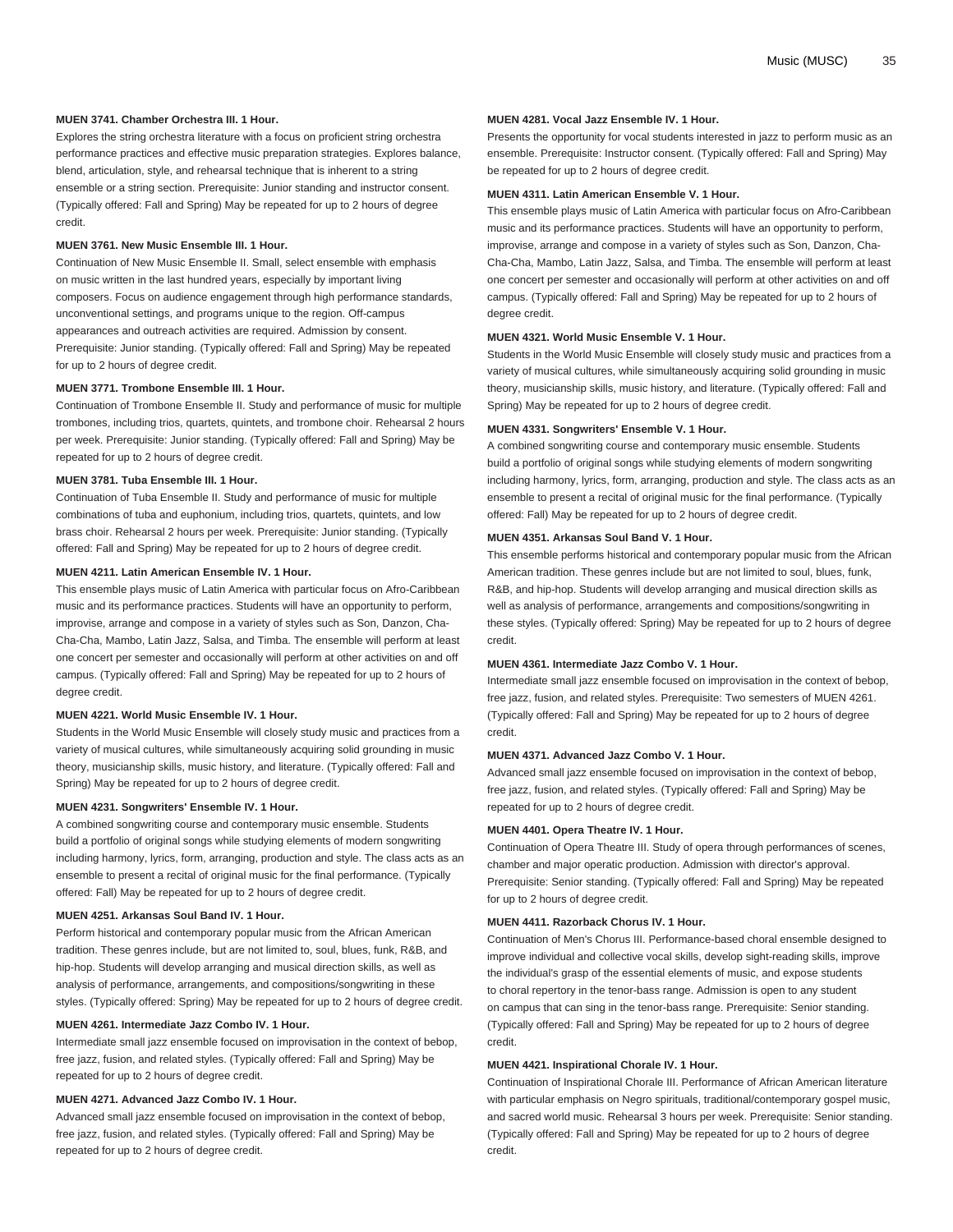**MUEN 3741. Chamber Orchestra III. 1 Hour.**

Explores the string orchestra literature with a focus on proficient string orchestra performance practices and effective music preparation strategies. Explores balance, blend, articulation, style, and rehearsal technique that is inherent to a string ensemble or a string section. Prerequisite: Junior standing and instructor consent. (Typically offered: Fall and Spring) May be repeated for up to 2 hours of degree credit.

**MUEN 3761. New Music Ensemble III. 1 Hour.**

Continuation of New Music Ensemble II. Small, select ensemble with emphasis on music written in the last hundred years, especially by important living composers. Focus on audience engagement through high performance standards, unconventional settings, and programs unique to the region. Off-campus appearances and outreach activities are required. Admission by consent. Prerequisite: Junior standing. (Typically offered: Fall and Spring) May be repeated for up to 2 hours of degree credit.

**MUEN 3771. Trombone Ensemble III. 1 Hour.**

Continuation of Trombone Ensemble II. Study and performance of music for multiple trombones, including trios, quartets, quintets, and trombone choir. Rehearsal 2 hours per week. Prerequisite: Junior standing. (Typically offered: Fall and Spring) May be repeated for up to 2 hours of degree credit.

**MUEN 3781. Tuba Ensemble III. 1 Hour.**

Continuation of Tuba Ensemble II. Study and performance of music for multiple combinations of tuba and euphonium, including trios, quartets, quintets, and low brass choir. Rehearsal 2 hours per week. Prerequisite: Junior standing. (Typically offered: Fall and Spring) May be repeated for up to 2 hours of degree credit.

**MUEN 4211. Latin American Ensemble IV. 1 Hour.**

This ensemble plays music of Latin America with particular focus on Afro-Caribbean music and its performance practices. Students will have an opportunity to perform, improvise, arrange and compose in a variety of styles such as Son, Danzon, Cha-Cha-Cha, Mambo, Latin Jazz, Salsa, and Timba. The ensemble will perform at least one concert per semester and occasionally will perform at other activities on and off campus. (Typically offered: Fall and Spring) May be repeated for up to 2 hours of degree credit.

**MUEN 4221. World Music Ensemble IV. 1 Hour.**

Students in the World Music Ensemble will closely study music and practices from a variety of musical cultures, while simultaneously acquiring solid grounding in music theory, musicianship skills, music history, and literature. (Typically offered: Fall and Spring) May be repeated for up to 2 hours of degree credit.

**MUEN 4231. Songwriters' Ensemble IV. 1 Hour.**

A combined songwriting course and contemporary music ensemble. Students build a portfolio of original songs while studying elements of modern songwriting including harmony, lyrics, form, arranging, production and style. The class acts as an ensemble to present a recital of original music for the final performance. (Typically offered: Fall) May be repeated for up to 2 hours of degree credit.

**MUEN 4251. Arkansas Soul Band IV. 1 Hour.**

Perform historical and contemporary popular music from the African American tradition. These genres include, but are not limited to, soul, blues, funk, R&B, and hip-hop. Students will develop arranging and musical direction skills, as well as analysis of performance, arrangements, and compositions/songwriting in these styles. (Typically offered: Spring) May be repeated for up to 2 hours of degree credit.

**MUEN 4261. Intermediate Jazz Combo IV. 1 Hour.**

Intermediate small jazz ensemble focused on improvisation in the context of bebop, free jazz, fusion, and related styles. (Typically offered: Fall and Spring) May be repeated for up to 2 hours of degree credit.

**MUEN 4271. Advanced Jazz Combo IV. 1 Hour.**

Advanced small jazz ensemble focused on improvisation in the context of bebop, free jazz, fusion, and related styles. (Typically offered: Fall and Spring) May be repeated for up to 2 hours of degree credit.

**MUEN 4281. Vocal Jazz Ensemble IV. 1 Hour.**

Presents the opportunity for vocal students interested in jazz to perform music as an ensemble. Prerequisite: Instructor consent. (Typically offered: Fall and Spring) May be repeated for up to 2 hours of degree credit.

**MUEN 4311. Latin American Ensemble V. 1 Hour.**

This ensemble plays music of Latin America with particular focus on Afro-Caribbean music and its performance practices. Students will have an opportunity to perform, improvise, arrange and compose in a variety of styles such as Son, Danzon, Cha-Cha-Cha, Mambo, Latin Jazz, Salsa, and Timba. The ensemble will perform at least one concert per semester and occasionally will perform at other activities on and off campus. (Typically offered: Fall and Spring) May be repeated for up to 2 hours of degree credit.

**MUEN 4321. World Music Ensemble V. 1 Hour.**

Students in the World Music Ensemble will closely study music and practices from a variety of musical cultures, while simultaneously acquiring solid grounding in music theory, musicianship skills, music history, and literature. (Typically offered: Fall and Spring) May be repeated for up to 2 hours of degree credit.

**MUEN 4331. Songwriters' Ensemble V. 1 Hour.**

A combined songwriting course and contemporary music ensemble. Students build a portfolio of original songs while studying elements of modern songwriting including harmony, lyrics, form, arranging, production and style. The class acts as an ensemble to present a recital of original music for the final performance. (Typically offered: Fall) May be repeated for up to 2 hours of degree credit.

**MUEN 4351. Arkansas Soul Band V. 1 Hour.**

This ensemble performs historical and contemporary popular music from the African American tradition. These genres include but are not limited to soul, blues, funk, R&B, and hip-hop. Students will develop arranging and musical direction skills as well as analysis of performance, arrangements and compositions/songwriting in these styles. (Typically offered: Spring) May be repeated for up to 2 hours of degree credit.

**MUEN 4361. Intermediate Jazz Combo V. 1 Hour.**

Intermediate small jazz ensemble focused on improvisation in the context of bebop, free jazz, fusion, and related styles. Prerequisite: Two semesters of MUEN 4261. (Typically offered: Fall and Spring) May be repeated for up to 2 hours of degree credit.

**MUEN 4371. Advanced Jazz Combo V. 1 Hour.**

Advanced small jazz ensemble focused on improvisation in the context of bebop, free jazz, fusion, and related styles. (Typically offered: Fall and Spring) May be repeated for up to 2 hours of degree credit.

**MUEN 4401. Opera Theatre IV. 1 Hour.**

Continuation of Opera Theatre III. Study of opera through performances of scenes, chamber and major operatic production. Admission with director's approval. Prerequisite: Senior standing. (Typically offered: Fall and Spring) May be repeated for up to 2 hours of degree credit.

**MUEN 4411. Razorback Chorus IV. 1 Hour.**

Continuation of Men's Chorus III. Performance-based choral ensemble designed to improve individual and collective vocal skills, develop sight-reading skills, improve the individual's grasp of the essential elements of music, and expose students to choral repertory in the tenor-bass range. Admission is open to any student on campus that can sing in the tenor-bass range. Prerequisite: Senior standing. (Typically offered: Fall and Spring) May be repeated for up to 2 hours of degree credit.

**MUEN 4421. Inspirational Chorale IV. 1 Hour.**

Continuation of Inspirational Chorale III. Performance of African American literature with particular emphasis on Negro spirituals, traditional/contemporary gospel music, and sacred world music. Rehearsal 3 hours per week. Prerequisite: Senior standing. (Typically offered: Fall and Spring) May be repeated for up to 2 hours of degree credit.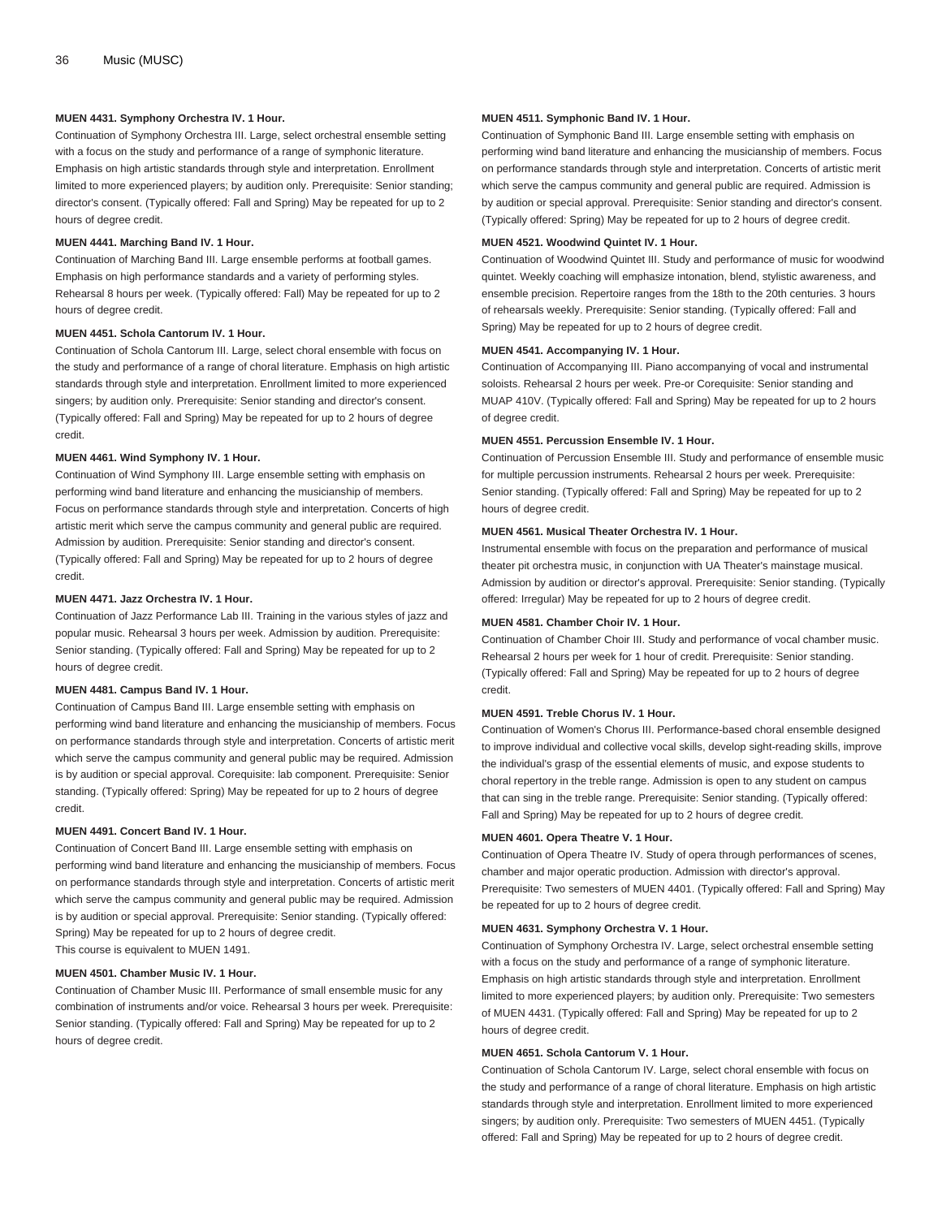**MUEN 4431. Symphony Orchestra IV. 1 Hour.**

Continuation of Symphony Orchestra III. Large, select orchestral ensemble setting with a focus on the study and performance of a range of symphonic literature. Emphasis on high artistic standards through style and interpretation. Enrollment limited to more experienced players; by audition only. Prerequisite: Senior standing; director's consent. (Typically offered: Fall and Spring) May be repeated for up to 2 hours of degree credit.

**MUEN 4441. Marching Band IV. 1 Hour.**

Continuation of Marching Band III. Large ensemble performs at football games. Emphasis on high performance standards and a variety of performing styles. Rehearsal 8 hours per week. (Typically offered: Fall) May be repeated for up to 2 hours of degree credit.

**MUEN 4451. Schola Cantorum IV. 1 Hour.**

Continuation of Schola Cantorum III. Large, select choral ensemble with focus on the study and performance of a range of choral literature. Emphasis on high artistic standards through style and interpretation. Enrollment limited to more experienced singers; by audition only. Prerequisite: Senior standing and director's consent. (Typically offered: Fall and Spring) May be repeated for up to 2 hours of degree credit.

**MUEN 4461. Wind Symphony IV. 1 Hour.**

Continuation of Wind Symphony III. Large ensemble setting with emphasis on performing wind band literature and enhancing the musicianship of members. Focus on performance standards through style and interpretation. Concerts of high artistic merit which serve the campus community and general public are required. Admission by audition. Prerequisite: Senior standing and director's consent. (Typically offered: Fall and Spring) May be repeated for up to 2 hours of degree credit.

**MUEN 4471. Jazz Orchestra IV. 1 Hour.**

Continuation of Jazz Performance Lab III. Training in the various styles of jazz and popular music. Rehearsal 3 hours per week. Admission by audition. Prerequisite: Senior standing. (Typically offered: Fall and Spring) May be repeated for up to 2 hours of degree credit.

**MUEN 4481. Campus Band IV. 1 Hour.**

Continuation of Campus Band III. Large ensemble setting with emphasis on performing wind band literature and enhancing the musicianship of members. Focus on performance standards through style and interpretation. Concerts of artistic merit which serve the campus community and general public may be required. Admission is by audition or special approval. Corequisite: lab component. Prerequisite: Senior standing. (Typically offered: Spring) May be repeated for up to 2 hours of degree credit.

**MUEN 4491. Concert Band IV. 1 Hour.**

Continuation of Concert Band III. Large ensemble setting with emphasis on performing wind band literature and enhancing the musicianship of members. Focus on performance standards through style and interpretation. Concerts of artistic merit which serve the campus community and general public may be required. Admission is by audition or special approval. Prerequisite: Senior standing. (Typically offered: Spring) May be repeated for up to 2 hours of degree credit.
This course is equivalent to MUEN 1491.

**MUEN 4501. Chamber Music IV. 1 Hour.**

Continuation of Chamber Music III. Performance of small ensemble music for any combination of instruments and/or voice. Rehearsal 3 hours per week. Prerequisite: Senior standing. (Typically offered: Fall and Spring) May be repeated for up to 2 hours of degree credit.

**MUEN 4511. Symphonic Band IV. 1 Hour.**

Continuation of Symphonic Band III. Large ensemble setting with emphasis on performing wind band literature and enhancing the musicianship of members. Focus on performance standards through style and interpretation. Concerts of artistic merit which serve the campus community and general public are required. Admission is by audition or special approval. Prerequisite: Senior standing and director's consent. (Typically offered: Spring) May be repeated for up to 2 hours of degree credit.

**MUEN 4521. Woodwind Quintet IV. 1 Hour.**

Continuation of Woodwind Quintet III. Study and performance of music for woodwind quintet. Weekly coaching will emphasize intonation, blend, stylistic awareness, and ensemble precision. Repertoire ranges from the 18th to the 20th centuries. 3 hours of rehearsals weekly. Prerequisite: Senior standing. (Typically offered: Fall and Spring) May be repeated for up to 2 hours of degree credit.

**MUEN 4541. Accompanying IV. 1 Hour.**

Continuation of Accompanying III. Piano accompanying of vocal and instrumental soloists. Rehearsal 2 hours per week. Pre-or Corequisite: Senior standing and MUAP 410V. (Typically offered: Fall and Spring) May be repeated for up to 2 hours of degree credit.

**MUEN 4551. Percussion Ensemble IV. 1 Hour.**

Continuation of Percussion Ensemble III. Study and performance of ensemble music for multiple percussion instruments. Rehearsal 2 hours per week. Prerequisite: Senior standing. (Typically offered: Fall and Spring) May be repeated for up to 2 hours of degree credit.

**MUEN 4561. Musical Theater Orchestra IV. 1 Hour.**

Instrumental ensemble with focus on the preparation and performance of musical theater pit orchestra music, in conjunction with UA Theater's mainstage musical. Admission by audition or director's approval. Prerequisite: Senior standing. (Typically offered: Irregular) May be repeated for up to 2 hours of degree credit.

**MUEN 4581. Chamber Choir IV. 1 Hour.**

Continuation of Chamber Choir III. Study and performance of vocal chamber music. Rehearsal 2 hours per week for 1 hour of credit. Prerequisite: Senior standing. (Typically offered: Fall and Spring) May be repeated for up to 2 hours of degree credit.

**MUEN 4591. Treble Chorus IV. 1 Hour.**

Continuation of Women's Chorus III. Performance-based choral ensemble designed to improve individual and collective vocal skills, develop sight-reading skills, improve the individual's grasp of the essential elements of music, and expose students to choral repertory in the treble range. Admission is open to any student on campus that can sing in the treble range. Prerequisite: Senior standing. (Typically offered: Fall and Spring) May be repeated for up to 2 hours of degree credit.

**MUEN 4601. Opera Theatre V. 1 Hour.**

Continuation of Opera Theatre IV. Study of opera through performances of scenes, chamber and major operatic production. Admission with director's approval. Prerequisite: Two semesters of MUEN 4401. (Typically offered: Fall and Spring) May be repeated for up to 2 hours of degree credit.

**MUEN 4631. Symphony Orchestra V. 1 Hour.**

Continuation of Symphony Orchestra IV. Large, select orchestral ensemble setting with a focus on the study and performance of a range of symphonic literature. Emphasis on high artistic standards through style and interpretation. Enrollment limited to more experienced players; by audition only. Prerequisite: Two semesters of MUEN 4431. (Typically offered: Fall and Spring) May be repeated for up to 2 hours of degree credit.

**MUEN 4651. Schola Cantorum V. 1 Hour.**

Continuation of Schola Cantorum IV. Large, select choral ensemble with focus on the study and performance of a range of choral literature. Emphasis on high artistic standards through style and interpretation. Enrollment limited to more experienced singers; by audition only. Prerequisite: Two semesters of MUEN 4451. (Typically offered: Fall and Spring) May be repeated for up to 2 hours of degree credit.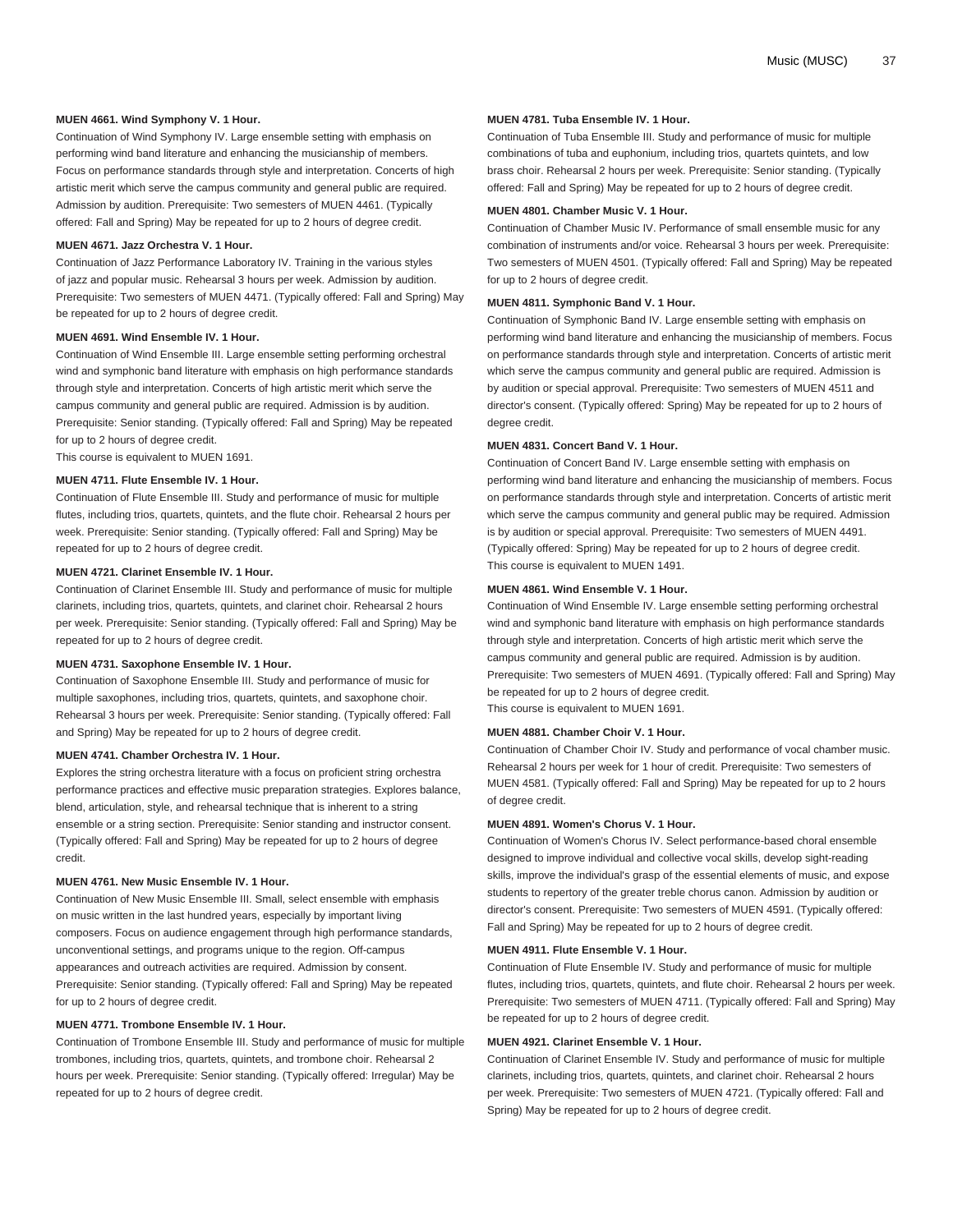**MUEN 4661. Wind Symphony V. 1 Hour.**

Continuation of Wind Symphony IV. Large ensemble setting with emphasis on performing wind band literature and enhancing the musicianship of members. Focus on performance standards through style and interpretation. Concerts of high artistic merit which serve the campus community and general public are required. Admission by audition. Prerequisite: Two semesters of MUEN 4461. (Typically offered: Fall and Spring) May be repeated for up to 2 hours of degree credit.

**MUEN 4671. Jazz Orchestra V. 1 Hour.**

Continuation of Jazz Performance Laboratory IV. Training in the various styles of jazz and popular music. Rehearsal 3 hours per week. Admission by audition. Prerequisite: Two semesters of MUEN 4471. (Typically offered: Fall and Spring) May be repeated for up to 2 hours of degree credit.

**MUEN 4691. Wind Ensemble IV. 1 Hour.**

Continuation of Wind Ensemble III. Large ensemble setting performing orchestral wind and symphonic band literature with emphasis on high performance standards through style and interpretation. Concerts of high artistic merit which serve the campus community and general public are required. Admission is by audition. Prerequisite: Senior standing. (Typically offered: Fall and Spring) May be repeated for up to 2 hours of degree credit.

This course is equivalent to MUEN 1691.

**MUEN 4711. Flute Ensemble IV. 1 Hour.**

Continuation of Flute Ensemble III. Study and performance of music for multiple flutes, including trios, quartets, quintets, and the flute choir. Rehearsal 2 hours per week. Prerequisite: Senior standing. (Typically offered: Fall and Spring) May be repeated for up to 2 hours of degree credit.

**MUEN 4721. Clarinet Ensemble IV. 1 Hour.**

Continuation of Clarinet Ensemble III. Study and performance of music for multiple clarinets, including trios, quartets, quintets, and clarinet choir. Rehearsal 2 hours per week. Prerequisite: Senior standing. (Typically offered: Fall and Spring) May be repeated for up to 2 hours of degree credit.

**MUEN 4731. Saxophone Ensemble IV. 1 Hour.**

Continuation of Saxophone Ensemble III. Study and performance of music for multiple saxophones, including trios, quartets, quintets, and saxophone choir. Rehearsal 3 hours per week. Prerequisite: Senior standing. (Typically offered: Fall and Spring) May be repeated for up to 2 hours of degree credit.

**MUEN 4741. Chamber Orchestra IV. 1 Hour.**

Explores the string orchestra literature with a focus on proficient string orchestra performance practices and effective music preparation strategies. Explores balance, blend, articulation, style, and rehearsal technique that is inherent to a string ensemble or a string section. Prerequisite: Senior standing and instructor consent. (Typically offered: Fall and Spring) May be repeated for up to 2 hours of degree credit.

**MUEN 4761. New Music Ensemble IV. 1 Hour.**

Continuation of New Music Ensemble III. Small, select ensemble with emphasis on music written in the last hundred years, especially by important living composers. Focus on audience engagement through high performance standards, unconventional settings, and programs unique to the region. Off-campus appearances and outreach activities are required. Admission by consent. Prerequisite: Senior standing. (Typically offered: Fall and Spring) May be repeated for up to 2 hours of degree credit.

**MUEN 4771. Trombone Ensemble IV. 1 Hour.**

Continuation of Trombone Ensemble III. Study and performance of music for multiple trombones, including trios, quartets, quintets, and trombone choir. Rehearsal 2 hours per week. Prerequisite: Senior standing. (Typically offered: Irregular) May be repeated for up to 2 hours of degree credit.

**MUEN 4781. Tuba Ensemble IV. 1 Hour.**

Continuation of Tuba Ensemble III. Study and performance of music for multiple combinations of tuba and euphonium, including trios, quartets quintets, and low brass choir. Rehearsal 2 hours per week. Prerequisite: Senior standing. (Typically offered: Fall and Spring) May be repeated for up to 2 hours of degree credit.

**MUEN 4801. Chamber Music V. 1 Hour.**

Continuation of Chamber Music IV. Performance of small ensemble music for any combination of instruments and/or voice. Rehearsal 3 hours per week. Prerequisite: Two semesters of MUEN 4501. (Typically offered: Fall and Spring) May be repeated for up to 2 hours of degree credit.

**MUEN 4811. Symphonic Band V. 1 Hour.**

Continuation of Symphonic Band IV. Large ensemble setting with emphasis on performing wind band literature and enhancing the musicianship of members. Focus on performance standards through style and interpretation. Concerts of artistic merit which serve the campus community and general public are required. Admission is by audition or special approval. Prerequisite: Two semesters of MUEN 4511 and director's consent. (Typically offered: Spring) May be repeated for up to 2 hours of degree credit.

**MUEN 4831. Concert Band V. 1 Hour.**

Continuation of Concert Band IV. Large ensemble setting with emphasis on performing wind band literature and enhancing the musicianship of members. Focus on performance standards through style and interpretation. Concerts of artistic merit which serve the campus community and general public may be required. Admission is by audition or special approval. Prerequisite: Two semesters of MUEN 4491. (Typically offered: Spring) May be repeated for up to 2 hours of degree credit.

This course is equivalent to MUEN 1491.

**MUEN 4861. Wind Ensemble V. 1 Hour.**

Continuation of Wind Ensemble IV. Large ensemble setting performing orchestral wind and symphonic band literature with emphasis on high performance standards through style and interpretation. Concerts of high artistic merit which serve the campus community and general public are required. Admission is by audition. Prerequisite: Two semesters of MUEN 4691. (Typically offered: Fall and Spring) May be repeated for up to 2 hours of degree credit.

This course is equivalent to MUEN 1691.

**MUEN 4881. Chamber Choir V. 1 Hour.**

Continuation of Chamber Choir IV. Study and performance of vocal chamber music. Rehearsal 2 hours per week for 1 hour of credit. Prerequisite: Two semesters of MUEN 4581. (Typically offered: Fall and Spring) May be repeated for up to 2 hours of degree credit.

**MUEN 4891. Women's Chorus V. 1 Hour.**

Continuation of Women's Chorus IV. Select performance-based choral ensemble designed to improve individual and collective vocal skills, develop sight-reading skills, improve the individual's grasp of the essential elements of music, and expose students to repertory of the greater treble chorus canon. Admission by audition or director's consent. Prerequisite: Two semesters of MUEN 4591. (Typically offered: Fall and Spring) May be repeated for up to 2 hours of degree credit.

**MUEN 4911. Flute Ensemble V. 1 Hour.**

Continuation of Flute Ensemble IV. Study and performance of music for multiple flutes, including trios, quartets, quintets, and flute choir. Rehearsal 2 hours per week. Prerequisite: Two semesters of MUEN 4711. (Typically offered: Fall and Spring) May be repeated for up to 2 hours of degree credit.

**MUEN 4921. Clarinet Ensemble V. 1 Hour.**

Continuation of Clarinet Ensemble IV. Study and performance of music for multiple clarinets, including trios, quartets, quintets, and clarinet choir. Rehearsal 2 hours per week. Prerequisite: Two semesters of MUEN 4721. (Typically offered: Fall and Spring) May be repeated for up to 2 hours of degree credit.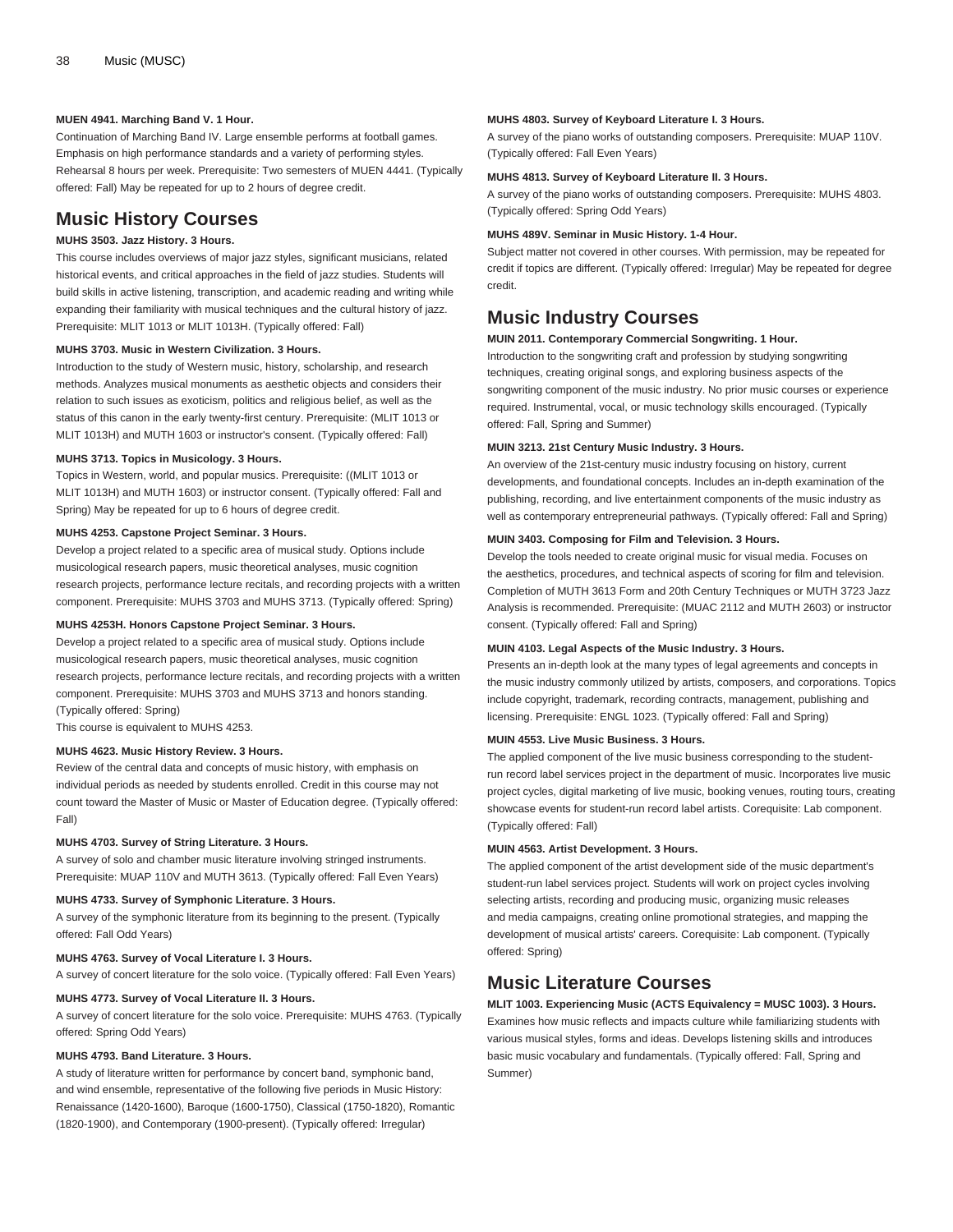**MUEN 4941. Marching Band V. 1 Hour.**

Continuation of Marching Band IV. Large ensemble performs at football games. Emphasis on high performance standards and a variety of performing styles. Rehearsal 8 hours per week. Prerequisite: Two semesters of MUEN 4441. (Typically offered: Fall) May be repeated for up to 2 hours of degree credit.

## Music History Courses

**MUHS 3503. Jazz History. 3 Hours.**

This course includes overviews of major jazz styles, significant musicians, related historical events, and critical approaches in the field of jazz studies. Students will build skills in active listening, transcription, and academic reading and writing while expanding their familiarity with musical techniques and the cultural history of jazz. Prerequisite: MLIT 1013 or MLIT 1013H. (Typically offered: Fall)

**MUHS 3703. Music in Western Civilization. 3 Hours.**

Introduction to the study of Western music, history, scholarship, and research methods. Analyzes musical monuments as aesthetic objects and considers their relation to such issues as exoticism, politics and religious belief, as well as the status of this canon in the early twenty-first century. Prerequisite: (MLIT 1013 or MLIT 1013H) and MUTH 1603 or instructor's consent. (Typically offered: Fall)

**MUHS 3713. Topics in Musicology. 3 Hours.**

Topics in Western, world, and popular musics. Prerequisite: ((MLIT 1013 or MLIT 1013H) and MUTH 1603) or instructor consent. (Typically offered: Fall and Spring) May be repeated for up to 6 hours of degree credit.

**MUHS 4253. Capstone Project Seminar. 3 Hours.**

Develop a project related to a specific area of musical study. Options include musicological research papers, music theoretical analyses, music cognition research projects, performance lecture recitals, and recording projects with a written component. Prerequisite: MUHS 3703 and MUHS 3713. (Typically offered: Spring)

**MUHS 4253H. Honors Capstone Project Seminar. 3 Hours.**

Develop a project related to a specific area of musical study. Options include musicological research papers, music theoretical analyses, music cognition research projects, performance lecture recitals, and recording projects with a written component. Prerequisite: MUHS 3703 and MUHS 3713 and honors standing. (Typically offered: Spring)

This course is equivalent to MUHS 4253.

**MUHS 4623. Music History Review. 3 Hours.**

Review of the central data and concepts of music history, with emphasis on individual periods as needed by students enrolled. Credit in this course may not count toward the Master of Music or Master of Education degree. (Typically offered: Fall)

**MUHS 4703. Survey of String Literature. 3 Hours.**

A survey of solo and chamber music literature involving stringed instruments. Prerequisite: MUAP 110V and MUTH 3613. (Typically offered: Fall Even Years)

**MUHS 4733. Survey of Symphonic Literature. 3 Hours.**

A survey of the symphonic literature from its beginning to the present. (Typically offered: Fall Odd Years)

**MUHS 4763. Survey of Vocal Literature I. 3 Hours.**

A survey of concert literature for the solo voice. (Typically offered: Fall Even Years)

**MUHS 4773. Survey of Vocal Literature II. 3 Hours.**

A survey of concert literature for the solo voice. Prerequisite: MUHS 4763. (Typically offered: Spring Odd Years)

**MUHS 4793. Band Literature. 3 Hours.**

A study of literature written for performance by concert band, symphonic band, and wind ensemble, representative of the following five periods in Music History: Renaissance (1420-1600), Baroque (1600-1750), Classical (1750-1820), Romantic (1820-1900), and Contemporary (1900-present). (Typically offered: Irregular)

**MUHS 4803. Survey of Keyboard Literature I. 3 Hours.**

A survey of the piano works of outstanding composers. Prerequisite: MUAP 110V. (Typically offered: Fall Even Years)

**MUHS 4813. Survey of Keyboard Literature II. 3 Hours.**

A survey of the piano works of outstanding composers. Prerequisite: MUHS 4803. (Typically offered: Spring Odd Years)

**MUHS 489V. Seminar in Music History. 1-4 Hour.**

Subject matter not covered in other courses. With permission, may be repeated for credit if topics are different. (Typically offered: Irregular) May be repeated for degree credit.

## Music Industry Courses

**MUIN 2011. Contemporary Commercial Songwriting. 1 Hour.**

Introduction to the songwriting craft and profession by studying songwriting techniques, creating original songs, and exploring business aspects of the songwriting component of the music industry. No prior music courses or experience required. Instrumental, vocal, or music technology skills encouraged. (Typically offered: Fall, Spring and Summer)

**MUIN 3213. 21st Century Music Industry. 3 Hours.**

An overview of the 21st-century music industry focusing on history, current developments, and foundational concepts. Includes an in-depth examination of the publishing, recording, and live entertainment components of the music industry as well as contemporary entrepreneurial pathways. (Typically offered: Fall and Spring)

**MUIN 3403. Composing for Film and Television. 3 Hours.**

Develop the tools needed to create original music for visual media. Focuses on the aesthetics, procedures, and technical aspects of scoring for film and television. Completion of MUTH 3613 Form and 20th Century Techniques or MUTH 3723 Jazz Analysis is recommended. Prerequisite: (MUAC 2112 and MUTH 2603) or instructor consent. (Typically offered: Fall and Spring)

**MUIN 4103. Legal Aspects of the Music Industry. 3 Hours.**

Presents an in-depth look at the many types of legal agreements and concepts in the music industry commonly utilized by artists, composers, and corporations. Topics include copyright, trademark, recording contracts, management, publishing and licensing. Prerequisite: ENGL 1023. (Typically offered: Fall and Spring)

**MUIN 4553. Live Music Business. 3 Hours.**

The applied component of the live music business corresponding to the student-run record label services project in the department of music. Incorporates live music project cycles, digital marketing of live music, booking venues, routing tours, creating showcase events for student-run record label artists. Corequisite: Lab component. (Typically offered: Fall)

**MUIN 4563. Artist Development. 3 Hours.**

The applied component of the artist development side of the music department's student-run label services project. Students will work on project cycles involving selecting artists, recording and producing music, organizing music releases and media campaigns, creating online promotional strategies, and mapping the development of musical artists' careers. Corequisite: Lab component. (Typically offered: Spring)

## Music Literature Courses

**MLIT 1003. Experiencing Music (ACTS Equivalency = MUSC 1003). 3 Hours.**

Examines how music reflects and impacts culture while familiarizing students with various musical styles, forms and ideas. Develops listening skills and introduces basic music vocabulary and fundamentals. (Typically offered: Fall, Spring and Summer)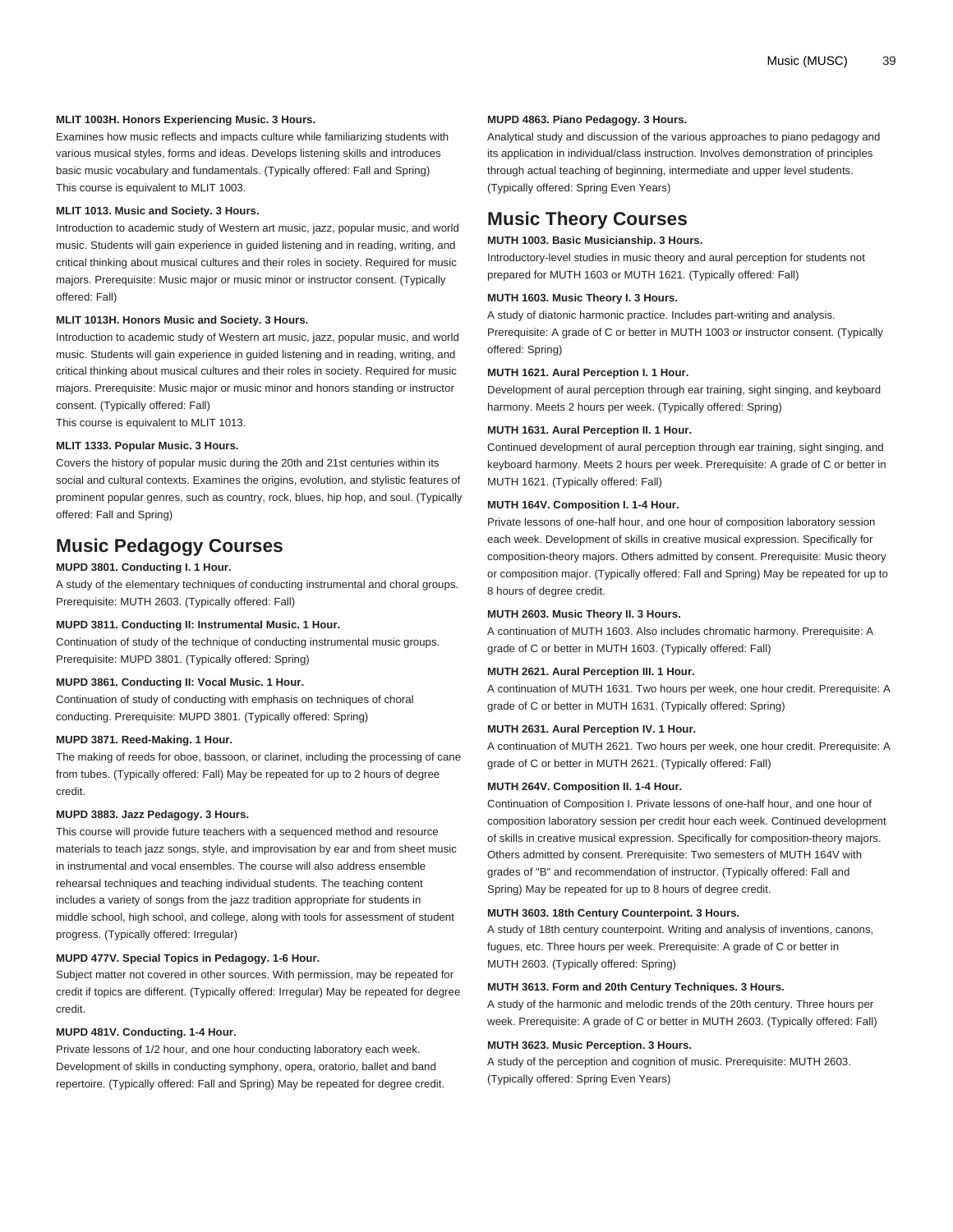**MLIT 1003H. Honors Experiencing Music. 3 Hours.**

Examines how music reflects and impacts culture while familiarizing students with various musical styles, forms and ideas. Develops listening skills and introduces basic music vocabulary and fundamentals. (Typically offered: Fall and Spring)
This course is equivalent to MLIT 1003.

**MLIT 1013. Music and Society. 3 Hours.**

Introduction to academic study of Western art music, jazz, popular music, and world music. Students will gain experience in guided listening and in reading, writing, and critical thinking about musical cultures and their roles in society. Required for music majors. Prerequisite: Music major or music minor or instructor consent. (Typically offered: Fall)

**MLIT 1013H. Honors Music and Society. 3 Hours.**

Introduction to academic study of Western art music, jazz, popular music, and world music. Students will gain experience in guided listening and in reading, writing, and critical thinking about musical cultures and their roles in society. Required for music majors. Prerequisite: Music major or music minor and honors standing or instructor consent. (Typically offered: Fall)
This course is equivalent to MLIT 1013.

**MLIT 1333. Popular Music. 3 Hours.**

Covers the history of popular music during the 20th and 21st centuries within its social and cultural contexts. Examines the origins, evolution, and stylistic features of prominent popular genres, such as country, rock, blues, hip hop, and soul. (Typically offered: Fall and Spring)

## Music Pedagogy Courses

**MUPD 3801. Conducting I. 1 Hour.**

A study of the elementary techniques of conducting instrumental and choral groups. Prerequisite: MUTH 2603. (Typically offered: Fall)

**MUPD 3811. Conducting II: Instrumental Music. 1 Hour.**

Continuation of study of the technique of conducting instrumental music groups. Prerequisite: MUPD 3801. (Typically offered: Spring)

**MUPD 3861. Conducting II: Vocal Music. 1 Hour.**

Continuation of study of conducting with emphasis on techniques of choral conducting. Prerequisite: MUPD 3801. (Typically offered: Spring)

**MUPD 3871. Reed-Making. 1 Hour.**

The making of reeds for oboe, bassoon, or clarinet, including the processing of cane from tubes. (Typically offered: Fall) May be repeated for up to 2 hours of degree credit.

**MUPD 3883. Jazz Pedagogy. 3 Hours.**

This course will provide future teachers with a sequenced method and resource materials to teach jazz songs, style, and improvisation by ear and from sheet music in instrumental and vocal ensembles. The course will also address ensemble rehearsal techniques and teaching individual students. The teaching content includes a variety of songs from the jazz tradition appropriate for students in middle school, high school, and college, along with tools for assessment of student progress. (Typically offered: Irregular)

**MUPD 477V. Special Topics in Pedagogy. 1-6 Hour.**

Subject matter not covered in other sources. With permission, may be repeated for credit if topics are different. (Typically offered: Irregular) May be repeated for degree credit.

**MUPD 481V. Conducting. 1-4 Hour.**

Private lessons of 1/2 hour, and one hour conducting laboratory each week. Development of skills in conducting symphony, opera, oratorio, ballet and band repertoire. (Typically offered: Fall and Spring) May be repeated for degree credit.

**MUPD 4863. Piano Pedagogy. 3 Hours.**

Analytical study and discussion of the various approaches to piano pedagogy and its application in individual/class instruction. Involves demonstration of principles through actual teaching of beginning, intermediate and upper level students. (Typically offered: Spring Even Years)

## Music Theory Courses

**MUTH 1003. Basic Musicianship. 3 Hours.**

Introductory-level studies in music theory and aural perception for students not prepared for MUTH 1603 or MUTH 1621. (Typically offered: Fall)

**MUTH 1603. Music Theory I. 3 Hours.**

A study of diatonic harmonic practice. Includes part-writing and analysis. Prerequisite: A grade of C or better in MUTH 1003 or instructor consent. (Typically offered: Spring)

**MUTH 1621. Aural Perception I. 1 Hour.**

Development of aural perception through ear training, sight singing, and keyboard harmony. Meets 2 hours per week. (Typically offered: Spring)

**MUTH 1631. Aural Perception II. 1 Hour.**

Continued development of aural perception through ear training, sight singing, and keyboard harmony. Meets 2 hours per week. Prerequisite: A grade of C or better in MUTH 1621. (Typically offered: Fall)

**MUTH 164V. Composition I. 1-4 Hour.**

Private lessons of one-half hour, and one hour of composition laboratory session each week. Development of skills in creative musical expression. Specifically for composition-theory majors. Others admitted by consent. Prerequisite: Music theory or composition major. (Typically offered: Fall and Spring) May be repeated for up to 8 hours of degree credit.

**MUTH 2603. Music Theory II. 3 Hours.**

A continuation of MUTH 1603. Also includes chromatic harmony. Prerequisite: A grade of C or better in MUTH 1603. (Typically offered: Fall)

**MUTH 2621. Aural Perception III. 1 Hour.**

A continuation of MUTH 1631. Two hours per week, one hour credit. Prerequisite: A grade of C or better in MUTH 1631. (Typically offered: Spring)

**MUTH 2631. Aural Perception IV. 1 Hour.**

A continuation of MUTH 2621. Two hours per week, one hour credit. Prerequisite: A grade of C or better in MUTH 2621. (Typically offered: Fall)

**MUTH 264V. Composition II. 1-4 Hour.**

Continuation of Composition I. Private lessons of one-half hour, and one hour of composition laboratory session per credit hour each week. Continued development of skills in creative musical expression. Specifically for composition-theory majors. Others admitted by consent. Prerequisite: Two semesters of MUTH 164V with grades of "B" and recommendation of instructor. (Typically offered: Fall and Spring) May be repeated for up to 8 hours of degree credit.

**MUTH 3603. 18th Century Counterpoint. 3 Hours.**

A study of 18th century counterpoint. Writing and analysis of inventions, canons, fugues, etc. Three hours per week. Prerequisite: A grade of C or better in MUTH 2603. (Typically offered: Spring)

**MUTH 3613. Form and 20th Century Techniques. 3 Hours.**

A study of the harmonic and melodic trends of the 20th century. Three hours per week. Prerequisite: A grade of C or better in MUTH 2603. (Typically offered: Fall)

**MUTH 3623. Music Perception. 3 Hours.**

A study of the perception and cognition of music. Prerequisite: MUTH 2603. (Typically offered: Spring Even Years)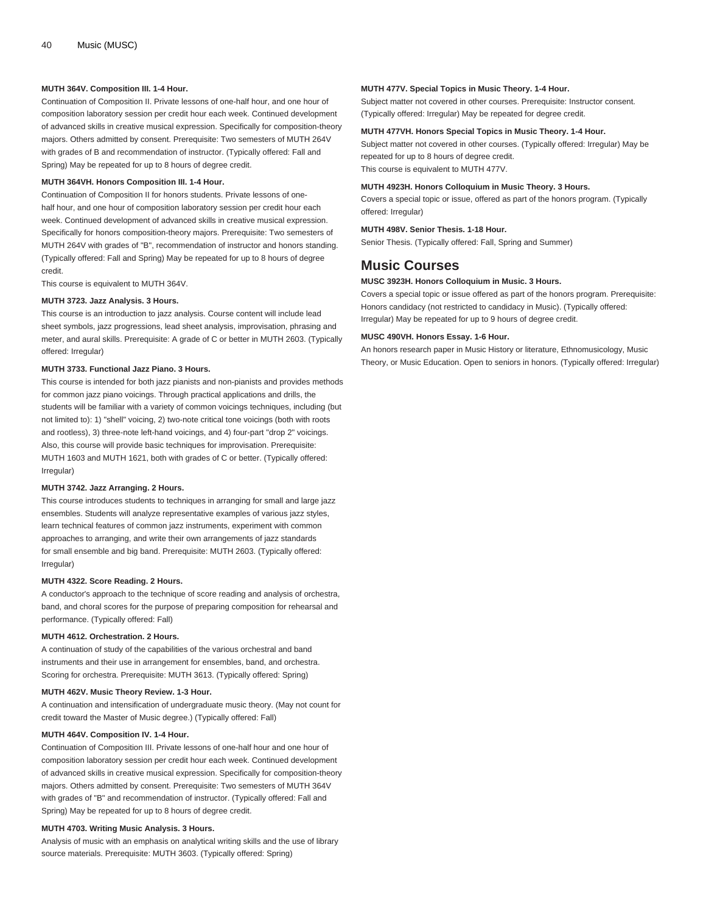**MUTH 364V. Composition III. 1-4 Hour.**

Continuation of Composition II. Private lessons of one-half hour, and one hour of composition laboratory session per credit hour each week. Continued development of advanced skills in creative musical expression. Specifically for composition-theory majors. Others admitted by consent. Prerequisite: Two semesters of MUTH 264V with grades of B and recommendation of instructor. (Typically offered: Fall and Spring) May be repeated for up to 8 hours of degree credit.

**MUTH 364VH. Honors Composition III. 1-4 Hour.**

Continuation of Composition II for honors students. Private lessons of one-half hour, and one hour of composition laboratory session per credit hour each week. Continued development of advanced skills in creative musical expression. Specifically for honors composition-theory majors. Prerequisite: Two semesters of MUTH 264V with grades of "B", recommendation of instructor and honors standing. (Typically offered: Fall and Spring) May be repeated for up to 8 hours of degree credit.

This course is equivalent to MUTH 364V.

**MUTH 3723. Jazz Analysis. 3 Hours.**

This course is an introduction to jazz analysis. Course content will include lead sheet symbols, jazz progressions, lead sheet analysis, improvisation, phrasing and meter, and aural skills. Prerequisite: A grade of C or better in MUTH 2603. (Typically offered: Irregular)

**MUTH 3733. Functional Jazz Piano. 3 Hours.**

This course is intended for both jazz pianists and non-pianists and provides methods for common jazz piano voicings. Through practical applications and drills, the students will be familiar with a variety of common voicings techniques, including (but not limited to): 1) "shell" voicing, 2) two-note critical tone voicings (both with roots and rootless), 3) three-note left-hand voicings, and 4) four-part "drop 2" voicings. Also, this course will provide basic techniques for improvisation. Prerequisite: MUTH 1603 and MUTH 1621, both with grades of C or better. (Typically offered: Irregular)

**MUTH 3742. Jazz Arranging. 2 Hours.**

This course introduces students to techniques in arranging for small and large jazz ensembles. Students will analyze representative examples of various jazz styles, learn technical features of common jazz instruments, experiment with common approaches to arranging, and write their own arrangements of jazz standards for small ensemble and big band. Prerequisite: MUTH 2603. (Typically offered: Irregular)

**MUTH 4322. Score Reading. 2 Hours.**

A conductor's approach to the technique of score reading and analysis of orchestra, band, and choral scores for the purpose of preparing composition for rehearsal and performance. (Typically offered: Fall)

**MUTH 4612. Orchestration. 2 Hours.**

A continuation of study of the capabilities of the various orchestral and band instruments and their use in arrangement for ensembles, band, and orchestra. Scoring for orchestra. Prerequisite: MUTH 3613. (Typically offered: Spring)

**MUTH 462V. Music Theory Review. 1-3 Hour.**

A continuation and intensification of undergraduate music theory. (May not count for credit toward the Master of Music degree.) (Typically offered: Fall)

**MUTH 464V. Composition IV. 1-4 Hour.**

Continuation of Composition III. Private lessons of one-half hour and one hour of composition laboratory session per credit hour each week. Continued development of advanced skills in creative musical expression. Specifically for composition-theory majors. Others admitted by consent. Prerequisite: Two semesters of MUTH 364V with grades of "B" and recommendation of instructor. (Typically offered: Fall and Spring) May be repeated for up to 8 hours of degree credit.

**MUTH 4703. Writing Music Analysis. 3 Hours.**

Analysis of music with an emphasis on analytical writing skills and the use of library source materials. Prerequisite: MUTH 3603. (Typically offered: Spring)

**MUTH 477V. Special Topics in Music Theory. 1-4 Hour.**

Subject matter not covered in other courses. Prerequisite: Instructor consent. (Typically offered: Irregular) May be repeated for degree credit.

**MUTH 477VH. Honors Special Topics in Music Theory. 1-4 Hour.**

Subject matter not covered in other courses. (Typically offered: Irregular) May be repeated for up to 8 hours of degree credit.

This course is equivalent to MUTH 477V.

**MUTH 4923H. Honors Colloquium in Music Theory. 3 Hours.**

Covers a special topic or issue, offered as part of the honors program. (Typically offered: Irregular)

**MUTH 498V. Senior Thesis. 1-18 Hour.**

Senior Thesis. (Typically offered: Fall, Spring and Summer)

## Music Courses

**MUSC 3923H. Honors Colloquium in Music. 3 Hours.**

Covers a special topic or issue offered as part of the honors program. Prerequisite: Honors candidacy (not restricted to candidacy in Music). (Typically offered: Irregular) May be repeated for up to 9 hours of degree credit.

**MUSC 490VH. Honors Essay. 1-6 Hour.**

An honors research paper in Music History or literature, Ethnomusicology, Music Theory, or Music Education. Open to seniors in honors. (Typically offered: Irregular)